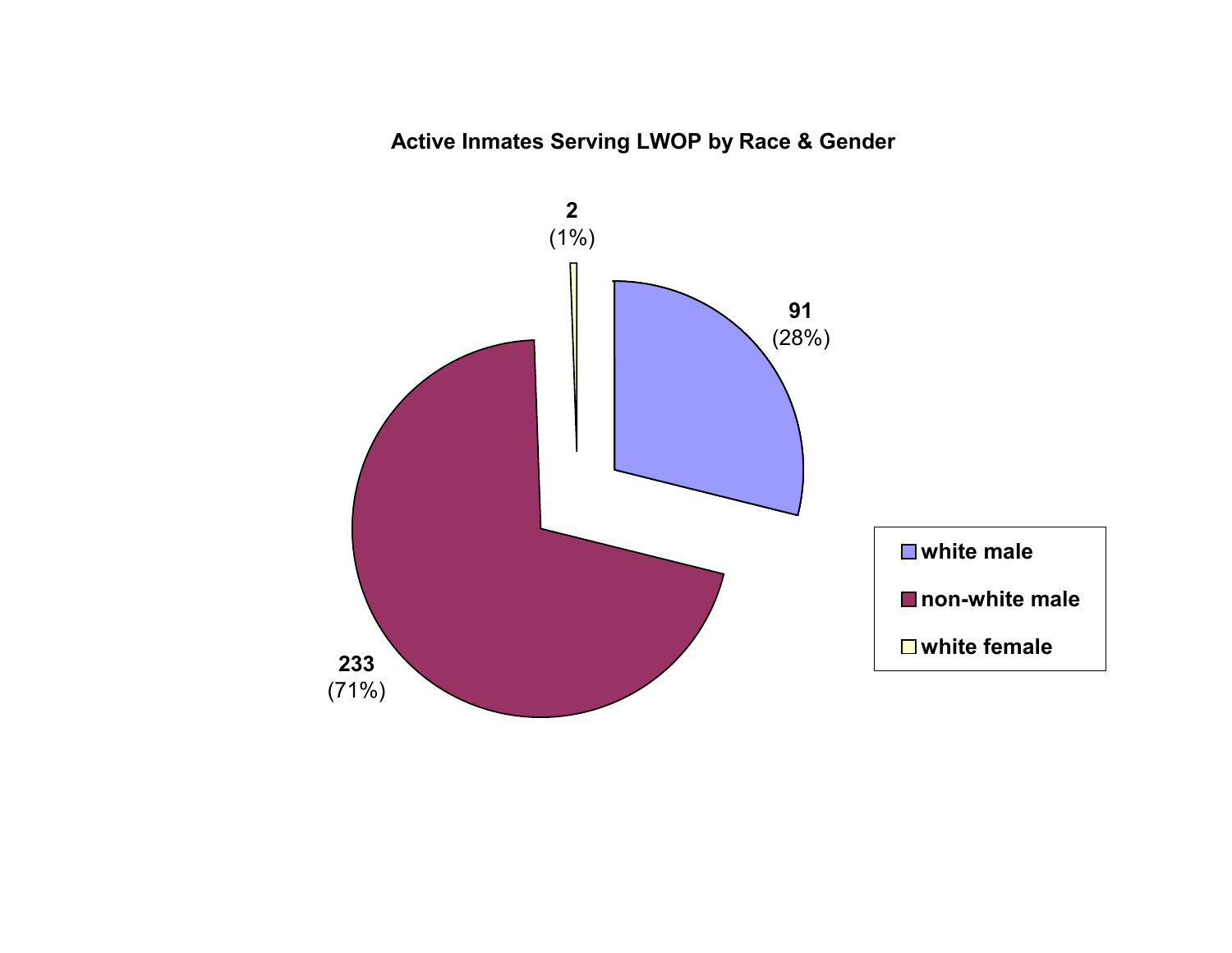**Active Inmates Serving LWOP by Race & Gender**

| Category | Count | Percent |
|---|---|---|
| white male | 91 | (28%) |
| non-white male | 233 | (71%) |
| white female | 2 | (1%) |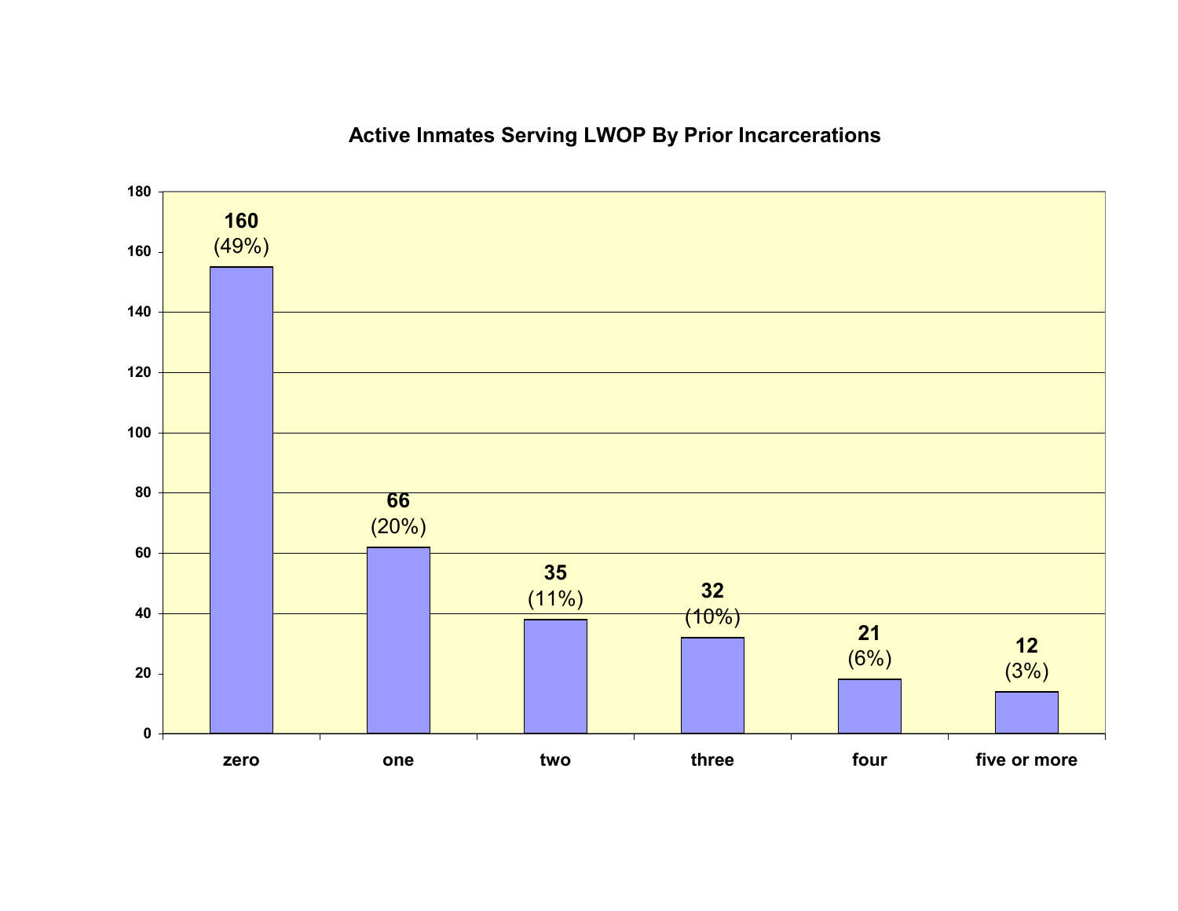## Active Inmates Serving LWOP By Prior Incarcerations

| Prior Incarcerations | Count | Percent |
|---|---|---|
| zero | 160 | (49%) |
| one | 66 | (20%) |
| two | 35 | (11%) |
| three | 32 | (10%) |
| four | 21 | (6%) |
| five or more | 12 | (3%) |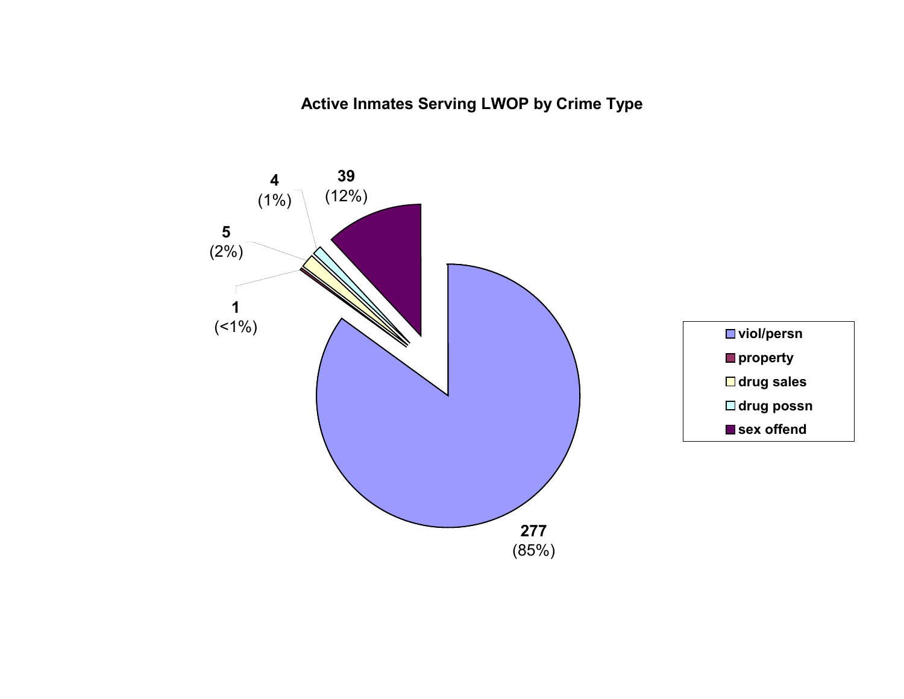## Active Inmates Serving LWOP by Crime Type

| Crime Type | Count | Percent |
|---|---|---|
| viol/persn | 277 | (85%) |
| property | 1 | (<1%) |
| drug sales | 5 | (2%) |
| drug possn | 4 | (1%) |
| sex offend | 39 | (12%) |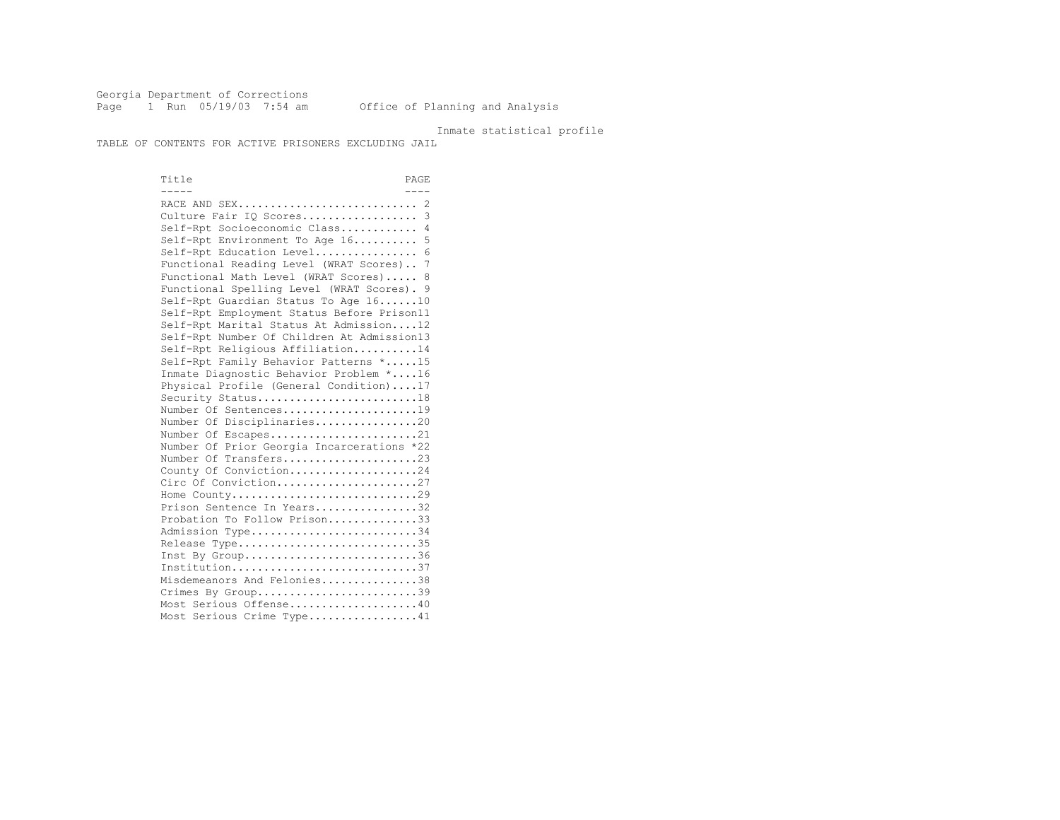Georgia Department of Corrections
Page 1 Run 05/19/03 7:54 am Office of Planning and Analysis

Inmate statistical profile

TABLE OF CONTENTS FOR ACTIVE PRISONERS EXCLUDING JAIL

| Title | PAGE |
|---|---|
| RACE AND SEX | 2 |
| Culture Fair IQ Scores | 3 |
| Self-Rpt Socioeconomic Class | 4 |
| Self-Rpt Environment To Age 16 | 5 |
| Self-Rpt Education Level | 6 |
| Functional Reading Level (WRAT Scores) | 7 |
| Functional Math Level (WRAT Scores) | 8 |
| Functional Spelling Level (WRAT Scores) | 9 |
| Self-Rpt Guardian Status To Age 16 | 10 |
| Self-Rpt Employment Status Before Prison | 11 |
| Self-Rpt Marital Status At Admission | 12 |
| Self-Rpt Number Of Children At Admission | 13 |
| Self-Rpt Religious Affiliation | 14 |
| Self-Rpt Family Behavior Patterns * | 15 |
| Inmate Diagnostic Behavior Problem * | 16 |
| Physical Profile (General Condition) | 17 |
| Security Status | 18 |
| Number Of Sentences | 19 |
| Number Of Disciplinaries | 20 |
| Number Of Escapes | 21 |
| Number Of Prior Georgia Incarcerations * | 22 |
| Number Of Transfers | 23 |
| County Of Conviction | 24 |
| Circ Of Conviction | 27 |
| Home County | 29 |
| Prison Sentence In Years | 32 |
| Probation To Follow Prison | 33 |
| Admission Type | 34 |
| Release Type | 35 |
| Inst By Group | 36 |
| Institution | 37 |
| Misdemeanors And Felonies | 38 |
| Crimes By Group | 39 |
| Most Serious Offense | 40 |
| Most Serious Crime Type | 41 |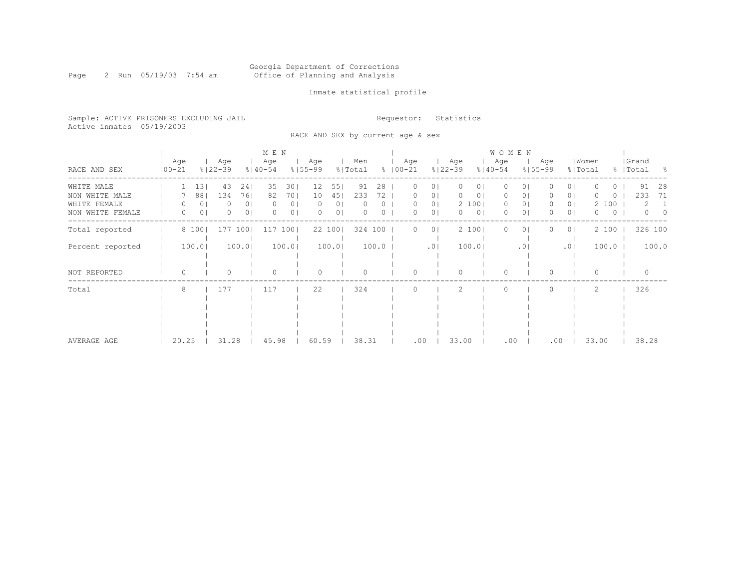Georgia Department of Corrections
Office of Planning and Analysis

Inmate statistical profile

Sample: ACTIVE PRISONERS EXCLUDING JAIL
Active inmates 05/19/2003

Requestor: Statistics

RACE AND SEX by current age & sex

| | MEN | | | | | | | | | | WOMEN | | | | | | | | | | | |
|---|---|---|---|---|---|---|---|---|---|---|---|---|---|---|---|---|---|---|---|---|---|---|
| RACE AND SEX | Age 00-21 | % | Age 22-39 | % | Age 40-54 | % | Age 55-99 | % | Men Total | % | Age 00-21 | % | Age 22-39 | % | Age 40-54 | % | Age 55-99 | % | Women Total | % | Grand Total | % |
| WHITE MALE | 1 | 13 | 43 | 24 | 35 | 30 | 12 | 55 | 91 | 28 | 0 | 0 | 0 | 0 | 0 | 0 | 0 | 0 | 0 | 0 | 91 | 28 |
| NON WHITE MALE | 7 | 88 | 134 | 76 | 82 | 70 | 10 | 45 | 233 | 72 | 0 | 0 | 0 | 0 | 0 | 0 | 0 | 0 | 0 | 0 | 233 | 71 |
| WHITE FEMALE | 0 | 0 | 0 | 0 | 0 | 0 | 0 | 0 | 0 | 0 | 0 | 0 | 2 | 100 | 0 | 0 | 0 | 0 | 2 | 100 | 2 | 1 |
| NON WHITE FEMALE | 0 | 0 | 0 | 0 | 0 | 0 | 0 | 0 | 0 | 0 | 0 | 0 | 0 | 0 | 0 | 0 | 0 | 0 | 0 | 0 | 0 | 0 |
| Total reported | 8 | 100 | 177 | 100 | 117 | 100 | 22 | 100 | 324 | 100 | 0 | 0 | 2 | 100 | 0 | 0 | 0 | 0 | 2 | 100 | 326 | 100 |
| Percent reported | | 100.0 | | 100.0 | | 100.0 | | 100.0 | | 100.0 | | .0 | | 100.0 | | .0 | | .0 | | 100.0 | | 100.0 |
| NOT REPORTED | 0 | | 0 | | 0 | | 0 | | 0 | | 0 | | 0 | | 0 | | 0 | | 0 | | 0 | |
| Total | 8 | | 177 | | 117 | | 22 | | 324 | | 0 | | 2 | | 0 | | 0 | | 2 | | 326 | |
| AVERAGE AGE | 20.25 | | 31.28 | | 45.98 | | 60.59 | | 38.31 | | .00 | | 33.00 | | .00 | | .00 | | 33.00 | | 38.28 | |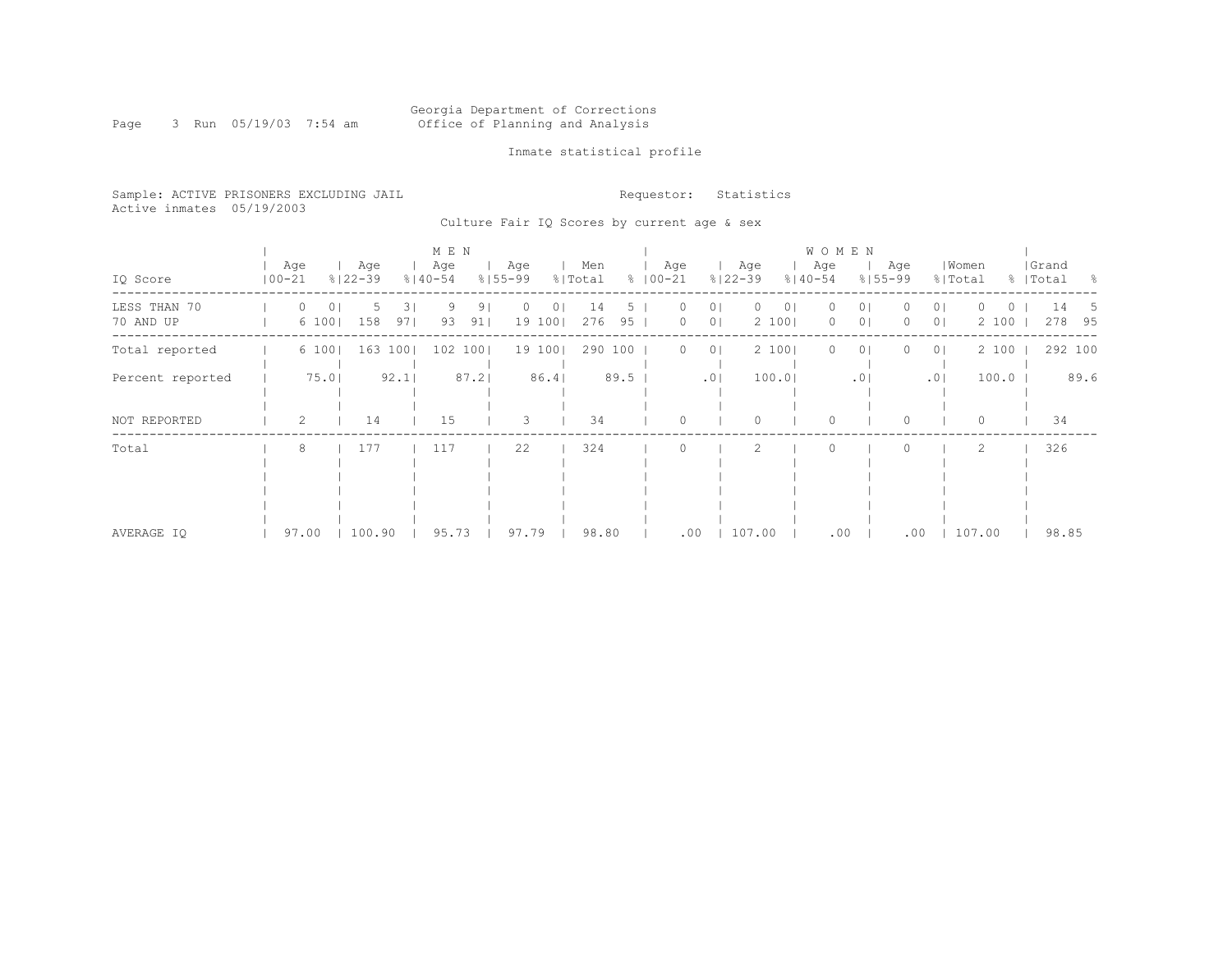Georgia Department of Corrections
Office of Planning and Analysis

Inmate statistical profile

Sample: ACTIVE PRISONERS EXCLUDING JAIL
Active inmates 05/19/2003

Requestor: Statistics

Culture Fair IQ Scores by current age & sex

| IQ Score | MEN Age 00-21 | % | Age 22-39 | % | Age 40-54 | % | Age 55-99 | % | Men Total | % | WOMEN Age 00-21 | % | Age 22-39 | % | Age 40-54 | % | Age 55-99 | % | Women Total | % | Grand Total | % |
|---|---|---|---|---|---|---|---|---|---|---|---|---|---|---|---|---|---|---|---|---|---|---|
| LESS THAN 70 | 0 | 0 | 5 | 3 | 9 | 9 | 0 | 0 | 14 | 5 | 0 | 0 | 0 | 0 | 0 | 0 | 0 | 0 | 0 | 0 | 14 | 5 |
| 70 AND UP | 6 | 100 | 158 | 97 | 93 | 91 | 19 | 100 | 276 | 95 | 0 | 0 | 2 | 100 | 0 | 0 | 0 | 0 | 2 | 100 | 278 | 95 |
| Total reported | 6 | 100 | 163 | 100 | 102 | 100 | 19 | 100 | 290 | 100 | 0 | 0 | 2 | 100 | 0 | 0 | 0 | 0 | 2 | 100 | 292 | 100 |
| Percent reported | | 75.0 | | 92.1 | | 87.2 | | 86.4 | | 89.5 | | .0 | | 100.0 | | .0 | | .0 | | 100.0 | | 89.6 |
| NOT REPORTED | 2 | | 14 | | 15 | | 3 | | 34 | | 0 | | 0 | | 0 | | 0 | | 0 | | 34 | |
| Total | 8 | | 177 | | 117 | | 22 | | 324 | | 0 | | 2 | | 0 | | 0 | | 2 | | 326 | |
| AVERAGE IQ | 97.00 | | 100.90 | | 95.73 | | 97.79 | | 98.80 | | .00 | | 107.00 | | .00 | | .00 | | 107.00 | | 98.85 | |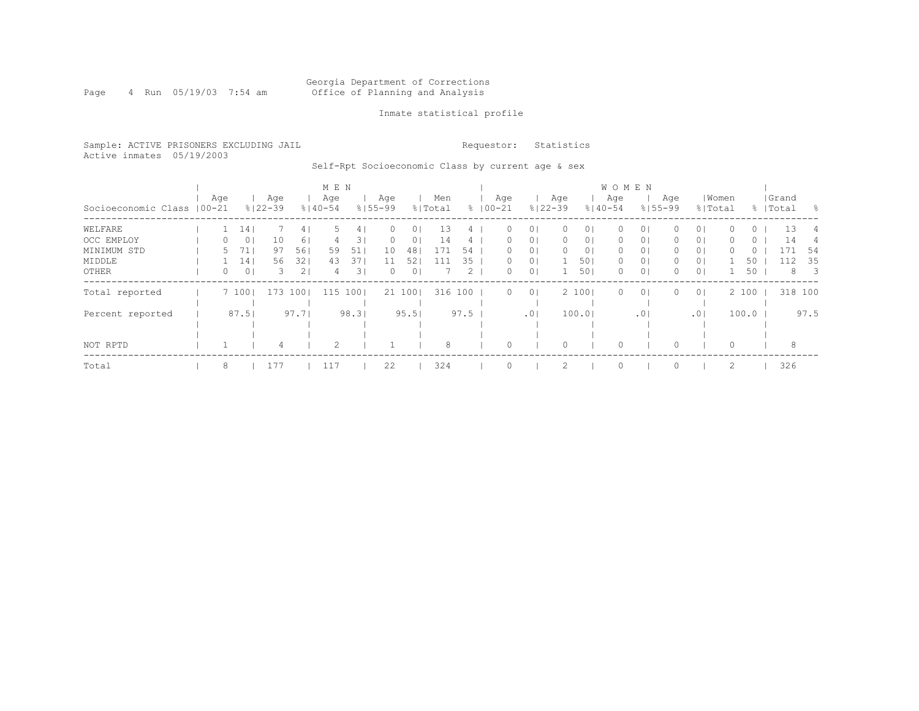Georgia Department of Corrections
Office of Planning and Analysis

Inmate statistical profile

Sample: ACTIVE PRISONERS EXCLUDING JAIL

Requestor: Statistics

Active inmates 05/19/2003

Self-Rpt Socioeconomic Class by current age & sex

| Socioeconomic Class | MEN Age 00-21 | % | Age 22-39 | % | Age 40-54 | % | Age 55-99 | % | Men Total | % | WOMEN Age 00-21 | % | Age 22-39 | % | Age 40-54 | % | Age 55-99 | % | Women Total | % | Grand Total | % |
|---|---|---|---|---|---|---|---|---|---|---|---|---|---|---|---|---|---|---|---|---|---|---|
| WELFARE | 1 | 14 | 7 | 4 | 5 | 4 | 0 | 0 | 13 | 4 | 0 | 0 | 0 | 0 | 0 | 0 | 0 | 0 | 0 | 0 | 13 | 4 |
| OCC EMPLOY | 0 | 0 | 10 | 6 | 4 | 3 | 0 | 0 | 14 | 4 | 0 | 0 | 0 | 0 | 0 | 0 | 0 | 0 | 0 | 0 | 14 | 4 |
| MINIMUM STD | 5 | 71 | 97 | 56 | 59 | 51 | 10 | 48 | 171 | 54 | 0 | 0 | 0 | 0 | 0 | 0 | 0 | 0 | 0 | 0 | 171 | 54 |
| MIDDLE | 1 | 14 | 56 | 32 | 43 | 37 | 11 | 52 | 111 | 35 | 0 | 0 | 1 | 50 | 0 | 0 | 0 | 0 | 1 | 50 | 112 | 35 |
| OTHER | 0 | 0 | 3 | 2 | 4 | 3 | 0 | 0 | 7 | 2 | 0 | 0 | 1 | 50 | 0 | 0 | 0 | 0 | 1 | 50 | 8 | 3 |
| Total reported | 7 | 100 | 173 | 100 | 115 | 100 | 21 | 100 | 316 | 100 | 0 | 0 | 2 | 100 | 0 | 0 | 0 | 0 | 2 | 100 | 318 | 100 |
| Percent reported | | 87.5 | | 97.7 | | 98.3 | | 95.5 | | 97.5 | | .0 | | 100.0 | | .0 | | .0 | | 100.0 | | 97.5 |
| NOT RPTD | 1 | | 4 | | 2 | | 1 | | 8 | | 0 | | 0 | | 0 | | 0 | | 0 | | 8 | |
| Total | 8 | | 177 | | 117 | | 22 | | 324 | | 0 | | 2 | | 0 | | 0 | | 2 | | 326 | |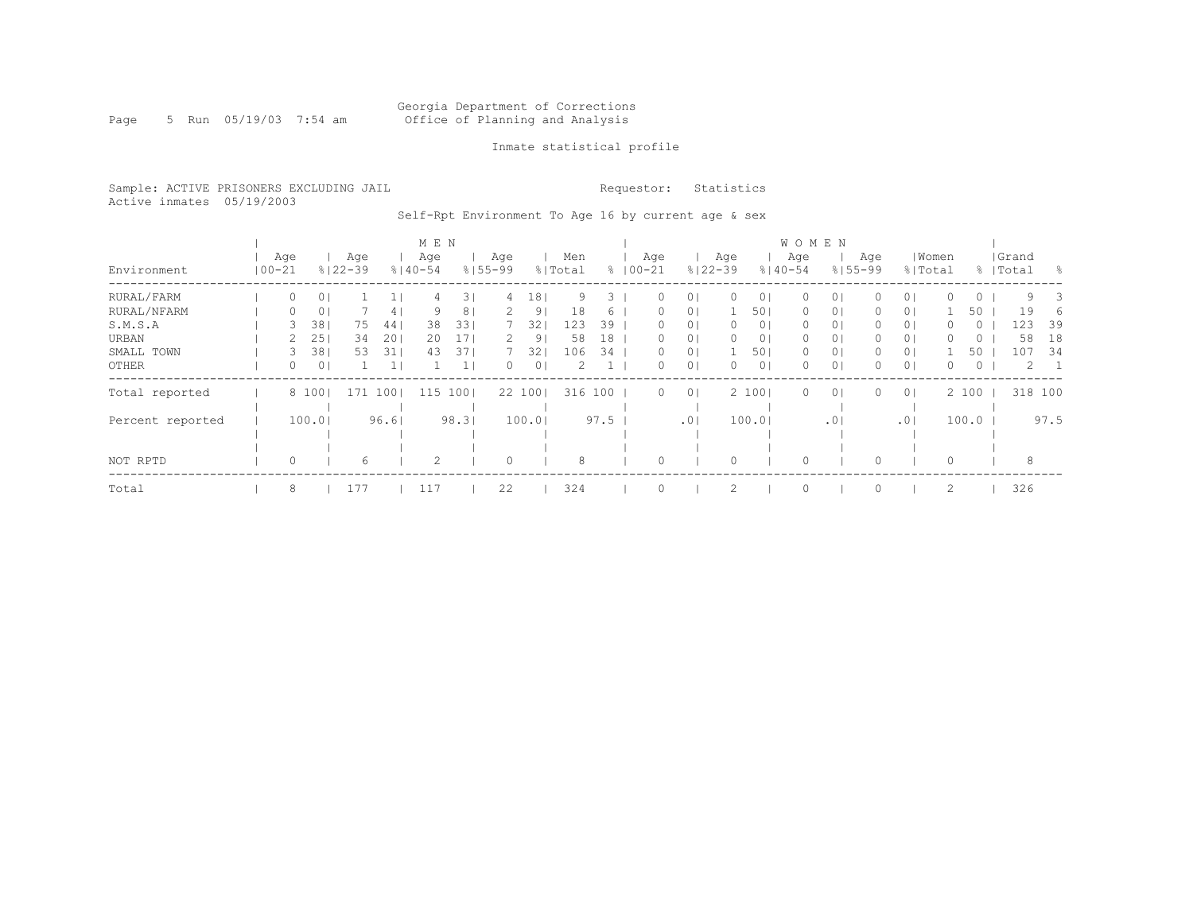Georgia Department of Corrections
Office of Planning and Analysis

Inmate statistical profile

Sample: ACTIVE PRISONERS EXCLUDING JAIL

Requestor: Statistics

Active inmates 05/19/2003

Self-Rpt Environment To Age 16 by current age & sex

| Environment | MEN Age 00-21 | % | Age 22-39 | % | Age 40-54 | % | Age 55-99 | % | Men Total | % | WOMEN Age 00-21 | % | Age 22-39 | % | Age 40-54 | % | Age 55-99 | % | Women Total | % | Grand Total | % |
|---|---|---|---|---|---|---|---|---|---|---|---|---|---|---|---|---|---|---|---|---|---|---|
| RURAL/FARM | 0 | 0 | 1 | 1 | 4 | 3 | 4 | 18 | 9 | 3 | 0 | 0 | 0 | 0 | 0 | 0 | 0 | 0 | 0 | 0 | 9 | 3 |
| RURAL/NFARM | 0 | 0 | 7 | 4 | 9 | 8 | 2 | 9 | 18 | 6 | 0 | 0 | 1 | 50 | 0 | 0 | 0 | 0 | 1 | 50 | 19 | 6 |
| S.M.S.A | 3 | 38 | 75 | 44 | 38 | 33 | 7 | 32 | 123 | 39 | 0 | 0 | 0 | 0 | 0 | 0 | 0 | 0 | 0 | 0 | 123 | 39 |
| URBAN | 2 | 25 | 34 | 20 | 20 | 17 | 2 | 9 | 58 | 18 | 0 | 0 | 0 | 0 | 0 | 0 | 0 | 0 | 0 | 0 | 58 | 18 |
| SMALL TOWN | 3 | 38 | 53 | 31 | 43 | 37 | 7 | 32 | 106 | 34 | 0 | 0 | 1 | 50 | 0 | 0 | 0 | 0 | 1 | 50 | 107 | 34 |
| OTHER | 0 | 0 | 1 | 1 | 1 | 1 | 0 | 0 | 2 | 1 | 0 | 0 | 0 | 0 | 0 | 0 | 0 | 0 | 0 | 0 | 2 | 1 |
| Total reported | 8 | 100 | 171 | 100 | 115 | 100 | 22 | 100 | 316 | 100 | 0 | 0 | 2 | 100 | 0 | 0 | 0 | 0 | 2 | 100 | 318 | 100 |
| Percent reported | | 100.0 | | 96.6 | | 98.3 | | 100.0 | | 97.5 | | .0 | | 100.0 | | .0 | | .0 | | 100.0 | | 97.5 |
| NOT RPTD | 0 | | 6 | | 2 | | 0 | | 8 | | 0 | | 0 | | 0 | | 0 | | 0 | | 8 | |
| Total | 8 | | 177 | | 117 | | 22 | | 324 | | 0 | | 2 | | 0 | | 0 | | 2 | | 326 | |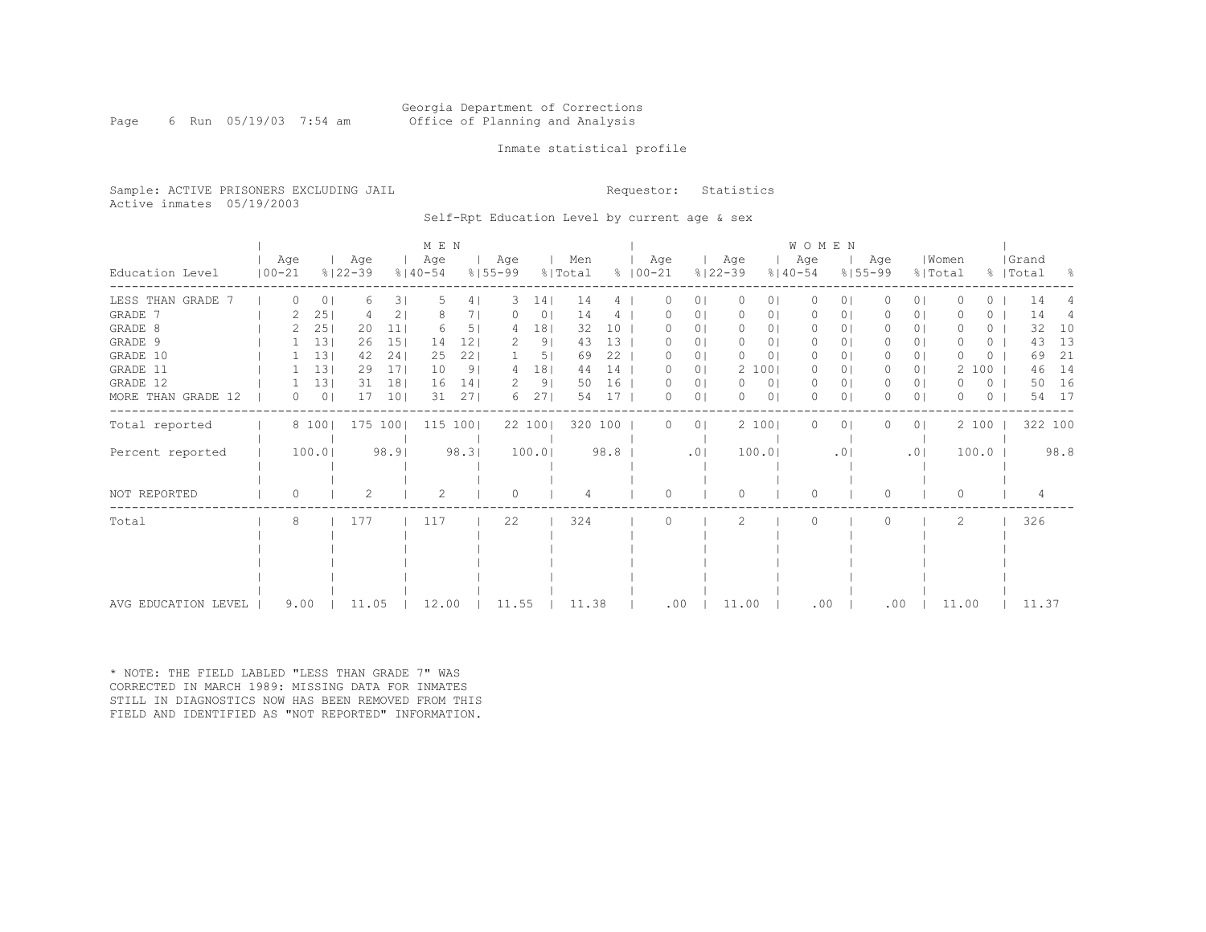Georgia Department of Corrections
Office of Planning and Analysis

Inmate statistical profile

Sample: ACTIVE PRISONERS EXCLUDING JAIL
Active inmates 05/19/2003

Requestor: Statistics

Self-Rpt Education Level by current age & sex

| Education Level | MEN Age 00-21 | % | Age 22-39 | % | Age 40-54 | % | Age 55-99 | % | Men Total | % | WOMEN Age 00-21 | % | Age 22-39 | % | Age 40-54 | % | Age 55-99 | % | Women Total | % | Grand Total | % |
|---|---|---|---|---|---|---|---|---|---|---|---|---|---|---|---|---|---|---|---|---|---|---|
| LESS THAN GRADE 7 | 0 | 0 | 6 | 3 | 5 | 4 | 3 | 14 | 14 | 4 | 0 | 0 | 0 | 0 | 0 | 0 | 0 | 0 | 0 | 0 | 14 | 4 |
| GRADE 7 | 2 | 25 | 4 | 2 | 8 | 7 | 0 | 0 | 14 | 4 | 0 | 0 | 0 | 0 | 0 | 0 | 0 | 0 | 0 | 0 | 14 | 4 |
| GRADE 8 | 2 | 25 | 20 | 11 | 6 | 5 | 4 | 18 | 32 | 10 | 0 | 0 | 0 | 0 | 0 | 0 | 0 | 0 | 0 | 0 | 32 | 10 |
| GRADE 9 | 1 | 13 | 26 | 15 | 14 | 12 | 2 | 9 | 43 | 13 | 0 | 0 | 0 | 0 | 0 | 0 | 0 | 0 | 0 | 0 | 43 | 13 |
| GRADE 10 | 1 | 13 | 42 | 24 | 25 | 22 | 1 | 5 | 69 | 22 | 0 | 0 | 0 | 0 | 0 | 0 | 0 | 0 | 0 | 0 | 69 | 21 |
| GRADE 11 | 1 | 13 | 29 | 17 | 10 | 9 | 4 | 18 | 44 | 14 | 0 | 0 | 2 | 100 | 0 | 0 | 0 | 0 | 2 | 100 | 46 | 14 |
| GRADE 12 | 1 | 13 | 31 | 18 | 16 | 14 | 2 | 9 | 50 | 16 | 0 | 0 | 0 | 0 | 0 | 0 | 0 | 0 | 0 | 0 | 50 | 16 |
| MORE THAN GRADE 12 | 0 | 0 | 17 | 10 | 31 | 27 | 6 | 27 | 54 | 17 | 0 | 0 | 0 | 0 | 0 | 0 | 0 | 0 | 0 | 0 | 54 | 17 |
| Total reported | 8 | 100 | 175 | 100 | 115 | 100 | 22 | 100 | 320 | 100 | 0 | 0 | 2 | 100 | 0 | 0 | 0 | 0 | 2 | 100 | 322 | 100 |
| Percent reported | 100.0 | | 98.9 | | 98.3 | | 100.0 | | 98.8 | | .0 | | 100.0 | | .0 | | .0 | | 100.0 | | 98.8 | |
| NOT REPORTED | 0 | | 2 | | 2 | | 0 | | 4 | | 0 | | 0 | | 0 | | 0 | | 0 | | 4 | |
| Total | 8 | | 177 | | 117 | | 22 | | 324 | | 0 | | 2 | | 0 | | 0 | | 2 | | 326 | |
| AVG EDUCATION LEVEL | 9.00 | | 11.05 | | 12.00 | | 11.55 | | 11.38 | | .00 | | 11.00 | | .00 | | .00 | | 11.00 | | 11.37 | |

* NOTE: THE FIELD LABLED "LESS THAN GRADE 7" WAS CORRECTED IN MARCH 1989: MISSING DATA FOR INMATES STILL IN DIAGNOSTICS NOW HAS BEEN REMOVED FROM THIS FIELD AND IDENTIFIED AS "NOT REPORTED" INFORMATION.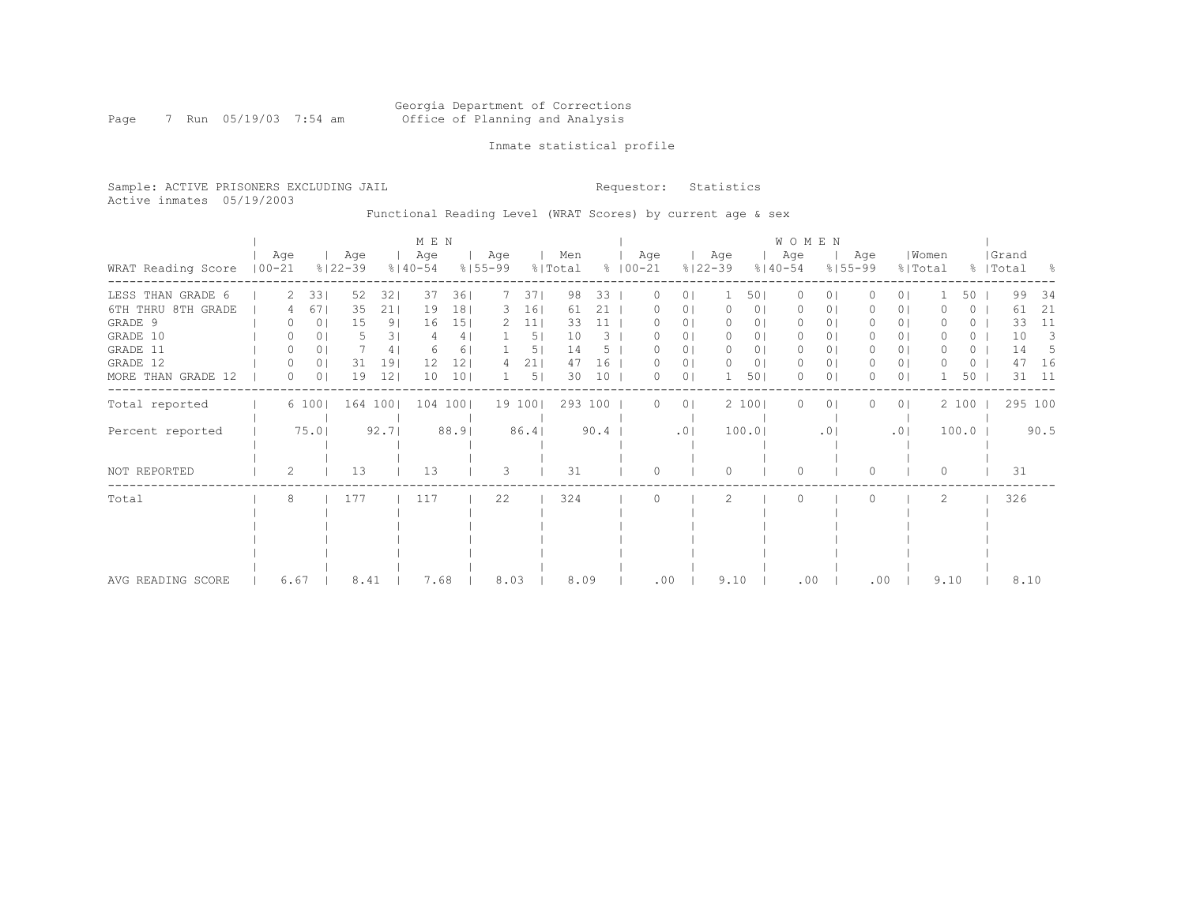Georgia Department of Corrections
Office of Planning and Analysis

Inmate statistical profile

Sample: ACTIVE PRISONERS EXCLUDING JAIL        Requestor: Statistics
Active inmates 05/19/2003

Functional Reading Level (WRAT Scores) by current age & sex

| | MEN | | | | | | | | | | WOMEN | | | | | | | | | | | |
|---|---|---|---|---|---|---|---|---|---|---|---|---|---|---|---|---|---|---|---|---|---|---|
| WRAT Reading Score | Age 00-21 | % | Age 22-39 | % | Age 40-54 | % | Age 55-99 | % | Men Total | % | Age 00-21 | % | Age 22-39 | % | Age 40-54 | % | Age 55-99 | % | Women Total | % | Grand Total | % |
| LESS THAN GRADE 6 | 2 | 33 | 52 | 32 | 37 | 36 | 7 | 37 | 98 | 33 | 0 | 0 | 1 | 50 | 0 | 0 | 0 | 0 | 1 | 50 | 99 | 34 |
| 6TH THRU 8TH GRADE | 4 | 67 | 35 | 21 | 19 | 18 | 3 | 16 | 61 | 21 | 0 | 0 | 0 | 0 | 0 | 0 | 0 | 0 | 0 | 0 | 61 | 21 |
| GRADE 9 | 0 | 0 | 15 | 9 | 16 | 15 | 2 | 11 | 33 | 11 | 0 | 0 | 0 | 0 | 0 | 0 | 0 | 0 | 0 | 0 | 33 | 11 |
| GRADE 10 | 0 | 0 | 5 | 3 | 4 | 4 | 1 | 5 | 10 | 3 | 0 | 0 | 0 | 0 | 0 | 0 | 0 | 0 | 0 | 0 | 10 | 3 |
| GRADE 11 | 0 | 0 | 7 | 4 | 6 | 6 | 1 | 5 | 14 | 5 | 0 | 0 | 0 | 0 | 0 | 0 | 0 | 0 | 0 | 0 | 14 | 5 |
| GRADE 12 | 0 | 0 | 31 | 19 | 12 | 12 | 4 | 21 | 47 | 16 | 0 | 0 | 0 | 0 | 0 | 0 | 0 | 0 | 0 | 0 | 47 | 16 |
| MORE THAN GRADE 12 | 0 | 0 | 19 | 12 | 10 | 10 | 1 | 5 | 30 | 10 | 0 | 0 | 1 | 50 | 0 | 0 | 0 | 0 | 1 | 50 | 31 | 11 |
| Total reported | 6 | 100 | 164 | 100 | 104 | 100 | 19 | 100 | 293 | 100 | 0 | 0 | 2 | 100 | 0 | 0 | 0 | 0 | 2 | 100 | 295 | 100 |
| Percent reported | | 75.0 | | 92.7 | | 88.9 | | 86.4 | | 90.4 | | .0 | | 100.0 | | .0 | | .0 | | 100.0 | | 90.5 |
| NOT REPORTED | 2 | | 13 | | 13 | | 3 | | 31 | | 0 | | 0 | | 0 | | 0 | | 0 | | 31 | |
| Total | 8 | | 177 | | 117 | | 22 | | 324 | | 0 | | 2 | | 0 | | 0 | | 2 | | 326 | |
| AVG READING SCORE | 6.67 | | 8.41 | | 7.68 | | 8.03 | | 8.09 | | .00 | | 9.10 | | .00 | | .00 | | 9.10 | | 8.10 | |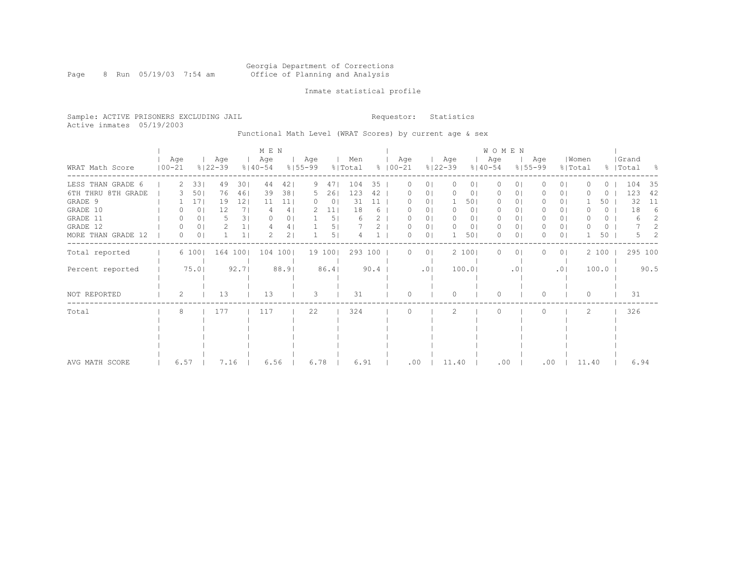Georgia Department of Corrections
Office of Planning and Analysis

Inmate statistical profile

Sample: ACTIVE PRISONERS EXCLUDING JAIL

Requestor: Statistics

Active inmates 05/19/2003

Functional Math Level (WRAT Scores) by current age & sex

| WRAT Math Score | MEN Age 00-21 | % | MEN Age 22-39 | % | MEN Age 40-54 | % | MEN Age 55-99 | % | Men Total | % | WOMEN Age 00-21 | % | WOMEN Age 22-39 | % | WOMEN Age 40-54 | % | WOMEN Age 55-99 | % | Women Total | % | Grand Total | % |
|---|---|---|---|---|---|---|---|---|---|---|---|---|---|---|---|---|---|---|---|---|---|---|
| LESS THAN GRADE 6 | 2 | 33 | 49 | 30 | 44 | 42 | 9 | 47 | 104 | 35 | 0 | 0 | 0 | 0 | 0 | 0 | 0 | 0 | 0 | 0 | 104 | 35 |
| 6TH THRU 8TH GRADE | 3 | 50 | 76 | 46 | 39 | 38 | 5 | 26 | 123 | 42 | 0 | 0 | 0 | 0 | 0 | 0 | 0 | 0 | 0 | 0 | 123 | 42 |
| GRADE 9 | 1 | 17 | 19 | 12 | 11 | 11 | 0 | 0 | 31 | 11 | 0 | 0 | 1 | 50 | 0 | 0 | 0 | 0 | 1 | 50 | 32 | 11 |
| GRADE 10 | 0 | 0 | 12 | 7 | 4 | 4 | 2 | 11 | 18 | 6 | 0 | 0 | 0 | 0 | 0 | 0 | 0 | 0 | 0 | 0 | 18 | 6 |
| GRADE 11 | 0 | 0 | 5 | 3 | 0 | 0 | 1 | 5 | 6 | 2 | 0 | 0 | 0 | 0 | 0 | 0 | 0 | 0 | 0 | 0 | 6 | 2 |
| GRADE 12 | 0 | 0 | 2 | 1 | 4 | 4 | 1 | 5 | 7 | 2 | 0 | 0 | 0 | 0 | 0 | 0 | 0 | 0 | 0 | 0 | 7 | 2 |
| MORE THAN GRADE 12 | 0 | 0 | 1 | 1 | 2 | 2 | 1 | 5 | 4 | 1 | 0 | 0 | 1 | 50 | 0 | 0 | 0 | 0 | 1 | 50 | 5 | 2 |
| Total reported | 6 | 100 | 164 | 100 | 104 | 100 | 19 | 100 | 293 | 100 | 0 | 0 | 2 | 100 | 0 | 0 | 0 | 0 | 2 | 100 | 295 | 100 |
| Percent reported | | 75.0 | | 92.7 | | 88.9 | | 86.4 | | 90.4 | | .0 | | 100.0 | | .0 | | .0 | | 100.0 | | 90.5 |
| NOT REPORTED | 2 | | 13 | | 13 | | 3 | | 31 | | 0 | | 0 | | 0 | | 0 | | 0 | | 31 | |
| Total | 8 | | 177 | | 117 | | 22 | | 324 | | 0 | | 2 | | 0 | | 0 | | 2 | | 326 | |
| AVG MATH SCORE | 6.57 | | 7.16 | | 6.56 | | 6.78 | | 6.91 | | .00 | | 11.40 | | .00 | | .00 | | 11.40 | | 6.94 | |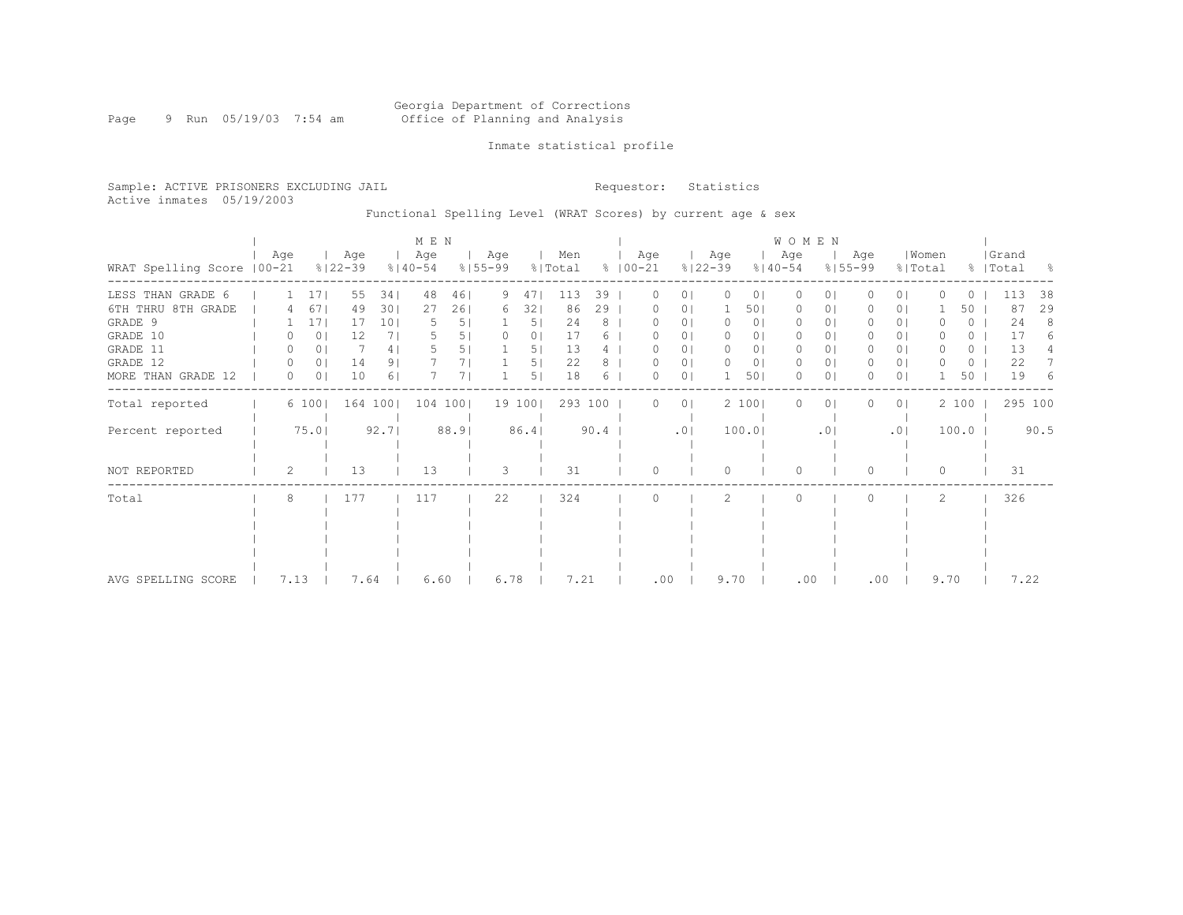Georgia Department of Corrections
Office of Planning and Analysis

Inmate statistical profile

Sample: ACTIVE PRISONERS EXCLUDING JAIL    Requestor: Statistics
Active inmates 05/19/2003

Functional Spelling Level (WRAT Scores) by current age & sex

| WRAT Spelling Score | MEN Age 00-21 | % | Age 22-39 | % | Age 40-54 | % | Age 55-99 | % | Men Total | % | WOMEN Age 00-21 | % | Age 22-39 | % | Age 40-54 | % | Age 55-99 | % | Women Total | % | Grand Total | % |
|---|---|---|---|---|---|---|---|---|---|---|---|---|---|---|---|---|---|---|---|---|---|---|
| LESS THAN GRADE 6 | 1 | 17 | 55 | 34 | 48 | 46 | 9 | 47 | 113 | 39 | 0 | 0 | 0 | 0 | 0 | 0 | 0 | 0 | 0 | 0 | 113 | 38 |
| 6TH THRU 8TH GRADE | 4 | 67 | 49 | 30 | 27 | 26 | 6 | 32 | 86 | 29 | 0 | 0 | 1 | 50 | 0 | 0 | 0 | 0 | 1 | 50 | 87 | 29 |
| GRADE 9 | 1 | 17 | 17 | 10 | 5 | 5 | 1 | 5 | 24 | 8 | 0 | 0 | 0 | 0 | 0 | 0 | 0 | 0 | 0 | 0 | 24 | 8 |
| GRADE 10 | 0 | 0 | 12 | 7 | 5 | 5 | 0 | 0 | 17 | 6 | 0 | 0 | 0 | 0 | 0 | 0 | 0 | 0 | 0 | 0 | 17 | 6 |
| GRADE 11 | 0 | 0 | 7 | 4 | 5 | 5 | 1 | 5 | 13 | 4 | 0 | 0 | 0 | 0 | 0 | 0 | 0 | 0 | 0 | 0 | 13 | 4 |
| GRADE 12 | 0 | 0 | 14 | 9 | 7 | 7 | 1 | 5 | 22 | 8 | 0 | 0 | 0 | 0 | 0 | 0 | 0 | 0 | 0 | 0 | 22 | 7 |
| MORE THAN GRADE 12 | 0 | 0 | 10 | 6 | 7 | 7 | 1 | 5 | 18 | 6 | 0 | 0 | 1 | 50 | 0 | 0 | 0 | 0 | 1 | 50 | 19 | 6 |
| Total reported | 6 | 100 | 164 | 100 | 104 | 100 | 19 | 100 | 293 | 100 | 0 | 0 | 2 | 100 | 0 | 0 | 0 | 0 | 2 | 100 | 295 | 100 |
| Percent reported | 75.0 | | 92.7 | | 88.9 | | 86.4 | | 90.4 | | .0 | | 100.0 | | .0 | | .0 | | 100.0 | | 90.5 | |
| NOT REPORTED | 2 | | 13 | | 13 | | 3 | | 31 | | 0 | | 0 | | 0 | | 0 | | 0 | | 31 | |
| Total | 8 | | 177 | | 117 | | 22 | | 324 | | 0 | | 2 | | 0 | | 0 | | 2 | | 326 | |
| AVG SPELLING SCORE | 7.13 | | 7.64 | | 6.60 | | 6.78 | | 7.21 | | .00 | | 9.70 | | .00 | | .00 | | 9.70 | | 7.22 | |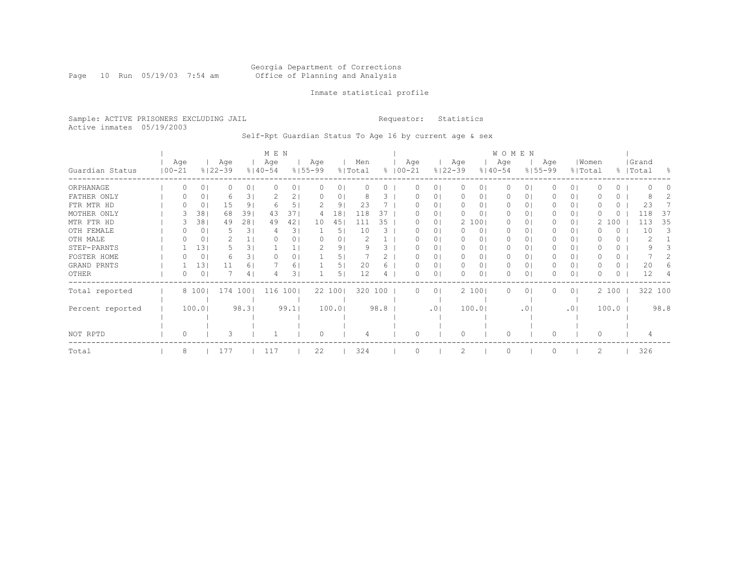Georgia Department of Corrections
Office of Planning and Analysis

Inmate statistical profile

Sample: ACTIVE PRISONERS EXCLUDING JAIL

Requestor: Statistics

Active inmates 05/19/2003

Self-Rpt Guardian Status To Age 16 by current age & sex

| Guardian Status | MEN Age 00-21 | % | Age 22-39 | % | Age 40-54 | % | Age 55-99 | % | Men Total | % | WOMEN Age 00-21 | % | Age 22-39 | % | Age 40-54 | % | Age 55-99 | % | Women Total | % | Grand Total | % |
|---|---|---|---|---|---|---|---|---|---|---|---|---|---|---|---|---|---|---|---|---|---|---|
| ORPHANAGE | 0 | 0 | 0 | 0 | 0 | 0 | 0 | 0 | 0 | 0 | 0 | 0 | 0 | 0 | 0 | 0 | 0 | 0 | 0 | 0 | 0 | 0 |
| FATHER ONLY | 0 | 0 | 6 | 3 | 2 | 2 | 0 | 0 | 8 | 3 | 0 | 0 | 0 | 0 | 0 | 0 | 0 | 0 | 0 | 0 | 8 | 2 |
| FTR MTR HD | 0 | 0 | 15 | 9 | 6 | 5 | 2 | 9 | 23 | 7 | 0 | 0 | 0 | 0 | 0 | 0 | 0 | 0 | 0 | 0 | 23 | 7 |
| MOTHER ONLY | 3 | 38 | 68 | 39 | 43 | 37 | 4 | 18 | 118 | 37 | 0 | 0 | 0 | 0 | 0 | 0 | 0 | 0 | 0 | 0 | 118 | 37 |
| MTR FTR HD | 3 | 38 | 49 | 28 | 49 | 42 | 10 | 45 | 111 | 35 | 0 | 0 | 2 | 100 | 0 | 0 | 0 | 0 | 2 | 100 | 113 | 35 |
| OTH FEMALE | 0 | 0 | 5 | 3 | 4 | 3 | 1 | 5 | 10 | 3 | 0 | 0 | 0 | 0 | 0 | 0 | 0 | 0 | 0 | 0 | 10 | 3 |
| OTH MALE | 0 | 0 | 2 | 1 | 0 | 0 | 0 | 0 | 2 | 1 | 0 | 0 | 0 | 0 | 0 | 0 | 0 | 0 | 0 | 0 | 2 | 1 |
| STEP-PARNTS | 1 | 13 | 5 | 3 | 1 | 1 | 2 | 9 | 9 | 3 | 0 | 0 | 0 | 0 | 0 | 0 | 0 | 0 | 0 | 0 | 9 | 3 |
| FOSTER HOME | 0 | 0 | 6 | 3 | 0 | 0 | 1 | 5 | 7 | 2 | 0 | 0 | 0 | 0 | 0 | 0 | 0 | 0 | 0 | 0 | 7 | 2 |
| GRAND PRNTS | 1 | 13 | 11 | 6 | 7 | 6 | 1 | 5 | 20 | 6 | 0 | 0 | 0 | 0 | 0 | 0 | 0 | 0 | 0 | 0 | 20 | 6 |
| OTHER | 0 | 0 | 7 | 4 | 4 | 3 | 1 | 5 | 12 | 4 | 0 | 0 | 0 | 0 | 0 | 0 | 0 | 0 | 0 | 0 | 12 | 4 |
| Total reported | 8 | 100 | 174 | 100 | 116 | 100 | 22 | 100 | 320 | 100 | 0 | 0 | 2 | 100 | 0 | 0 | 0 | 0 | 2 | 100 | 322 | 100 |
| Percent reported | | 100.0 | | 98.3 | | 99.1 | | 100.0 | | 98.8 | | .0 | | 100.0 | | .0 | | .0 | | 100.0 | | 98.8 |
| NOT RPTD | 0 | | 3 | | 1 | | 0 | | 4 | | 0 | | 0 | | 0 | | 0 | | 0 | | 4 | |
| Total | 8 | | 177 | | 117 | | 22 | | 324 | | 0 | | 2 | | 0 | | 0 | | 2 | | 326 | |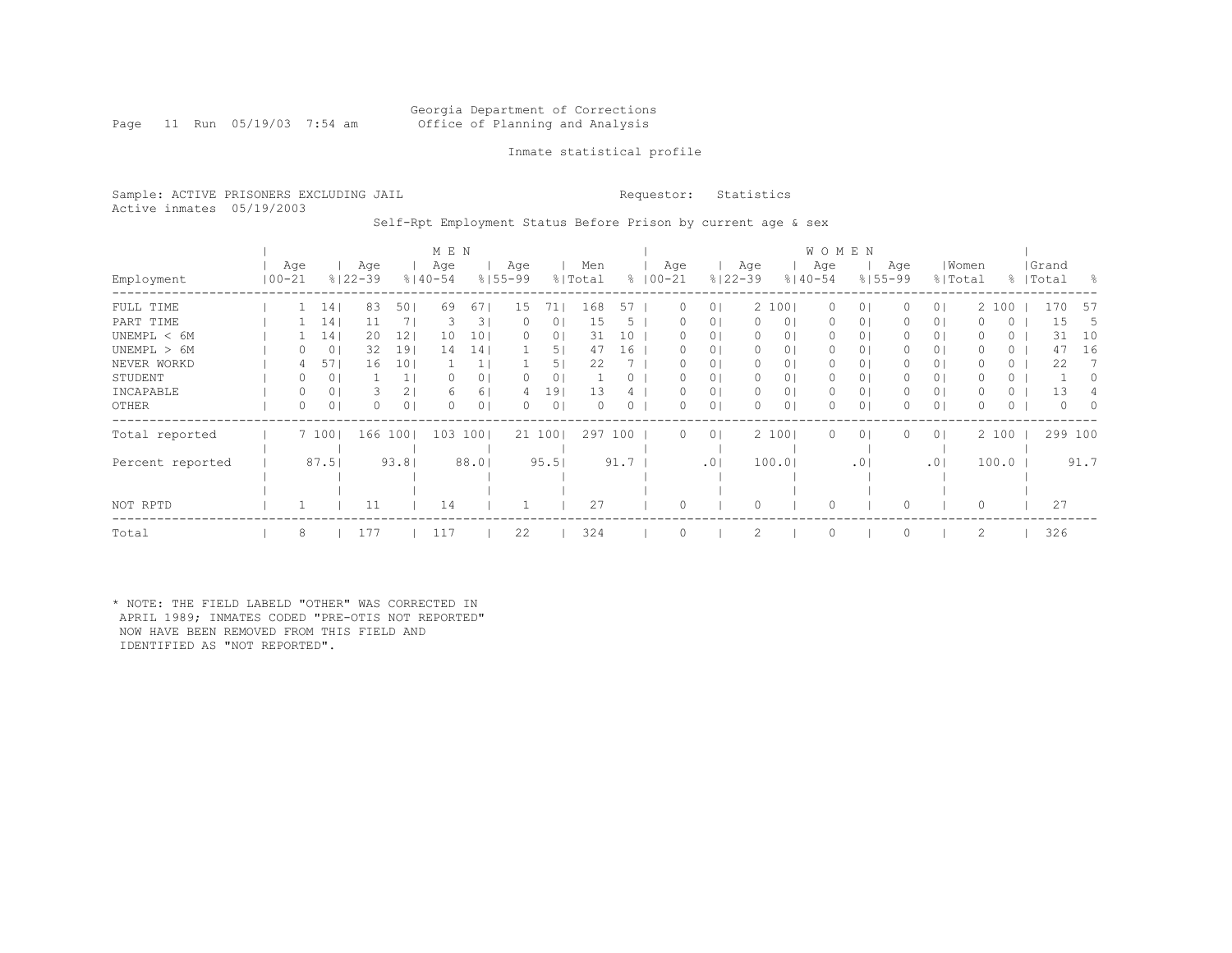Georgia Department of Corrections
Office of Planning and Analysis

Inmate statistical profile

Sample: ACTIVE PRISONERS EXCLUDING JAIL
Requestor: Statistics
Active inmates 05/19/2003

Self-Rpt Employment Status Before Prison by current age & sex

| Employment | MEN Age 00-21 | % | Age 22-39 | % | Age 40-54 | % | Age 55-99 | % | Men Total | % | WOMEN Age 00-21 | % | Age 22-39 | % | Age 40-54 | % | Age 55-99 | % | Women Total | % | Grand Total | % |
|---|---|---|---|---|---|---|---|---|---|---|---|---|---|---|---|---|---|---|---|---|---|---|
| FULL TIME | 1 | 14 | 83 | 50 | 69 | 67 | 15 | 71 | 168 | 57 | 0 | 0 | 2 | 100 | 0 | 0 | 0 | 0 | 2 | 100 | 170 | 57 |
| PART TIME | 1 | 14 | 11 | 7 | 3 | 3 | 0 | 0 | 15 | 5 | 0 | 0 | 0 | 0 | 0 | 0 | 0 | 0 | 0 | 0 | 15 | 5 |
| UNEMPL < 6M | 1 | 14 | 20 | 12 | 10 | 10 | 0 | 0 | 31 | 10 | 0 | 0 | 0 | 0 | 0 | 0 | 0 | 0 | 0 | 0 | 31 | 10 |
| UNEMPL > 6M | 0 | 0 | 32 | 19 | 14 | 14 | 1 | 5 | 47 | 16 | 0 | 0 | 0 | 0 | 0 | 0 | 0 | 0 | 0 | 0 | 47 | 16 |
| NEVER WORKD | 4 | 57 | 16 | 10 | 1 | 1 | 1 | 5 | 22 | 7 | 0 | 0 | 0 | 0 | 0 | 0 | 0 | 0 | 0 | 0 | 22 | 7 |
| STUDENT | 0 | 0 | 1 | 1 | 0 | 0 | 0 | 0 | 1 | 0 | 0 | 0 | 0 | 0 | 0 | 0 | 0 | 0 | 0 | 0 | 1 | 0 |
| INCAPABLE | 0 | 0 | 3 | 2 | 6 | 6 | 4 | 19 | 13 | 4 | 0 | 0 | 0 | 0 | 0 | 0 | 0 | 0 | 0 | 0 | 13 | 4 |
| OTHER | 0 | 0 | 0 | 0 | 0 | 0 | 0 | 0 | 0 | 0 | 0 | 0 | 0 | 0 | 0 | 0 | 0 | 0 | 0 | 0 | 0 | 0 |
| Total reported | 7 | 100 | 166 | 100 | 103 | 100 | 21 | 100 | 297 | 100 | 0 | 0 | 2 | 100 | 0 | 0 | 0 | 0 | 2 | 100 | 299 | 100 |
| Percent reported | | 87.5 | | 93.8 | | 88.0 | | 95.5 | | 91.7 | | .0 | | 100.0 | | .0 | | .0 | | 100.0 | | 91.7 |
| NOT RPTD | 1 | | 11 | | 14 | | 1 | | 27 | | 0 | | 0 | | 0 | | 0 | | 0 | | 27 | |
| Total | 8 | | 177 | | 117 | | 22 | | 324 | | 0 | | 2 | | 0 | | 0 | | 2 | | 326 | |

* NOTE: THE FIELD LABELD "OTHER" WAS CORRECTED IN APRIL 1989; INMATES CODED "PRE-OTIS NOT REPORTED" NOW HAVE BEEN REMOVED FROM THIS FIELD AND IDENTIFIED AS "NOT REPORTED".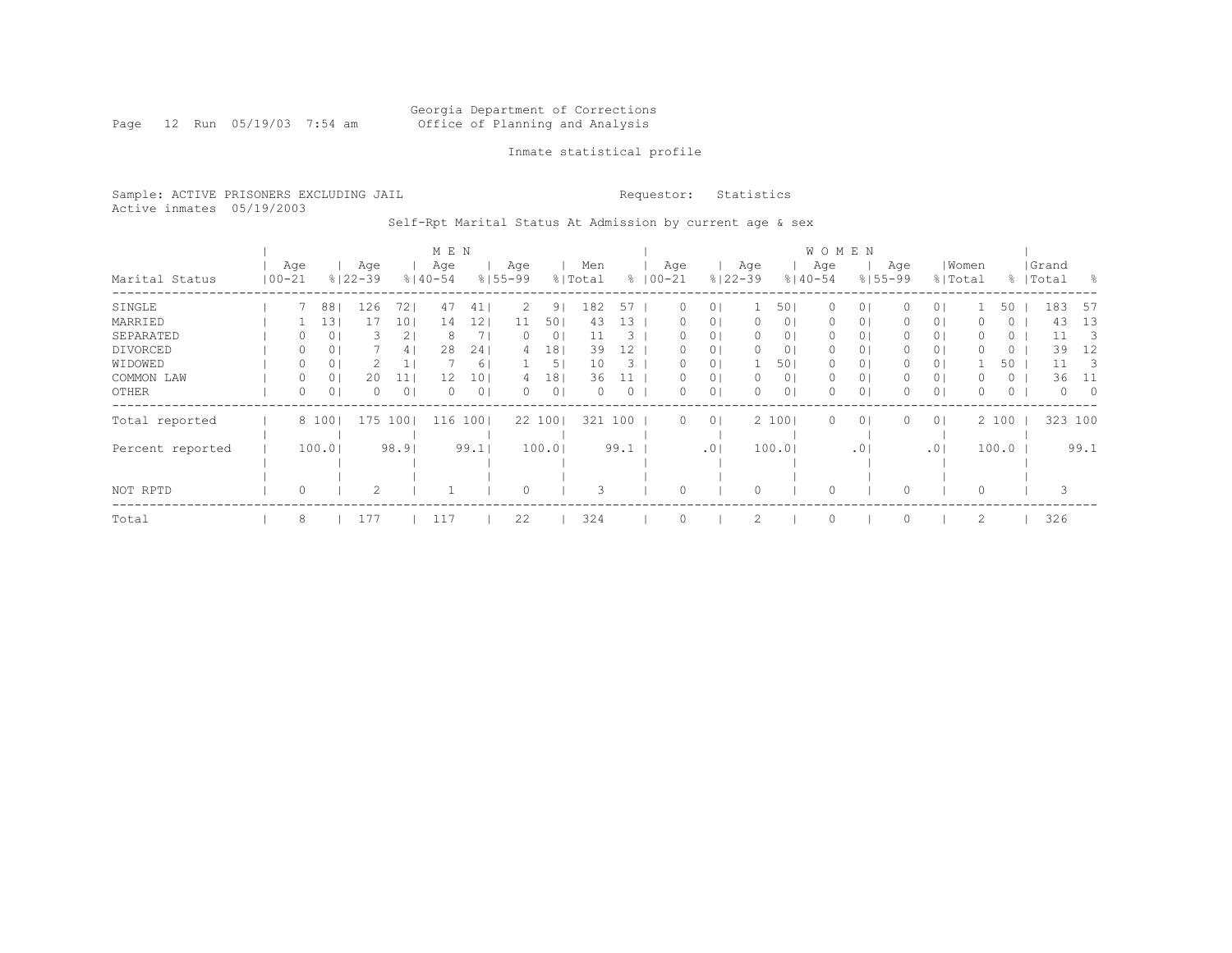Georgia Department of Corrections
Office of Planning and Analysis

Inmate statistical profile

Sample: ACTIVE PRISONERS EXCLUDING JAIL

Requestor: Statistics

Active inmates 05/19/2003

Self-Rpt Marital Status At Admission by current age & sex

| Marital Status | MEN Age 00-21 | % | Age 22-39 | % | Age 40-54 | % | Age 55-99 | % | Men Total | % | WOMEN Age 00-21 | % | Age 22-39 | % | Age 40-54 | % | Age 55-99 | % | Women Total | % | Grand Total | % |
|---|---|---|---|---|---|---|---|---|---|---|---|---|---|---|---|---|---|---|---|---|---|---|
| SINGLE | 7 | 88 | 126 | 72 | 47 | 41 | 2 | 9 | 182 | 57 | 0 | 0 | 1 | 50 | 0 | 0 | 0 | 0 | 1 | 50 | 183 | 57 |
| MARRIED | 1 | 13 | 17 | 10 | 14 | 12 | 11 | 50 | 43 | 13 | 0 | 0 | 0 | 0 | 0 | 0 | 0 | 0 | 0 | 0 | 43 | 13 |
| SEPARATED | 0 | 0 | 3 | 2 | 8 | 7 | 0 | 0 | 11 | 3 | 0 | 0 | 0 | 0 | 0 | 0 | 0 | 0 | 0 | 0 | 11 | 3 |
| DIVORCED | 0 | 0 | 7 | 4 | 28 | 24 | 4 | 18 | 39 | 12 | 0 | 0 | 0 | 0 | 0 | 0 | 0 | 0 | 0 | 0 | 39 | 12 |
| WIDOWED | 0 | 0 | 2 | 1 | 7 | 6 | 1 | 5 | 10 | 3 | 0 | 0 | 1 | 50 | 0 | 0 | 0 | 0 | 1 | 50 | 11 | 3 |
| COMMON LAW | 0 | 0 | 20 | 11 | 12 | 10 | 4 | 18 | 36 | 11 | 0 | 0 | 0 | 0 | 0 | 0 | 0 | 0 | 0 | 0 | 36 | 11 |
| OTHER | 0 | 0 | 0 | 0 | 0 | 0 | 0 | 0 | 0 | 0 | 0 | 0 | 0 | 0 | 0 | 0 | 0 | 0 | 0 | 0 | 0 | 0 |
| Total reported | 8 | 100 | 175 | 100 | 116 | 100 | 22 | 100 | 321 | 100 | 0 | 0 | 2 | 100 | 0 | 0 | 0 | 0 | 2 | 100 | 323 | 100 |
| Percent reported | 100.0 | | 98.9 | | 99.1 | | 100.0 | | 99.1 | | .0 | | 100.0 | | .0 | | .0 | | 100.0 | | 99.1 | |
| NOT RPTD | 0 | | 2 | | 1 | | 0 | | 3 | | 0 | | 0 | | 0 | | 0 | | 0 | | 3 | |
| Total | 8 | | 177 | | 117 | | 22 | | 324 | | 0 | | 2 | | 0 | | 0 | | 2 | | 326 | |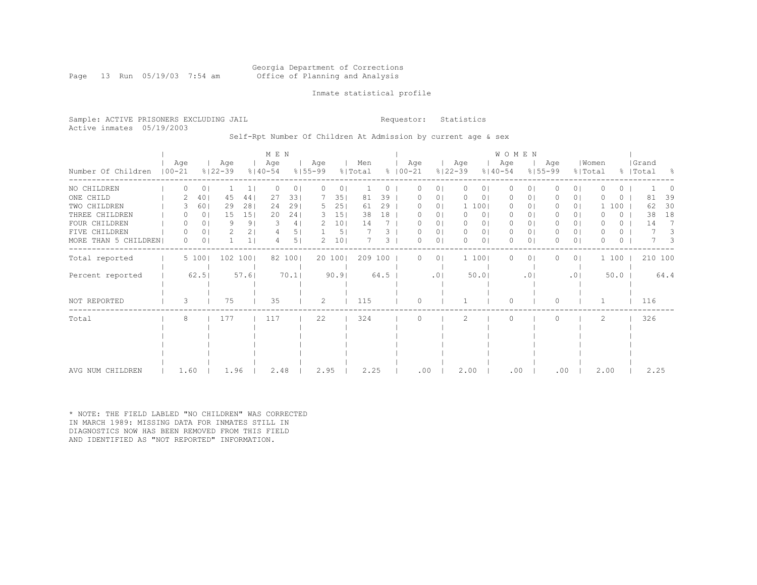Georgia Department of Corrections
Office of Planning and Analysis

Inmate statistical profile

Sample: ACTIVE PRISONERS EXCLUDING JAIL

Requestor: Statistics

Active inmates 05/19/2003

Self-Rpt Number Of Children At Admission by current age & sex

| | MEN | | | | | | | | | | WOMEN | | | | | | | | | | | |
|---|---|---|---|---|---|---|---|---|---|---|---|---|---|---|---|---|---|---|---|---|---|---|
| Number Of Children | Age 00-21 | % | Age 22-39 | % | Age 40-54 | % | Age 55-99 | % | Men Total | % | Age 00-21 | % | Age 22-39 | % | Age 40-54 | % | Age 55-99 | % | Women Total | % | Grand Total | % |
| NO CHILDREN | 0 | 0 | 1 | 1 | 0 | 0 | 0 | 0 | 1 | 0 | 0 | 0 | 0 | 0 | 0 | 0 | 0 | 0 | 0 | 0 | 1 | 0 |
| ONE CHILD | 2 | 40 | 45 | 44 | 27 | 33 | 7 | 35 | 81 | 39 | 0 | 0 | 0 | 0 | 0 | 0 | 0 | 0 | 0 | 0 | 81 | 39 |
| TWO CHILDREN | 3 | 60 | 29 | 28 | 24 | 29 | 5 | 25 | 61 | 29 | 0 | 0 | 1 | 100 | 0 | 0 | 0 | 0 | 1 | 100 | 62 | 30 |
| THREE CHILDREN | 0 | 0 | 15 | 15 | 20 | 24 | 3 | 15 | 38 | 18 | 0 | 0 | 0 | 0 | 0 | 0 | 0 | 0 | 0 | 0 | 38 | 18 |
| FOUR CHILDREN | 0 | 0 | 9 | 9 | 3 | 4 | 2 | 10 | 14 | 7 | 0 | 0 | 0 | 0 | 0 | 0 | 0 | 0 | 0 | 0 | 14 | 7 |
| FIVE CHILDREN | 0 | 0 | 2 | 2 | 4 | 5 | 1 | 5 | 7 | 3 | 0 | 0 | 0 | 0 | 0 | 0 | 0 | 0 | 0 | 0 | 7 | 3 |
| MORE THAN 5 CHILDREN | 0 | 0 | 1 | 1 | 4 | 5 | 2 | 10 | 7 | 3 | 0 | 0 | 0 | 0 | 0 | 0 | 0 | 0 | 0 | 0 | 7 | 3 |
| Total reported | 5 | 100 | 102 | 100 | 82 | 100 | 20 | 100 | 209 | 100 | 0 | 0 | 1 | 100 | 0 | 0 | 0 | 0 | 1 | 100 | 210 | 100 |
| Percent reported | | 62.5 | | 57.6 | | 70.1 | | 90.9 | | 64.5 | | .0 | | 50.0 | | .0 | | .0 | | 50.0 | | 64.4 |
| NOT REPORTED | 3 | | 75 | | 35 | | 2 | | 115 | | 0 | | 1 | | 0 | | 0 | | 1 | | 116 | |
| Total | 8 | | 177 | | 117 | | 22 | | 324 | | 0 | | 2 | | 0 | | 0 | | 2 | | 326 | |
| AVG NUM CHILDREN | 1.60 | | 1.96 | | 2.48 | | 2.95 | | 2.25 | | .00 | | 2.00 | | .00 | | .00 | | 2.00 | | 2.25 | |

* NOTE: THE FIELD LABLED "NO CHILDREN" WAS CORRECTED IN MARCH 1989: MISSING DATA FOR INMATES STILL IN DIAGNOSTICS NOW HAS BEEN REMOVED FROM THIS FIELD AND IDENTIFIED AS "NOT REPORTED" INFORMATION.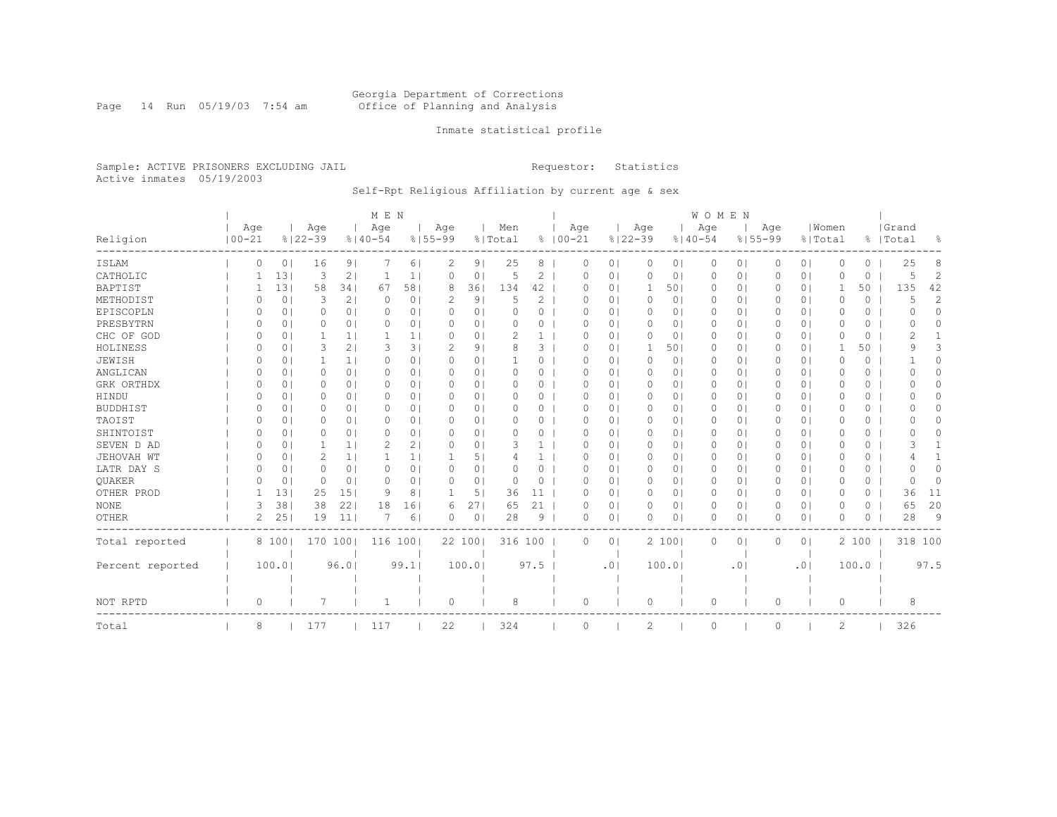Georgia Department of Corrections
Office of Planning and Analysis

Inmate statistical profile

Sample: ACTIVE PRISONERS EXCLUDING JAIL

Requestor: Statistics

Active inmates 05/19/2003

Self-Rpt Religious Affiliation by current age & sex

| | MEN | | | | | | | | | | WOMEN | | | | | | | | | | | |
|---|---|---|---|---|---|---|---|---|---|---|---|---|---|---|---|---|---|---|---|---|---|---|
| Religion | Age 00-21 | % | Age 22-39 | % | Age 40-54 | % | Age 55-99 | % | Men Total | % | Age 00-21 | % | Age 22-39 | % | Age 40-54 | % | Age 55-99 | % | Women Total | % | Grand Total | % |
| ISLAM | 0 | 0 | 16 | 9 | 7 | 6 | 2 | 9 | 25 | 8 | 0 | 0 | 0 | 0 | 0 | 0 | 0 | 0 | 0 | 0 | 25 | 8 |
| CATHOLIC | 1 | 13 | 3 | 2 | 1 | 1 | 0 | 0 | 5 | 2 | 0 | 0 | 0 | 0 | 0 | 0 | 0 | 0 | 0 | 0 | 5 | 2 |
| BAPTIST | 1 | 13 | 58 | 34 | 67 | 58 | 8 | 36 | 134 | 42 | 0 | 0 | 1 | 50 | 0 | 0 | 0 | 0 | 1 | 50 | 135 | 42 |
| METHODIST | 0 | 0 | 3 | 2 | 0 | 0 | 2 | 9 | 5 | 2 | 0 | 0 | 0 | 0 | 0 | 0 | 0 | 0 | 0 | 0 | 5 | 2 |
| EPISCOPLN | 0 | 0 | 0 | 0 | 0 | 0 | 0 | 0 | 0 | 0 | 0 | 0 | 0 | 0 | 0 | 0 | 0 | 0 | 0 | 0 | 0 | 0 |
| PRESBYTRN | 0 | 0 | 0 | 0 | 0 | 0 | 0 | 0 | 0 | 0 | 0 | 0 | 0 | 0 | 0 | 0 | 0 | 0 | 0 | 0 | 0 | 0 |
| CHC OF GOD | 0 | 0 | 1 | 1 | 1 | 1 | 0 | 0 | 2 | 1 | 0 | 0 | 0 | 0 | 0 | 0 | 0 | 0 | 0 | 0 | 2 | 1 |
| HOLINESS | 0 | 0 | 3 | 2 | 3 | 3 | 2 | 9 | 8 | 3 | 0 | 0 | 1 | 50 | 0 | 0 | 0 | 0 | 1 | 50 | 9 | 3 |
| JEWISH | 0 | 0 | 1 | 1 | 0 | 0 | 0 | 0 | 1 | 0 | 0 | 0 | 0 | 0 | 0 | 0 | 0 | 0 | 0 | 0 | 1 | 0 |
| ANGLICAN | 0 | 0 | 0 | 0 | 0 | 0 | 0 | 0 | 0 | 0 | 0 | 0 | 0 | 0 | 0 | 0 | 0 | 0 | 0 | 0 | 0 | 0 |
| GRK ORTHDX | 0 | 0 | 0 | 0 | 0 | 0 | 0 | 0 | 0 | 0 | 0 | 0 | 0 | 0 | 0 | 0 | 0 | 0 | 0 | 0 | 0 | 0 |
| HINDU | 0 | 0 | 0 | 0 | 0 | 0 | 0 | 0 | 0 | 0 | 0 | 0 | 0 | 0 | 0 | 0 | 0 | 0 | 0 | 0 | 0 | 0 |
| BUDDHIST | 0 | 0 | 0 | 0 | 0 | 0 | 0 | 0 | 0 | 0 | 0 | 0 | 0 | 0 | 0 | 0 | 0 | 0 | 0 | 0 | 0 | 0 |
| TAOIST | 0 | 0 | 0 | 0 | 0 | 0 | 0 | 0 | 0 | 0 | 0 | 0 | 0 | 0 | 0 | 0 | 0 | 0 | 0 | 0 | 0 | 0 |
| SHINTOIST | 0 | 0 | 0 | 0 | 0 | 0 | 0 | 0 | 0 | 0 | 0 | 0 | 0 | 0 | 0 | 0 | 0 | 0 | 0 | 0 | 0 | 0 |
| SEVEN D AD | 0 | 0 | 1 | 1 | 2 | 2 | 0 | 0 | 3 | 1 | 0 | 0 | 0 | 0 | 0 | 0 | 0 | 0 | 0 | 0 | 3 | 1 |
| JEHOVAH WT | 0 | 0 | 2 | 1 | 1 | 1 | 1 | 5 | 4 | 1 | 0 | 0 | 0 | 0 | 0 | 0 | 0 | 0 | 0 | 0 | 4 | 1 |
| LATR DAY S | 0 | 0 | 0 | 0 | 0 | 0 | 0 | 0 | 0 | 0 | 0 | 0 | 0 | 0 | 0 | 0 | 0 | 0 | 0 | 0 | 0 | 0 |
| QUAKER | 0 | 0 | 0 | 0 | 0 | 0 | 0 | 0 | 0 | 0 | 0 | 0 | 0 | 0 | 0 | 0 | 0 | 0 | 0 | 0 | 0 | 0 |
| OTHER PROD | 1 | 13 | 25 | 15 | 9 | 8 | 1 | 5 | 36 | 11 | 0 | 0 | 0 | 0 | 0 | 0 | 0 | 0 | 0 | 0 | 36 | 11 |
| NONE | 3 | 38 | 38 | 22 | 18 | 16 | 6 | 27 | 65 | 21 | 0 | 0 | 0 | 0 | 0 | 0 | 0 | 0 | 0 | 0 | 65 | 20 |
| OTHER | 2 | 25 | 19 | 11 | 7 | 6 | 0 | 0 | 28 | 9 | 0 | 0 | 0 | 0 | 0 | 0 | 0 | 0 | 0 | 0 | 28 | 9 |
| Total reported | 8 | 100 | 170 | 100 | 116 | 100 | 22 | 100 | 316 | 100 | 0 | 0 | 2 | 100 | 0 | 0 | 0 | 0 | 2 | 100 | 318 | 100 |
| Percent reported | | 100.0 | | 96.0 | | 99.1 | | 100.0 | | 97.5 | | .0 | | 100.0 | | .0 | | .0 | | 100.0 | | 97.5 |
| NOT RPTD | 0 | | 7 | | 1 | | 0 | | 8 | | 0 | | 0 | | 0 | | 0 | | 0 | | 8 | |
| Total | 8 | | 177 | | 117 | | 22 | | 324 | | 0 | | 2 | | 0 | | 0 | | 2 | | 326 | |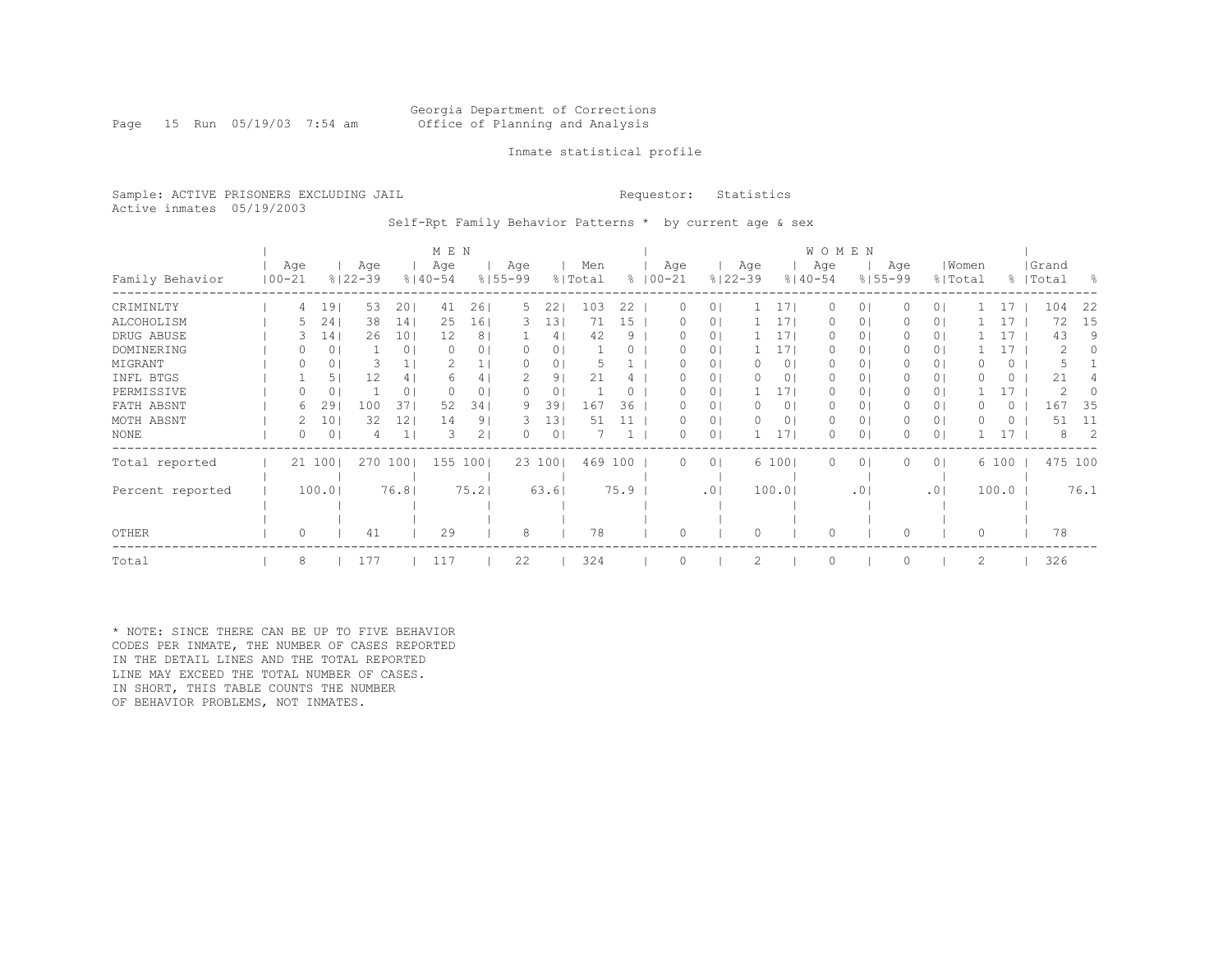Georgia Department of Corrections
Office of Planning and Analysis

Inmate statistical profile

Sample: ACTIVE PRISONERS EXCLUDING JAIL

Requestor: Statistics

Active inmates 05/19/2003

Self-Rpt Family Behavior Patterns * by current age & sex

| | MEN | | | | | | | | | | WOMEN | | | | | | | | | | | |
|---|---|---|---|---|---|---|---|---|---|---|---|---|---|---|---|---|---|---|---|---|---|---|
| Family Behavior | Age 00-21 | % | Age 22-39 | % | Age 40-54 | % | Age 55-99 | % | Men Total | % | Age 00-21 | % | Age 22-39 | % | Age 40-54 | % | Age 55-99 | % | Women Total | % | Grand Total | % |
| CRIMINLTY | 4 | 19 | 53 | 20 | 41 | 26 | 5 | 22 | 103 | 22 | 0 | 0 | 1 | 17 | 0 | 0 | 0 | 0 | 1 | 17 | 104 | 22 |
| ALCOHOLISM | 5 | 24 | 38 | 14 | 25 | 16 | 3 | 13 | 71 | 15 | 0 | 0 | 1 | 17 | 0 | 0 | 0 | 0 | 1 | 17 | 72 | 15 |
| DRUG ABUSE | 3 | 14 | 26 | 10 | 12 | 8 | 1 | 4 | 42 | 9 | 0 | 0 | 1 | 17 | 0 | 0 | 0 | 0 | 1 | 17 | 43 | 9 |
| DOMINERING | 0 | 0 | 1 | 0 | 0 | 0 | 0 | 0 | 1 | 0 | 0 | 0 | 1 | 17 | 0 | 0 | 0 | 0 | 1 | 17 | 2 | 0 |
| MIGRANT | 0 | 0 | 3 | 1 | 2 | 1 | 0 | 0 | 5 | 1 | 0 | 0 | 0 | 0 | 0 | 0 | 0 | 0 | 0 | 0 | 5 | 1 |
| INFL BTGS | 1 | 5 | 12 | 4 | 6 | 4 | 2 | 9 | 21 | 4 | 0 | 0 | 0 | 0 | 0 | 0 | 0 | 0 | 0 | 0 | 21 | 4 |
| PERMISSIVE | 0 | 0 | 1 | 0 | 0 | 0 | 0 | 0 | 1 | 0 | 0 | 0 | 1 | 17 | 0 | 0 | 0 | 0 | 1 | 17 | 2 | 0 |
| FATH ABSNT | 6 | 29 | 100 | 37 | 52 | 34 | 9 | 39 | 167 | 36 | 0 | 0 | 0 | 0 | 0 | 0 | 0 | 0 | 0 | 0 | 167 | 35 |
| MOTH ABSNT | 2 | 10 | 32 | 12 | 14 | 9 | 3 | 13 | 51 | 11 | 0 | 0 | 0 | 0 | 0 | 0 | 0 | 0 | 0 | 0 | 51 | 11 |
| NONE | 0 | 0 | 4 | 1 | 3 | 2 | 0 | 0 | 7 | 1 | 0 | 0 | 1 | 17 | 0 | 0 | 0 | 0 | 1 | 17 | 8 | 2 |
| Total reported | 21 | 100 | 270 | 100 | 155 | 100 | 23 | 100 | 469 | 100 | 0 | 0 | 6 | 100 | 0 | 0 | 0 | 0 | 6 | 100 | 475 | 100 |
| Percent reported | | 100.0 | | 76.8 | | 75.2 | | 63.6 | | 75.9 | | .0 | | 100.0 | | .0 | | .0 | | 100.0 | | 76.1 |
| OTHER | 0 | | 41 | | 29 | | 8 | | 78 | | 0 | | 0 | | 0 | | 0 | | 0 | | 78 | |
| Total | 8 | | 177 | | 117 | | 22 | | 324 | | 0 | | 2 | | 0 | | 0 | | 2 | | 326 | |

* NOTE: SINCE THERE CAN BE UP TO FIVE BEHAVIOR CODES PER INMATE, THE NUMBER OF CASES REPORTED IN THE DETAIL LINES AND THE TOTAL REPORTED LINE MAY EXCEED THE TOTAL NUMBER OF CASES. IN SHORT, THIS TABLE COUNTS THE NUMBER OF BEHAVIOR PROBLEMS, NOT INMATES.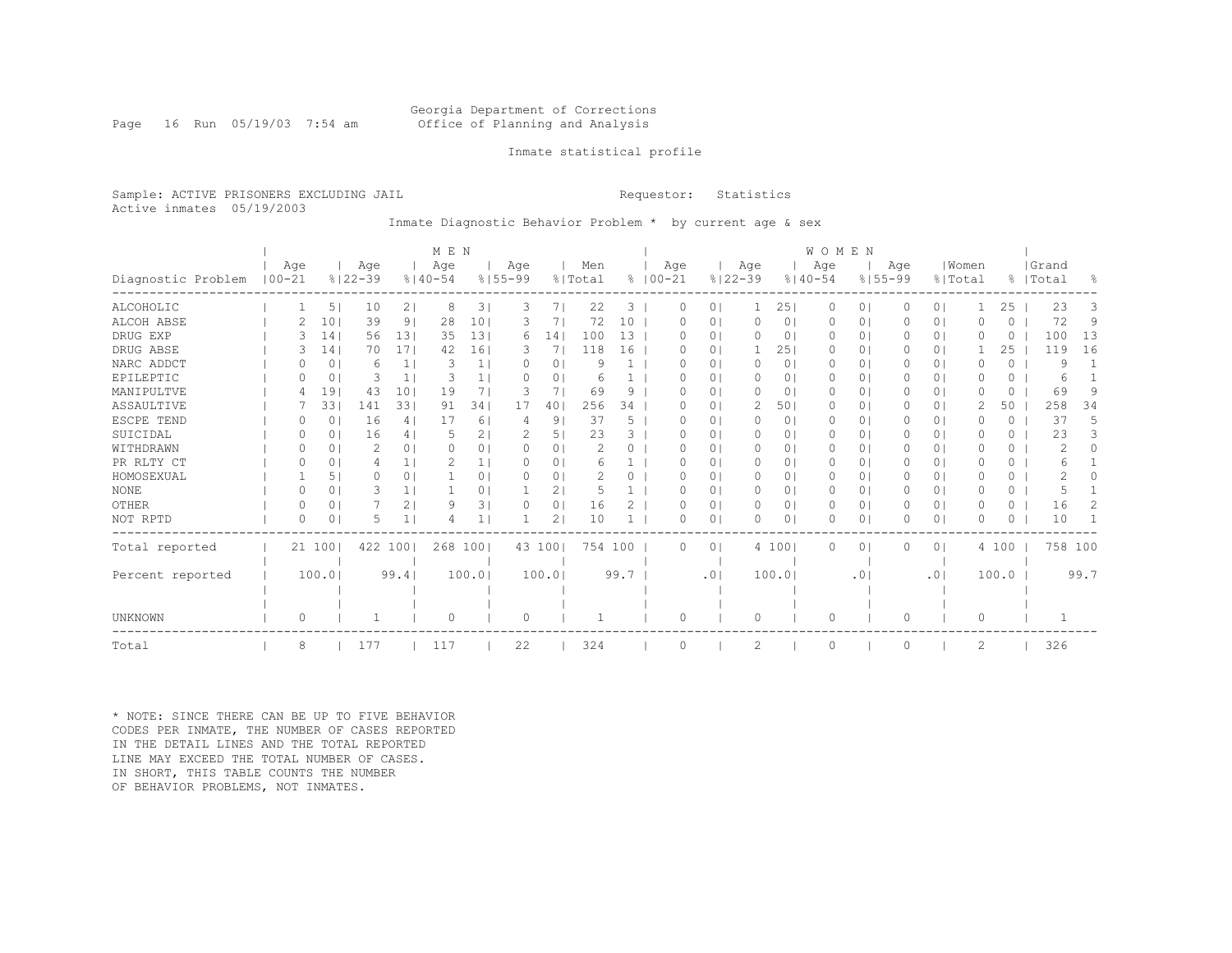Georgia Department of Corrections
Office of Planning and Analysis

Inmate statistical profile

Sample: ACTIVE PRISONERS EXCLUDING JAIL

Requestor: Statistics

Active inmates 05/19/2003

Inmate Diagnostic Behavior Problem * by current age & sex

| Diagnostic Problem | MEN Age 00-21 | % | Age 22-39 | % | Age 40-54 | % | Age 55-99 | % | Men Total | % | WOMEN Age 00-21 | % | Age 22-39 | % | Age 40-54 | % | Age 55-99 | % | Women Total | % | Grand Total | % |
|---|---|---|---|---|---|---|---|---|---|---|---|---|---|---|---|---|---|---|---|---|---|---|
| ALCOHOLIC | 1 | 5 | 10 | 2 | 8 | 3 | 3 | 7 | 22 | 3 | 0 | 0 | 1 | 25 | 0 | 0 | 0 | 0 | 1 | 25 | 23 | 3 |
| ALCOH ABSE | 2 | 10 | 39 | 9 | 28 | 10 | 3 | 7 | 72 | 10 | 0 | 0 | 0 | 0 | 0 | 0 | 0 | 0 | 0 | 0 | 72 | 9 |
| DRUG EXP | 3 | 14 | 56 | 13 | 35 | 13 | 6 | 14 | 100 | 13 | 0 | 0 | 0 | 0 | 0 | 0 | 0 | 0 | 0 | 0 | 100 | 13 |
| DRUG ABSE | 3 | 14 | 70 | 17 | 42 | 16 | 3 | 7 | 118 | 16 | 0 | 0 | 1 | 25 | 0 | 0 | 0 | 0 | 1 | 25 | 119 | 16 |
| NARC ADDCT | 0 | 0 | 6 | 1 | 3 | 1 | 0 | 0 | 9 | 1 | 0 | 0 | 0 | 0 | 0 | 0 | 0 | 0 | 0 | 0 | 9 | 1 |
| EPILEPTIC | 0 | 0 | 3 | 1 | 3 | 1 | 0 | 0 | 6 | 1 | 0 | 0 | 0 | 0 | 0 | 0 | 0 | 0 | 0 | 0 | 6 | 1 |
| MANIPULTVE | 4 | 19 | 43 | 10 | 19 | 7 | 3 | 7 | 69 | 9 | 0 | 0 | 0 | 0 | 0 | 0 | 0 | 0 | 0 | 0 | 69 | 9 |
| ASSAULTIVE | 7 | 33 | 141 | 33 | 91 | 34 | 17 | 40 | 256 | 34 | 0 | 0 | 2 | 50 | 0 | 0 | 0 | 0 | 2 | 50 | 258 | 34 |
| ESCPE TEND | 0 | 0 | 16 | 4 | 17 | 6 | 4 | 9 | 37 | 5 | 0 | 0 | 0 | 0 | 0 | 0 | 0 | 0 | 0 | 0 | 37 | 5 |
| SUICIDAL | 0 | 0 | 16 | 4 | 5 | 2 | 2 | 5 | 23 | 3 | 0 | 0 | 0 | 0 | 0 | 0 | 0 | 0 | 0 | 0 | 23 | 3 |
| WITHDRAWN | 0 | 0 | 2 | 0 | 0 | 0 | 0 | 0 | 2 | 0 | 0 | 0 | 0 | 0 | 0 | 0 | 0 | 0 | 0 | 0 | 2 | 0 |
| PR RLTY CT | 0 | 0 | 4 | 1 | 2 | 1 | 0 | 0 | 6 | 1 | 0 | 0 | 0 | 0 | 0 | 0 | 0 | 0 | 0 | 0 | 6 | 1 |
| HOMOSEXUAL | 1 | 5 | 0 | 0 | 1 | 0 | 0 | 0 | 2 | 0 | 0 | 0 | 0 | 0 | 0 | 0 | 0 | 0 | 0 | 0 | 2 | 0 |
| NONE | 0 | 0 | 3 | 1 | 1 | 0 | 1 | 2 | 5 | 1 | 0 | 0 | 0 | 0 | 0 | 0 | 0 | 0 | 0 | 0 | 5 | 1 |
| OTHER | 0 | 0 | 7 | 2 | 9 | 3 | 0 | 0 | 16 | 2 | 0 | 0 | 0 | 0 | 0 | 0 | 0 | 0 | 0 | 0 | 16 | 2 |
| NOT RPTD | 0 | 0 | 5 | 1 | 4 | 1 | 1 | 2 | 10 | 1 | 0 | 0 | 0 | 0 | 0 | 0 | 0 | 0 | 0 | 0 | 10 | 1 |
| Total reported | 21 | 100 | 422 | 100 | 268 | 100 | 43 | 100 | 754 | 100 | 0 | 0 | 4 | 100 | 0 | 0 | 0 | 0 | 4 | 100 | 758 | 100 |
| Percent reported | | 100.0 | | 99.4 | | 100.0 | | 100.0 | | 99.7 | | .0 | | 100.0 | | .0 | | .0 | | 100.0 | | 99.7 |
| UNKNOWN | 0 | | 1 | | 0 | | 0 | | 1 | | 0 | | 0 | | 0 | | 0 | | 0 | | 1 | |
| Total | 8 | | 177 | | 117 | | 22 | | 324 | | 0 | | 2 | | 0 | | 0 | | 2 | | 326 | |

* NOTE: SINCE THERE CAN BE UP TO FIVE BEHAVIOR CODES PER INMATE, THE NUMBER OF CASES REPORTED IN THE DETAIL LINES AND THE TOTAL REPORTED LINE MAY EXCEED THE TOTAL NUMBER OF CASES. IN SHORT, THIS TABLE COUNTS THE NUMBER OF BEHAVIOR PROBLEMS, NOT INMATES.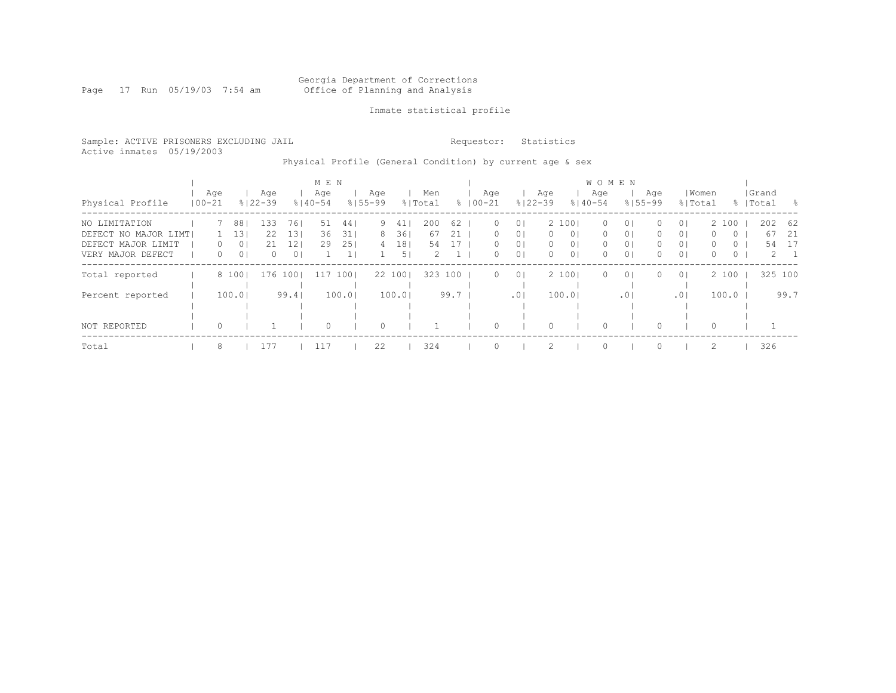Georgia Department of Corrections
Office of Planning and Analysis

Inmate statistical profile

Sample: ACTIVE PRISONERS EXCLUDING JAIL

Requestor: Statistics

Active inmates 05/19/2003

Physical Profile (General Condition) by current age & sex

| | MEN | | | | | | | | | | WOMEN | | | | | | | | | | | |
|---|---|---|---|---|---|---|---|---|---|---|---|---|---|---|---|---|---|---|---|---|---|---|
| Physical Profile | Age 00-21 | % | Age 22-39 | % | Age 40-54 | % | Age 55-99 | % | Men Total | % | Age 00-21 | % | Age 22-39 | % | Age 40-54 | % | Age 55-99 | % | Women Total | % | Grand Total | % |
| NO LIMITATION | 7 | 88 | 133 | 76 | 51 | 44 | 9 | 41 | 200 | 62 | 0 | 0 | 2 | 100 | 0 | 0 | 0 | 0 | 2 | 100 | 202 | 62 |
| DEFECT NO MAJOR LIMT | 1 | 13 | 22 | 13 | 36 | 31 | 8 | 36 | 67 | 21 | 0 | 0 | 0 | 0 | 0 | 0 | 0 | 0 | 0 | 0 | 67 | 21 |
| DEFECT MAJOR LIMIT | 0 | 0 | 21 | 12 | 29 | 25 | 4 | 18 | 54 | 17 | 0 | 0 | 0 | 0 | 0 | 0 | 0 | 0 | 0 | 0 | 54 | 17 |
| VERY MAJOR DEFECT | 0 | 0 | 0 | 0 | 1 | 1 | 1 | 5 | 2 | 1 | 0 | 0 | 0 | 0 | 0 | 0 | 0 | 0 | 0 | 0 | 2 | 1 |
| Total reported | 8 | 100 | 176 | 100 | 117 | 100 | 22 | 100 | 323 | 100 | 0 | 0 | 2 | 100 | 0 | 0 | 0 | 0 | 2 | 100 | 325 | 100 |
| Percent reported | | 100.0 | | 99.4 | | 100.0 | | 100.0 | | 99.7 | | .0 | | 100.0 | | .0 | | .0 | | 100.0 | | 99.7 |
| NOT REPORTED | 0 | | 1 | | 0 | | 0 | | 1 | | 0 | | 0 | | 0 | | 0 | | 0 | | 1 | |
| Total | 8 | | 177 | | 117 | | 22 | | 324 | | 0 | | 2 | | 0 | | 0 | | 2 | | 326 | |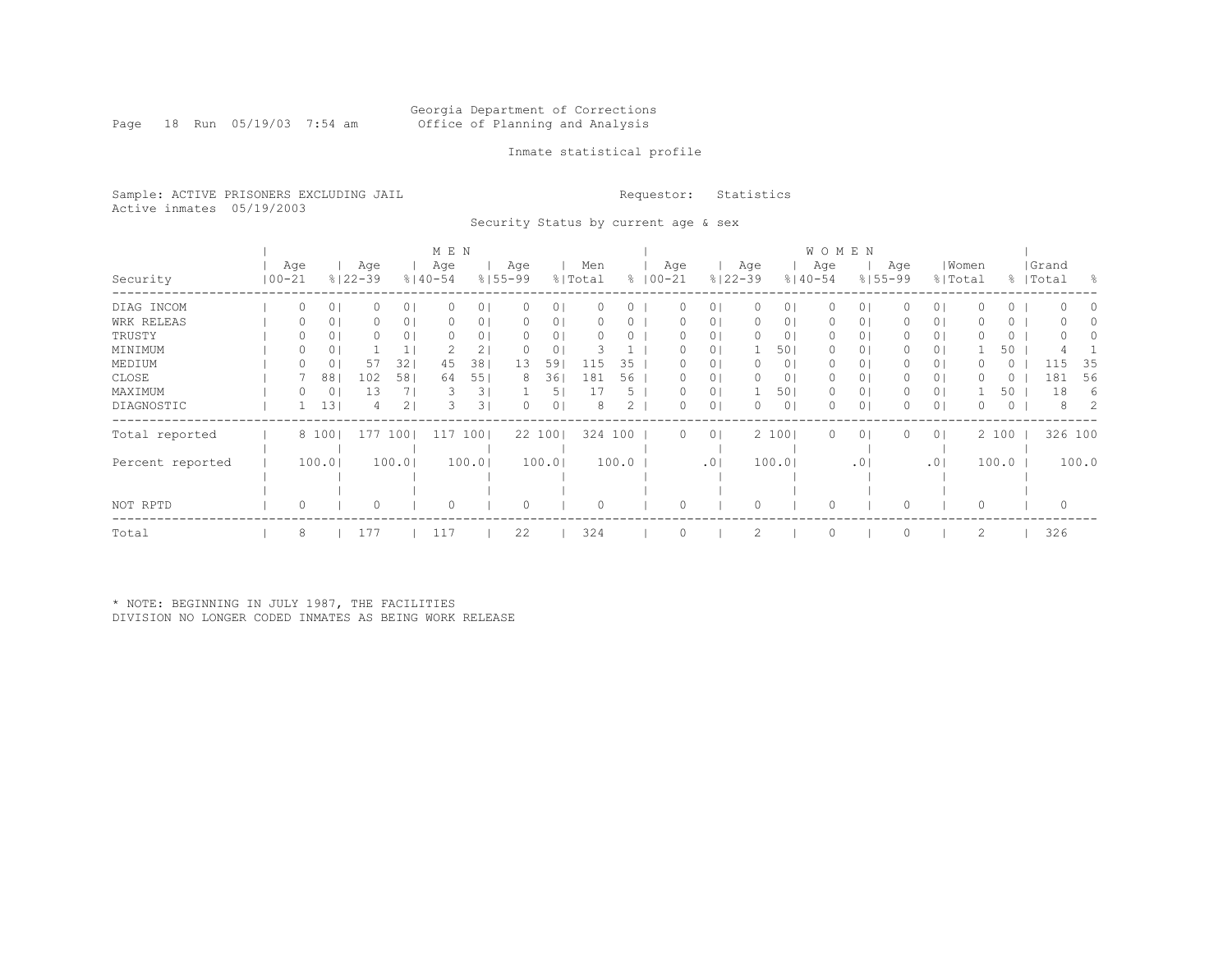Georgia Department of Corrections
Office of Planning and Analysis

Inmate statistical profile

Sample: ACTIVE PRISONERS EXCLUDING JAIL
Active inmates 05/19/2003

Requestor: Statistics

Security Status by current age & sex

| | MEN | | | | | | | | | | WOMEN | | | | | | | | | | | |
|---|---|---|---|---|---|---|---|---|---|---|---|---|---|---|---|---|---|---|---|---|---|---|
| Security | Age 00-21 | % | Age 22-39 | % | Age 40-54 | % | Age 55-99 | % | Men Total | % | Age 00-21 | % | Age 22-39 | % | Age 40-54 | % | Age 55-99 | % | Women Total | % | Grand Total | % |
| DIAG INCOM | 0 | 0 | 0 | 0 | 0 | 0 | 0 | 0 | 0 | 0 | 0 | 0 | 0 | 0 | 0 | 0 | 0 | 0 | 0 | 0 | 0 | 0 |
| WRK RELEAS | 0 | 0 | 0 | 0 | 0 | 0 | 0 | 0 | 0 | 0 | 0 | 0 | 0 | 0 | 0 | 0 | 0 | 0 | 0 | 0 | 0 | 0 |
| TRUSTY | 0 | 0 | 0 | 0 | 0 | 0 | 0 | 0 | 0 | 0 | 0 | 0 | 0 | 0 | 0 | 0 | 0 | 0 | 0 | 0 | 0 | 0 |
| MINIMUM | 0 | 0 | 1 | 1 | 2 | 2 | 0 | 0 | 3 | 1 | 0 | 0 | 1 | 50 | 0 | 0 | 0 | 0 | 1 | 50 | 4 | 1 |
| MEDIUM | 0 | 0 | 57 | 32 | 45 | 38 | 13 | 59 | 115 | 35 | 0 | 0 | 0 | 0 | 0 | 0 | 0 | 0 | 0 | 0 | 115 | 35 |
| CLOSE | 7 | 88 | 102 | 58 | 64 | 55 | 8 | 36 | 181 | 56 | 0 | 0 | 0 | 0 | 0 | 0 | 0 | 0 | 0 | 0 | 181 | 56 |
| MAXIMUM | 0 | 0 | 13 | 7 | 3 | 3 | 1 | 5 | 17 | 5 | 0 | 0 | 1 | 50 | 0 | 0 | 0 | 0 | 1 | 50 | 18 | 6 |
| DIAGNOSTIC | 1 | 13 | 4 | 2 | 3 | 3 | 0 | 0 | 8 | 2 | 0 | 0 | 0 | 0 | 0 | 0 | 0 | 0 | 0 | 0 | 8 | 2 |
| Total reported | 8 | 100 | 177 | 100 | 117 | 100 | 22 | 100 | 324 | 100 | 0 | 0 | 2 | 100 | 0 | 0 | 0 | 0 | 2 | 100 | 326 | 100 |
| Percent reported | | 100.0 | | 100.0 | | 100.0 | | 100.0 | | 100.0 | | .0 | | 100.0 | | .0 | | .0 | | 100.0 | | 100.0 |
| NOT RPTD | 0 | | 0 | | 0 | | 0 | | 0 | | 0 | | 0 | | 0 | | 0 | | 0 | | 0 | |
| Total | 8 | | 177 | | 117 | | 22 | | 324 | | 0 | | 2 | | 0 | | 0 | | 2 | | 326 | |

* NOTE: BEGINNING IN JULY 1987, THE FACILITIES DIVISION NO LONGER CODED INMATES AS BEING WORK RELEASE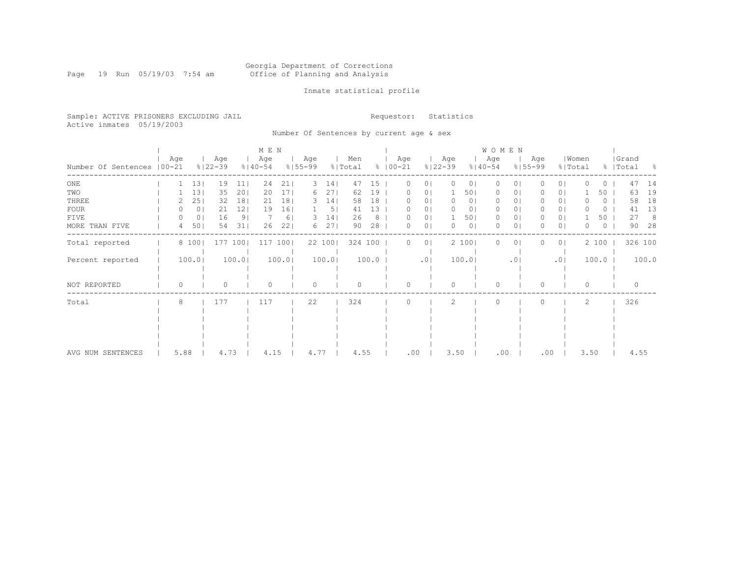Georgia Department of Corrections
Office of Planning and Analysis

Inmate statistical profile

Sample: ACTIVE PRISONERS EXCLUDING JAIL
Active inmates 05/19/2003

Requestor: Statistics

Number Of Sentences by current age & sex

| Number Of Sentences | MEN Age 00-21 | % | Age 22-39 | % | Age 40-54 | % | Age 55-99 | % | Men Total | % | WOMEN Age 00-21 | % | Age 22-39 | % | Age 40-54 | % | Age 55-99 | % | Women Total | % | Grand Total | % |
|---|---|---|---|---|---|---|---|---|---|---|---|---|---|---|---|---|---|---|---|---|---|---|
| ONE | 1 | 13 | 19 | 11 | 24 | 21 | 3 | 14 | 47 | 15 | 0 | 0 | 0 | 0 | 0 | 0 | 0 | 0 | 0 | 0 | 47 | 14 |
| TWO | 1 | 13 | 35 | 20 | 20 | 17 | 6 | 27 | 62 | 19 | 0 | 0 | 1 | 50 | 0 | 0 | 0 | 0 | 1 | 50 | 63 | 19 |
| THREE | 2 | 25 | 32 | 18 | 21 | 18 | 3 | 14 | 58 | 18 | 0 | 0 | 0 | 0 | 0 | 0 | 0 | 0 | 0 | 0 | 58 | 18 |
| FOUR | 0 | 0 | 21 | 12 | 19 | 16 | 1 | 5 | 41 | 13 | 0 | 0 | 0 | 0 | 0 | 0 | 0 | 0 | 0 | 0 | 41 | 13 |
| FIVE | 0 | 0 | 16 | 9 | 7 | 6 | 3 | 14 | 26 | 8 | 0 | 0 | 1 | 50 | 0 | 0 | 0 | 0 | 1 | 50 | 27 | 8 |
| MORE THAN FIVE | 4 | 50 | 54 | 31 | 26 | 22 | 6 | 27 | 90 | 28 | 0 | 0 | 0 | 0 | 0 | 0 | 0 | 0 | 0 | 0 | 90 | 28 |
| Total reported | 8 | 100 | 177 | 100 | 117 | 100 | 22 | 100 | 324 | 100 | 0 | 0 | 2 | 100 | 0 | 0 | 0 | 0 | 2 | 100 | 326 | 100 |
| Percent reported | | 100.0 | | 100.0 | | 100.0 | | 100.0 | | 100.0 | | .0 | | 100.0 | | .0 | | .0 | | 100.0 | | 100.0 |
| NOT REPORTED | 0 | | 0 | | 0 | | 0 | | 0 | | 0 | | 0 | | 0 | | 0 | | 0 | | 0 | |
| Total | 8 | | 177 | | 117 | | 22 | | 324 | | 0 | | 2 | | 0 | | 0 | | 2 | | 326 | |
| AVG NUM SENTENCES | 5.88 | | 4.73 | | 4.15 | | 4.77 | | 4.55 | | .00 | | 3.50 | | .00 | | .00 | | 3.50 | | 4.55 | |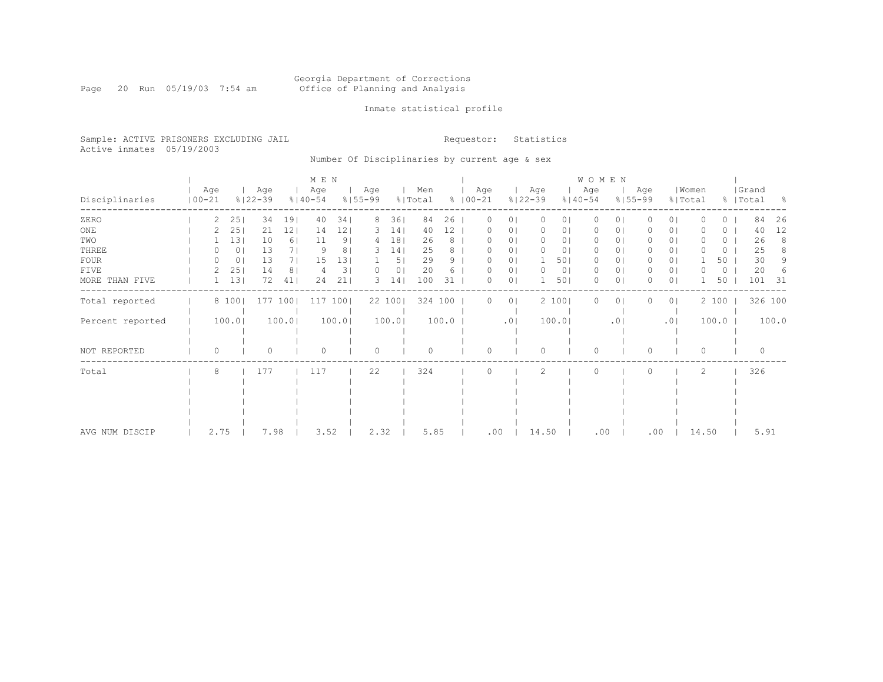Georgia Department of Corrections
Office of Planning and Analysis

Inmate statistical profile

Sample: ACTIVE PRISONERS EXCLUDING JAIL
Active inmates 05/19/2003

Requestor: Statistics

Number Of Disciplinaries by current age & sex

| Disciplinaries | MEN Age 00-21 | % | Age 22-39 | % | Age 40-54 | % | Age 55-99 | % | Men Total | % | WOMEN Age 00-21 | % | Age 22-39 | % | Age 40-54 | % | Age 55-99 | % | Women Total | % | Grand Total | % |
|---|---|---|---|---|---|---|---|---|---|---|---|---|---|---|---|---|---|---|---|---|---|---|
| ZERO | 2 | 25 | 34 | 19 | 40 | 34 | 8 | 36 | 84 | 26 | 0 | 0 | 0 | 0 | 0 | 0 | 0 | 0 | 0 | 0 | 84 | 26 |
| ONE | 2 | 25 | 21 | 12 | 14 | 12 | 3 | 14 | 40 | 12 | 0 | 0 | 0 | 0 | 0 | 0 | 0 | 0 | 0 | 0 | 40 | 12 |
| TWO | 1 | 13 | 10 | 6 | 11 | 9 | 4 | 18 | 26 | 8 | 0 | 0 | 0 | 0 | 0 | 0 | 0 | 0 | 0 | 0 | 26 | 8 |
| THREE | 0 | 0 | 13 | 7 | 9 | 8 | 3 | 14 | 25 | 8 | 0 | 0 | 0 | 0 | 0 | 0 | 0 | 0 | 0 | 0 | 25 | 8 |
| FOUR | 0 | 0 | 13 | 7 | 15 | 13 | 1 | 5 | 29 | 9 | 0 | 0 | 1 | 50 | 0 | 0 | 0 | 0 | 1 | 50 | 30 | 9 |
| FIVE | 2 | 25 | 14 | 8 | 4 | 3 | 0 | 0 | 20 | 6 | 0 | 0 | 0 | 0 | 0 | 0 | 0 | 0 | 0 | 0 | 20 | 6 |
| MORE THAN FIVE | 1 | 13 | 72 | 41 | 24 | 21 | 3 | 14 | 100 | 31 | 0 | 0 | 1 | 50 | 0 | 0 | 0 | 0 | 1 | 50 | 101 | 31 |
| Total reported | 8 | 100 | 177 | 100 | 117 | 100 | 22 | 100 | 324 | 100 | 0 | 0 | 2 | 100 | 0 | 0 | 0 | 0 | 2 | 100 | 326 | 100 |
| Percent reported | 100.0 | | 100.0 | | 100.0 | | 100.0 | | 100.0 | | .0 | | 100.0 | | .0 | | .0 | | 100.0 | | 100.0 | |
| NOT REPORTED | 0 | | 0 | | 0 | | 0 | | 0 | | 0 | | 0 | | 0 | | 0 | | 0 | | 0 | |
| Total | 8 | | 177 | | 117 | | 22 | | 324 | | 0 | | 2 | | 0 | | 0 | | 2 | | 326 | |
| AVG NUM DISCIP | 2.75 | | 7.98 | | 3.52 | | 2.32 | | 5.85 | | .00 | | 14.50 | | .00 | | .00 | | 14.50 | | 5.91 | |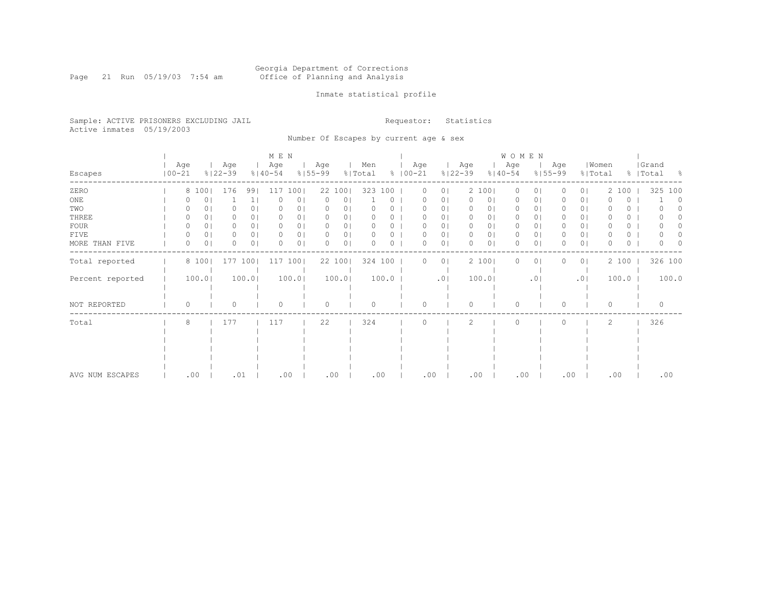Georgia Department of Corrections
Office of Planning and Analysis

Inmate statistical profile

Sample: ACTIVE PRISONERS EXCLUDING JAIL
Active inmates 05/19/2003

Requestor: Statistics

Number Of Escapes by current age & sex

| Escapes | MEN Age 00-21 | % | MEN Age 22-39 | % | MEN Age 40-54 | % | MEN Age 55-99 | % | Men Total | % | WOMEN Age 00-21 | % | WOMEN Age 22-39 | % | WOMEN Age 40-54 | % | WOMEN Age 55-99 | % | Women Total | % | Grand Total | % |
|---|---|---|---|---|---|---|---|---|---|---|---|---|---|---|---|---|---|---|---|---|---|---|
| ZERO | 8 | 100 | 176 | 99 | 117 | 100 | 22 | 100 | 323 | 100 | 0 | 0 | 2 | 100 | 0 | 0 | 0 | 0 | 2 | 100 | 325 | 100 |
| ONE | 0 | 0 | 1 | 1 | 0 | 0 | 0 | 0 | 1 | 0 | 0 | 0 | 0 | 0 | 0 | 0 | 0 | 0 | 0 | 0 | 1 | 0 |
| TWO | 0 | 0 | 0 | 0 | 0 | 0 | 0 | 0 | 0 | 0 | 0 | 0 | 0 | 0 | 0 | 0 | 0 | 0 | 0 | 0 | 0 | 0 |
| THREE | 0 | 0 | 0 | 0 | 0 | 0 | 0 | 0 | 0 | 0 | 0 | 0 | 0 | 0 | 0 | 0 | 0 | 0 | 0 | 0 | 0 | 0 |
| FOUR | 0 | 0 | 0 | 0 | 0 | 0 | 0 | 0 | 0 | 0 | 0 | 0 | 0 | 0 | 0 | 0 | 0 | 0 | 0 | 0 | 0 | 0 |
| FIVE | 0 | 0 | 0 | 0 | 0 | 0 | 0 | 0 | 0 | 0 | 0 | 0 | 0 | 0 | 0 | 0 | 0 | 0 | 0 | 0 | 0 | 0 |
| MORE THAN FIVE | 0 | 0 | 0 | 0 | 0 | 0 | 0 | 0 | 0 | 0 | 0 | 0 | 0 | 0 | 0 | 0 | 0 | 0 | 0 | 0 | 0 | 0 |
| Total reported | 8 | 100 | 177 | 100 | 117 | 100 | 22 | 100 | 324 | 100 | 0 | 0 | 2 | 100 | 0 | 0 | 0 | 0 | 2 | 100 | 326 | 100 |
| Percent reported | 100.0 | | 100.0 | | 100.0 | | 100.0 | | 100.0 | | .0 | | 100.0 | | .0 | | .0 | | 100.0 | | 100.0 | |
| NOT REPORTED | 0 | | 0 | | 0 | | 0 | | 0 | | 0 | | 0 | | 0 | | 0 | | 0 | | 0 | |
| Total | 8 | | 177 | | 117 | | 22 | | 324 | | 0 | | 2 | | 0 | | 0 | | 2 | | 326 | |
| AVG NUM ESCAPES | .00 | | .01 | | .00 | | .00 | | .00 | | .00 | | .00 | | .00 | | .00 | | .00 | | .00 | |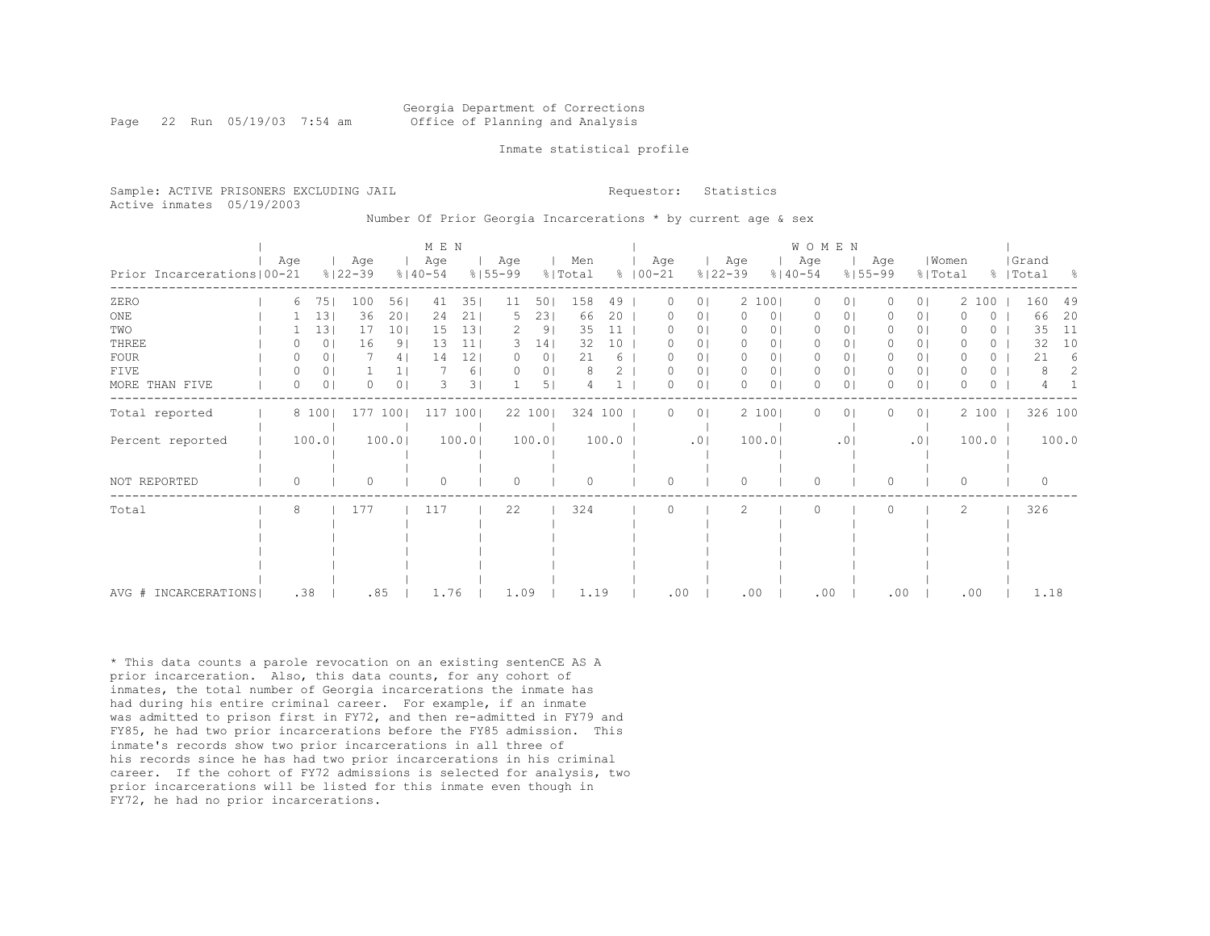Georgia Department of Corrections
Office of Planning and Analysis

Inmate statistical profile

Sample: ACTIVE PRISONERS EXCLUDING JAIL

Requestor: Statistics

Active inmates 05/19/2003

Number Of Prior Georgia Incarcerations * by current age & sex

| Prior Incarcerations | MEN Age 00-21 | % | Age 22-39 | % | Age 40-54 | % | Age 55-99 | % | Men Total | % | WOMEN Age 00-21 | % | Age 22-39 | % | Age 40-54 | % | Age 55-99 | % | Women Total | % | Grand Total | % |
|---|---|---|---|---|---|---|---|---|---|---|---|---|---|---|---|---|---|---|---|---|---|---|
| ZERO | 6 | 75 | 100 | 56 | 41 | 35 | 11 | 50 | 158 | 49 | 0 | 0 | 2 | 100 | 0 | 0 | 0 | 0 | 2 | 100 | 160 | 49 |
| ONE | 1 | 13 | 36 | 20 | 24 | 21 | 5 | 23 | 66 | 20 | 0 | 0 | 0 | 0 | 0 | 0 | 0 | 0 | 0 | 0 | 66 | 20 |
| TWO | 1 | 13 | 17 | 10 | 15 | 13 | 2 | 9 | 35 | 11 | 0 | 0 | 0 | 0 | 0 | 0 | 0 | 0 | 0 | 0 | 35 | 11 |
| THREE | 0 | 0 | 16 | 9 | 13 | 11 | 3 | 14 | 32 | 10 | 0 | 0 | 0 | 0 | 0 | 0 | 0 | 0 | 0 | 0 | 32 | 10 |
| FOUR | 0 | 0 | 7 | 4 | 14 | 12 | 0 | 0 | 21 | 6 | 0 | 0 | 0 | 0 | 0 | 0 | 0 | 0 | 0 | 0 | 21 | 6 |
| FIVE | 0 | 0 | 1 | 1 | 7 | 6 | 0 | 0 | 8 | 2 | 0 | 0 | 0 | 0 | 0 | 0 | 0 | 0 | 0 | 0 | 8 | 2 |
| MORE THAN FIVE | 0 | 0 | 0 | 0 | 3 | 3 | 1 | 5 | 4 | 1 | 0 | 0 | 0 | 0 | 0 | 0 | 0 | 0 | 0 | 0 | 4 | 1 |
| Total reported | 8 | 100 | 177 | 100 | 117 | 100 | 22 | 100 | 324 | 100 | 0 | 0 | 2 | 100 | 0 | 0 | 0 | 0 | 2 | 100 | 326 | 100 |
| Percent reported | 100.0 | | 100.0 | | 100.0 | | 100.0 | | 100.0 | | .0 | | 100.0 | | .0 | | .0 | | 100.0 | | 100.0 | |
| NOT REPORTED | 0 | | 0 | | 0 | | 0 | | 0 | | 0 | | 0 | | 0 | | 0 | | 0 | | 0 | |
| Total | 8 | | 177 | | 117 | | 22 | | 324 | | 0 | | 2 | | 0 | | 0 | | 2 | | 326 | |
| AVG # INCARCERATIONS | .38 | | .85 | | 1.76 | | 1.09 | | 1.19 | | .00 | | .00 | | .00 | | .00 | | .00 | | 1.18 | |

* This data counts a parole revocation on an existing sentenCE AS A prior incarceration. Also, this data counts, for any cohort of inmates, the total number of Georgia incarcerations the inmate has had during his entire criminal career. For example, if an inmate was admitted to prison first in FY72, and then re-admitted in FY79 and FY85, he had two prior incarcerations before the FY85 admission. This inmate's records show two prior incarcerations in all three of his records since he has had two prior incarcerations in his criminal career. If the cohort of FY72 admissions is selected for analysis, two prior incarcerations will be listed for this inmate even though in FY72, he had no prior incarcerations.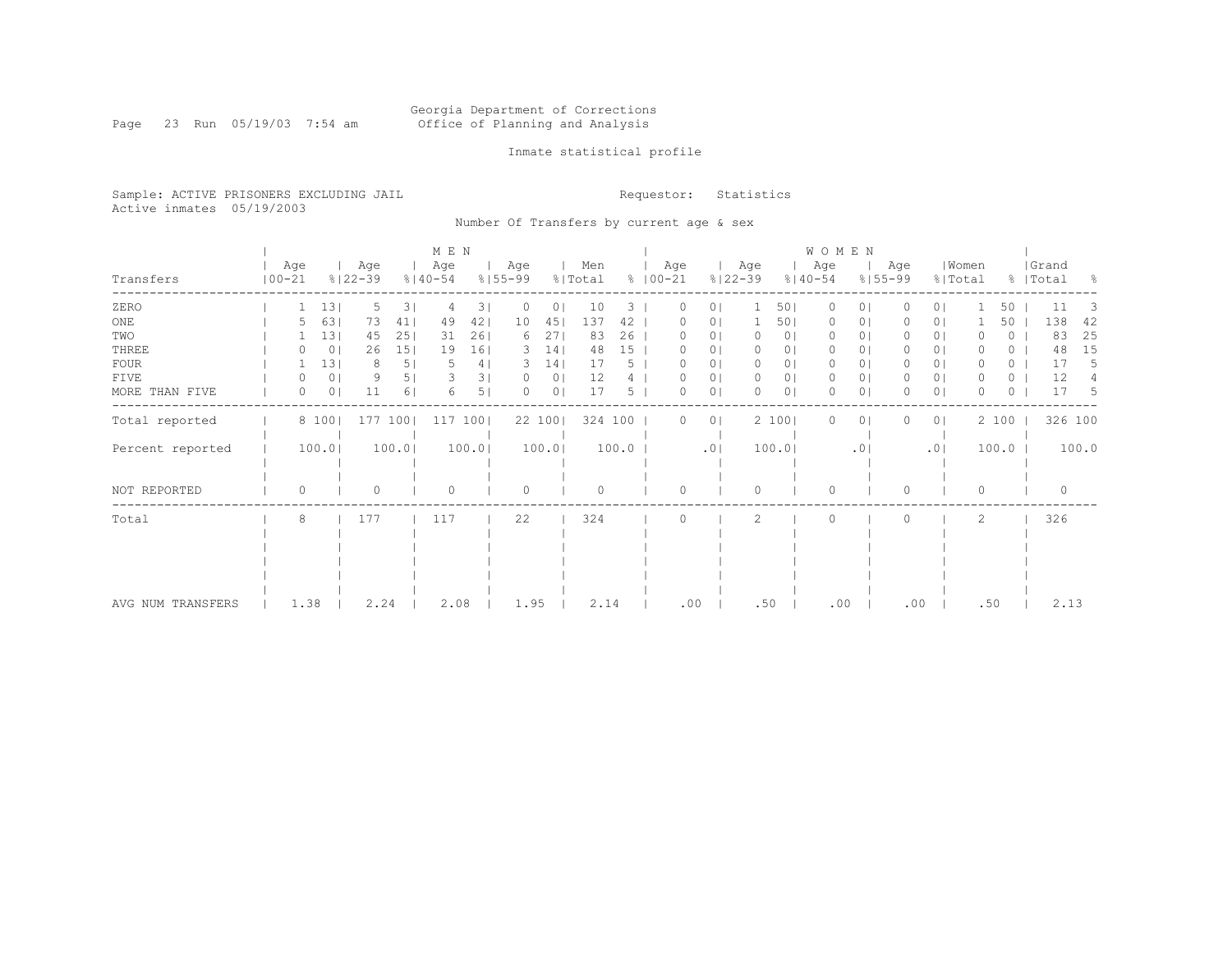Georgia Department of Corrections
Office of Planning and Analysis

Inmate statistical profile

Sample: ACTIVE PRISONERS EXCLUDING JAIL

Active inmates 05/19/2003

Requestor: Statistics

Number Of Transfers by current age & sex

| Transfers | MEN Age 00-21 | % | MEN Age 22-39 | % | MEN Age 40-54 | % | MEN Age 55-99 | % | Men Total | % | WOMEN Age 00-21 | % | WOMEN Age 22-39 | % | WOMEN Age 40-54 | % | WOMEN Age 55-99 | % | Women Total | % | Grand Total | % |
|---|---|---|---|---|---|---|---|---|---|---|---|---|---|---|---|---|---|---|---|---|---|---|
| ZERO | 1 | 13 | 5 | 3 | 4 | 3 | 0 | 0 | 10 | 3 | 0 | 0 | 1 | 50 | 0 | 0 | 0 | 0 | 1 | 50 | 11 | 3 |
| ONE | 5 | 63 | 73 | 41 | 49 | 42 | 10 | 45 | 137 | 42 | 0 | 0 | 1 | 50 | 0 | 0 | 0 | 0 | 1 | 50 | 138 | 42 |
| TWO | 1 | 13 | 45 | 25 | 31 | 26 | 6 | 27 | 83 | 26 | 0 | 0 | 0 | 0 | 0 | 0 | 0 | 0 | 0 | 0 | 83 | 25 |
| THREE | 0 | 0 | 26 | 15 | 19 | 16 | 3 | 14 | 48 | 15 | 0 | 0 | 0 | 0 | 0 | 0 | 0 | 0 | 0 | 0 | 48 | 15 |
| FOUR | 1 | 13 | 8 | 5 | 5 | 4 | 3 | 14 | 17 | 5 | 0 | 0 | 0 | 0 | 0 | 0 | 0 | 0 | 0 | 0 | 17 | 5 |
| FIVE | 0 | 0 | 9 | 5 | 3 | 3 | 0 | 0 | 12 | 4 | 0 | 0 | 0 | 0 | 0 | 0 | 0 | 0 | 0 | 0 | 12 | 4 |
| MORE THAN FIVE | 0 | 0 | 11 | 6 | 6 | 5 | 0 | 0 | 17 | 5 | 0 | 0 | 0 | 0 | 0 | 0 | 0 | 0 | 0 | 0 | 17 | 5 |
| Total reported | 8 | 100 | 177 | 100 | 117 | 100 | 22 | 100 | 324 | 100 | 0 | 0 | 2 | 100 | 0 | 0 | 0 | 0 | 2 | 100 | 326 | 100 |
| Percent reported | 100.0 | | 100.0 | | 100.0 | | 100.0 | | 100.0 | | .0 | | 100.0 | | .0 | | .0 | | 100.0 | | 100.0 | |
| NOT REPORTED | 0 | | 0 | | 0 | | 0 | | 0 | | 0 | | 0 | | 0 | | 0 | | 0 | | 0 | |
| Total | 8 | | 177 | | 117 | | 22 | | 324 | | 0 | | 2 | | 0 | | 0 | | 2 | | 326 | |
| AVG NUM TRANSFERS | 1.38 | | 2.24 | | 2.08 | | 1.95 | | 2.14 | | .00 | | .50 | | .00 | | .00 | | .50 | | 2.13 | |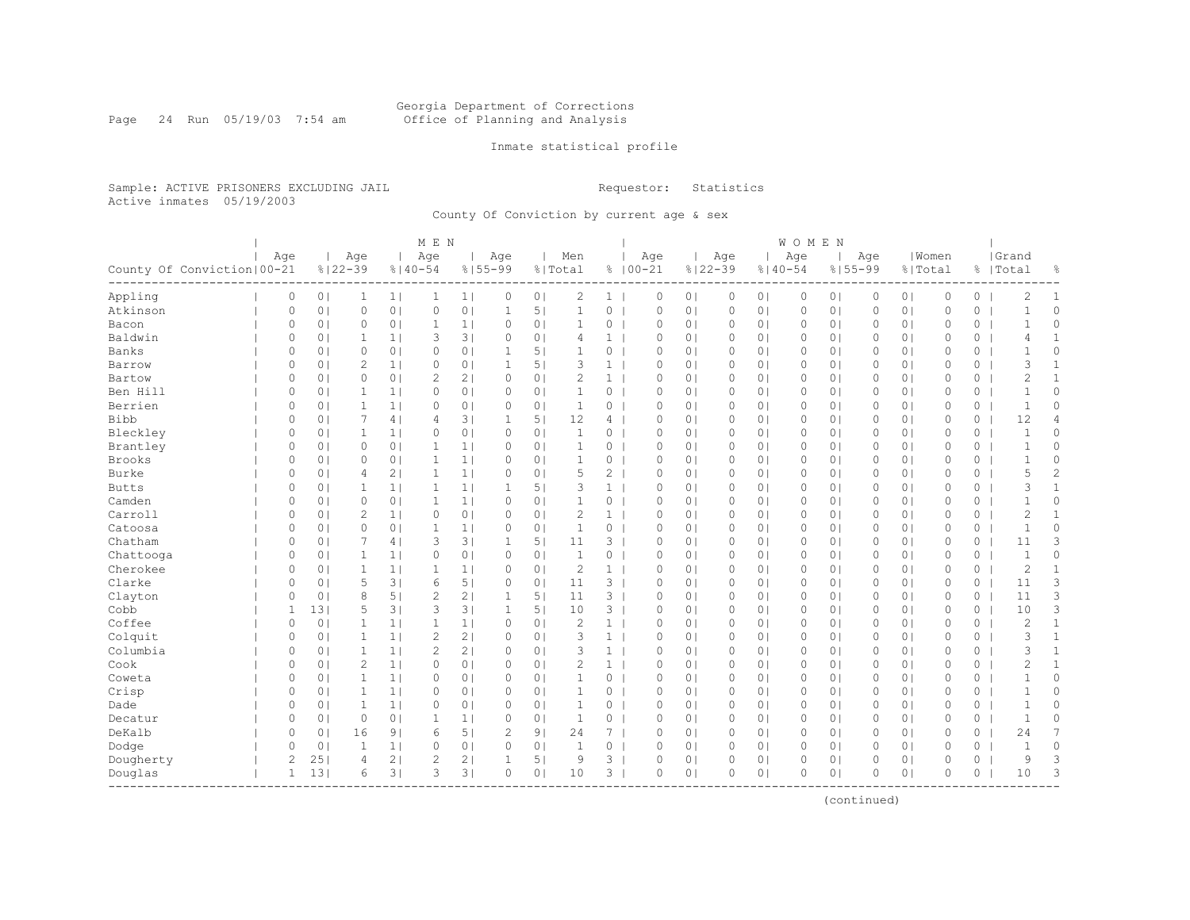Georgia Department of Corrections
Office of Planning and Analysis

Inmate statistical profile

Sample: ACTIVE PRISONERS EXCLUDING JAIL
Active inmates 05/19/2003

Requestor: Statistics

County Of Conviction by current age & sex

| County Of Conviction | MEN Age 00-21 | % | Age 22-39 | % | Age 40-54 | % | Age 55-99 | % | Men Total | % | WOMEN Age 00-21 | % | Age 22-39 | % | Age 40-54 | % | Age 55-99 | % | Women Total | % | Grand Total | % |
|---|---|---|---|---|---|---|---|---|---|---|---|---|---|---|---|---|---|---|---|---|---|---|
| Appling | 0 | 0 | 1 | 1 | 1 | 1 | 0 | 0 | 2 | 1 | 0 | 0 | 0 | 0 | 0 | 0 | 0 | 0 | 0 | 0 | 2 | 1 |
| Atkinson | 0 | 0 | 0 | 0 | 0 | 0 | 1 | 5 | 1 | 0 | 0 | 0 | 0 | 0 | 0 | 0 | 0 | 0 | 0 | 0 | 1 | 0 |
| Bacon | 0 | 0 | 0 | 0 | 1 | 1 | 0 | 0 | 1 | 0 | 0 | 0 | 0 | 0 | 0 | 0 | 0 | 0 | 0 | 0 | 1 | 0 |
| Baldwin | 0 | 0 | 1 | 1 | 3 | 3 | 0 | 0 | 4 | 1 | 0 | 0 | 0 | 0 | 0 | 0 | 0 | 0 | 0 | 0 | 4 | 1 |
| Banks | 0 | 0 | 0 | 0 | 0 | 0 | 1 | 5 | 1 | 0 | 0 | 0 | 0 | 0 | 0 | 0 | 0 | 0 | 0 | 0 | 1 | 0 |
| Barrow | 0 | 0 | 2 | 1 | 0 | 0 | 1 | 5 | 3 | 1 | 0 | 0 | 0 | 0 | 0 | 0 | 0 | 0 | 0 | 0 | 3 | 1 |
| Bartow | 0 | 0 | 0 | 0 | 2 | 2 | 0 | 0 | 2 | 1 | 0 | 0 | 0 | 0 | 0 | 0 | 0 | 0 | 0 | 0 | 2 | 1 |
| Ben Hill | 0 | 0 | 1 | 1 | 0 | 0 | 0 | 0 | 1 | 0 | 0 | 0 | 0 | 0 | 0 | 0 | 0 | 0 | 0 | 0 | 1 | 0 |
| Berrien | 0 | 0 | 1 | 1 | 0 | 0 | 0 | 0 | 1 | 0 | 0 | 0 | 0 | 0 | 0 | 0 | 0 | 0 | 0 | 0 | 1 | 0 |
| Bibb | 0 | 0 | 7 | 4 | 4 | 3 | 1 | 5 | 12 | 4 | 0 | 0 | 0 | 0 | 0 | 0 | 0 | 0 | 0 | 0 | 12 | 4 |
| Bleckley | 0 | 0 | 1 | 1 | 0 | 0 | 0 | 0 | 1 | 0 | 0 | 0 | 0 | 0 | 0 | 0 | 0 | 0 | 0 | 0 | 1 | 0 |
| Brantley | 0 | 0 | 0 | 0 | 1 | 1 | 0 | 0 | 1 | 0 | 0 | 0 | 0 | 0 | 0 | 0 | 0 | 0 | 0 | 0 | 1 | 0 |
| Brooks | 0 | 0 | 0 | 0 | 1 | 1 | 0 | 0 | 1 | 0 | 0 | 0 | 0 | 0 | 0 | 0 | 0 | 0 | 0 | 0 | 1 | 0 |
| Burke | 0 | 0 | 4 | 2 | 1 | 1 | 0 | 0 | 5 | 2 | 0 | 0 | 0 | 0 | 0 | 0 | 0 | 0 | 0 | 0 | 5 | 2 |
| Butts | 0 | 0 | 1 | 1 | 1 | 1 | 1 | 5 | 3 | 1 | 0 | 0 | 0 | 0 | 0 | 0 | 0 | 0 | 0 | 0 | 3 | 1 |
| Camden | 0 | 0 | 0 | 0 | 1 | 1 | 0 | 0 | 1 | 0 | 0 | 0 | 0 | 0 | 0 | 0 | 0 | 0 | 0 | 0 | 1 | 0 |
| Carroll | 0 | 0 | 2 | 1 | 0 | 0 | 0 | 0 | 2 | 1 | 0 | 0 | 0 | 0 | 0 | 0 | 0 | 0 | 0 | 0 | 2 | 1 |
| Catoosa | 0 | 0 | 0 | 0 | 1 | 1 | 0 | 0 | 1 | 0 | 0 | 0 | 0 | 0 | 0 | 0 | 0 | 0 | 0 | 0 | 1 | 0 |
| Chatham | 0 | 0 | 7 | 4 | 3 | 3 | 1 | 5 | 11 | 3 | 0 | 0 | 0 | 0 | 0 | 0 | 0 | 0 | 0 | 0 | 11 | 3 |
| Chattooga | 0 | 0 | 1 | 1 | 0 | 0 | 0 | 0 | 1 | 0 | 0 | 0 | 0 | 0 | 0 | 0 | 0 | 0 | 0 | 0 | 1 | 0 |
| Cherokee | 0 | 0 | 1 | 1 | 1 | 1 | 0 | 0 | 2 | 1 | 0 | 0 | 0 | 0 | 0 | 0 | 0 | 0 | 0 | 0 | 2 | 1 |
| Clarke | 0 | 0 | 5 | 3 | 6 | 5 | 0 | 0 | 11 | 3 | 0 | 0 | 0 | 0 | 0 | 0 | 0 | 0 | 0 | 0 | 11 | 3 |
| Clayton | 0 | 0 | 8 | 5 | 2 | 2 | 1 | 5 | 11 | 3 | 0 | 0 | 0 | 0 | 0 | 0 | 0 | 0 | 0 | 0 | 11 | 3 |
| Cobb | 1 | 13 | 5 | 3 | 3 | 3 | 1 | 5 | 10 | 3 | 0 | 0 | 0 | 0 | 0 | 0 | 0 | 0 | 0 | 0 | 10 | 3 |
| Coffee | 0 | 0 | 1 | 1 | 1 | 1 | 0 | 0 | 2 | 1 | 0 | 0 | 0 | 0 | 0 | 0 | 0 | 0 | 0 | 0 | 2 | 1 |
| Colquit | 0 | 0 | 1 | 1 | 2 | 2 | 0 | 0 | 3 | 1 | 0 | 0 | 0 | 0 | 0 | 0 | 0 | 0 | 0 | 0 | 3 | 1 |
| Columbia | 0 | 0 | 1 | 1 | 2 | 2 | 0 | 0 | 3 | 1 | 0 | 0 | 0 | 0 | 0 | 0 | 0 | 0 | 0 | 0 | 3 | 1 |
| Cook | 0 | 0 | 2 | 1 | 0 | 0 | 0 | 0 | 2 | 1 | 0 | 0 | 0 | 0 | 0 | 0 | 0 | 0 | 0 | 0 | 2 | 1 |
| Coweta | 0 | 0 | 1 | 1 | 0 | 0 | 0 | 0 | 1 | 0 | 0 | 0 | 0 | 0 | 0 | 0 | 0 | 0 | 0 | 0 | 1 | 0 |
| Crisp | 0 | 0 | 1 | 1 | 0 | 0 | 0 | 0 | 1 | 0 | 0 | 0 | 0 | 0 | 0 | 0 | 0 | 0 | 0 | 0 | 1 | 0 |
| Dade | 0 | 0 | 1 | 1 | 0 | 0 | 0 | 0 | 1 | 0 | 0 | 0 | 0 | 0 | 0 | 0 | 0 | 0 | 0 | 0 | 1 | 0 |
| Decatur | 0 | 0 | 0 | 0 | 1 | 1 | 0 | 0 | 1 | 0 | 0 | 0 | 0 | 0 | 0 | 0 | 0 | 0 | 0 | 0 | 1 | 0 |
| DeKalb | 0 | 0 | 16 | 9 | 6 | 5 | 2 | 9 | 24 | 7 | 0 | 0 | 0 | 0 | 0 | 0 | 0 | 0 | 0 | 0 | 24 | 7 |
| Dodge | 0 | 0 | 1 | 1 | 0 | 0 | 0 | 0 | 1 | 0 | 0 | 0 | 0 | 0 | 0 | 0 | 0 | 0 | 0 | 0 | 1 | 0 |
| Dougherty | 2 | 25 | 4 | 2 | 2 | 2 | 1 | 5 | 9 | 3 | 0 | 0 | 0 | 0 | 0 | 0 | 0 | 0 | 0 | 0 | 9 | 3 |
| Douglas | 1 | 13 | 6 | 3 | 3 | 3 | 0 | 0 | 10 | 3 | 0 | 0 | 0 | 0 | 0 | 0 | 0 | 0 | 0 | 0 | 10 | 3 |

(continued)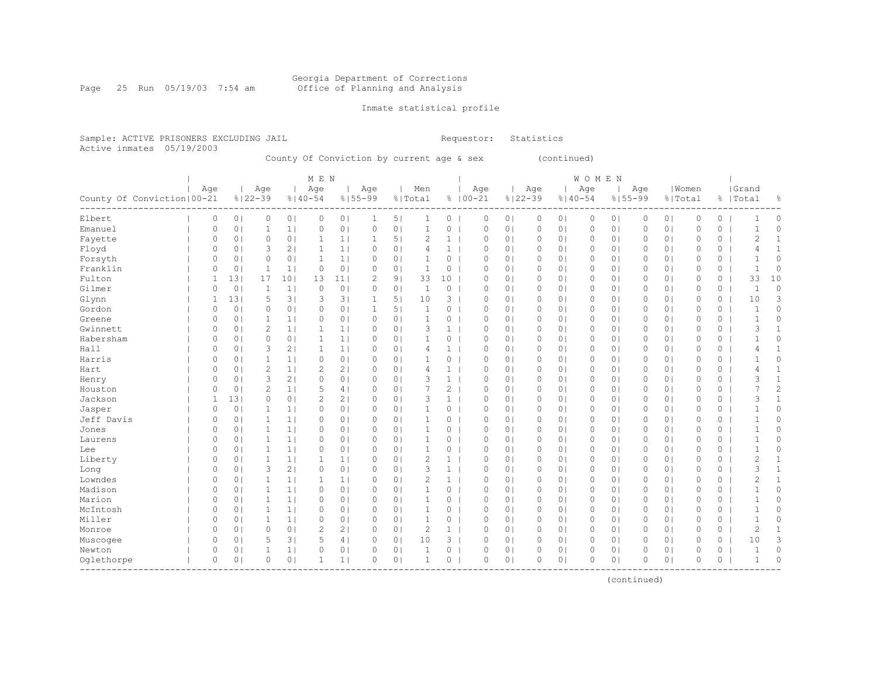Georgia Department of Corrections
Office of Planning and Analysis

Inmate statistical profile

Sample: ACTIVE PRISONERS EXCLUDING JAIL    Requestor: Statistics
Active inmates 05/19/2003

County Of Conviction by current age & sex (continued)

| | MEN | | | | | | | | | | WOMEN | | | | | | | | | | Grand | |
|---|---|---|---|---|---|---|---|---|---|---|---|---|---|---|---|---|---|---|---|---|---|---|
| County Of Conviction | Age 00-21 | % | Age 22-39 | % | Age 40-54 | % | Age 55-99 | % | Men Total | % | Age 00-21 | % | Age 22-39 | % | Age 40-54 | % | Age 55-99 | % | Women Total | % | Total | % |
| Elbert | 0 | 0 | 0 | 0 | 0 | 0 | 1 | 5 | 1 | 0 | 0 | 0 | 0 | 0 | 0 | 0 | 0 | 0 | 0 | 0 | 1 | 0 |
| Emanuel | 0 | 0 | 1 | 1 | 0 | 0 | 0 | 0 | 1 | 0 | 0 | 0 | 0 | 0 | 0 | 0 | 0 | 0 | 0 | 0 | 1 | 0 |
| Fayette | 0 | 0 | 0 | 0 | 1 | 1 | 1 | 5 | 2 | 1 | 0 | 0 | 0 | 0 | 0 | 0 | 0 | 0 | 0 | 0 | 2 | 1 |
| Floyd | 0 | 0 | 3 | 2 | 1 | 1 | 0 | 0 | 4 | 1 | 0 | 0 | 0 | 0 | 0 | 0 | 0 | 0 | 0 | 0 | 4 | 1 |
| Forsyth | 0 | 0 | 0 | 0 | 1 | 1 | 0 | 0 | 1 | 0 | 0 | 0 | 0 | 0 | 0 | 0 | 0 | 0 | 0 | 0 | 1 | 0 |
| Franklin | 0 | 0 | 1 | 1 | 0 | 0 | 0 | 0 | 1 | 0 | 0 | 0 | 0 | 0 | 0 | 0 | 0 | 0 | 0 | 0 | 1 | 0 |
| Fulton | 1 | 13 | 17 | 10 | 13 | 11 | 2 | 9 | 33 | 10 | 0 | 0 | 0 | 0 | 0 | 0 | 0 | 0 | 0 | 0 | 33 | 10 |
| Gilmer | 0 | 0 | 1 | 1 | 0 | 0 | 0 | 0 | 1 | 0 | 0 | 0 | 0 | 0 | 0 | 0 | 0 | 0 | 0 | 0 | 1 | 0 |
| Glynn | 1 | 13 | 5 | 3 | 3 | 3 | 1 | 5 | 10 | 3 | 0 | 0 | 0 | 0 | 0 | 0 | 0 | 0 | 0 | 0 | 10 | 3 |
| Gordon | 0 | 0 | 0 | 0 | 0 | 0 | 1 | 5 | 1 | 0 | 0 | 0 | 0 | 0 | 0 | 0 | 0 | 0 | 0 | 0 | 1 | 0 |
| Greene | 0 | 0 | 1 | 1 | 0 | 0 | 0 | 0 | 1 | 0 | 0 | 0 | 0 | 0 | 0 | 0 | 0 | 0 | 0 | 0 | 1 | 0 |
| Gwinnett | 0 | 0 | 2 | 1 | 1 | 1 | 0 | 0 | 3 | 1 | 0 | 0 | 0 | 0 | 0 | 0 | 0 | 0 | 0 | 0 | 3 | 1 |
| Habersham | 0 | 0 | 0 | 0 | 1 | 1 | 0 | 0 | 1 | 0 | 0 | 0 | 0 | 0 | 0 | 0 | 0 | 0 | 0 | 0 | 1 | 0 |
| Hall | 0 | 0 | 3 | 2 | 1 | 1 | 0 | 0 | 4 | 1 | 0 | 0 | 0 | 0 | 0 | 0 | 0 | 0 | 0 | 0 | 4 | 1 |
| Harris | 0 | 0 | 1 | 1 | 0 | 0 | 0 | 0 | 1 | 0 | 0 | 0 | 0 | 0 | 0 | 0 | 0 | 0 | 0 | 0 | 1 | 0 |
| Hart | 0 | 0 | 2 | 1 | 2 | 2 | 0 | 0 | 4 | 1 | 0 | 0 | 0 | 0 | 0 | 0 | 0 | 0 | 0 | 0 | 4 | 1 |
| Henry | 0 | 0 | 3 | 2 | 0 | 0 | 0 | 0 | 3 | 1 | 0 | 0 | 0 | 0 | 0 | 0 | 0 | 0 | 0 | 0 | 3 | 1 |
| Houston | 0 | 0 | 2 | 1 | 5 | 4 | 0 | 0 | 7 | 2 | 0 | 0 | 0 | 0 | 0 | 0 | 0 | 0 | 0 | 0 | 7 | 2 |
| Jackson | 1 | 13 | 0 | 0 | 2 | 2 | 0 | 0 | 3 | 1 | 0 | 0 | 0 | 0 | 0 | 0 | 0 | 0 | 0 | 0 | 3 | 1 |
| Jasper | 0 | 0 | 1 | 1 | 0 | 0 | 0 | 0 | 1 | 0 | 0 | 0 | 0 | 0 | 0 | 0 | 0 | 0 | 0 | 0 | 1 | 0 |
| Jeff Davis | 0 | 0 | 1 | 1 | 0 | 0 | 0 | 0 | 1 | 0 | 0 | 0 | 0 | 0 | 0 | 0 | 0 | 0 | 0 | 0 | 1 | 0 |
| Jones | 0 | 0 | 1 | 1 | 0 | 0 | 0 | 0 | 1 | 0 | 0 | 0 | 0 | 0 | 0 | 0 | 0 | 0 | 0 | 0 | 1 | 0 |
| Laurens | 0 | 0 | 1 | 1 | 0 | 0 | 0 | 0 | 1 | 0 | 0 | 0 | 0 | 0 | 0 | 0 | 0 | 0 | 0 | 0 | 1 | 0 |
| Lee | 0 | 0 | 1 | 1 | 0 | 0 | 0 | 0 | 1 | 0 | 0 | 0 | 0 | 0 | 0 | 0 | 0 | 0 | 0 | 0 | 1 | 0 |
| Liberty | 0 | 0 | 1 | 1 | 1 | 1 | 0 | 0 | 2 | 1 | 0 | 0 | 0 | 0 | 0 | 0 | 0 | 0 | 0 | 0 | 2 | 1 |
| Long | 0 | 0 | 3 | 2 | 0 | 0 | 0 | 0 | 3 | 1 | 0 | 0 | 0 | 0 | 0 | 0 | 0 | 0 | 0 | 0 | 3 | 1 |
| Lowndes | 0 | 0 | 1 | 1 | 1 | 1 | 0 | 0 | 2 | 1 | 0 | 0 | 0 | 0 | 0 | 0 | 0 | 0 | 0 | 0 | 2 | 1 |
| Madison | 0 | 0 | 1 | 1 | 0 | 0 | 0 | 0 | 1 | 0 | 0 | 0 | 0 | 0 | 0 | 0 | 0 | 0 | 0 | 0 | 1 | 0 |
| Marion | 0 | 0 | 1 | 1 | 0 | 0 | 0 | 0 | 1 | 0 | 0 | 0 | 0 | 0 | 0 | 0 | 0 | 0 | 0 | 0 | 1 | 0 |
| McIntosh | 0 | 0 | 1 | 1 | 0 | 0 | 0 | 0 | 1 | 0 | 0 | 0 | 0 | 0 | 0 | 0 | 0 | 0 | 0 | 0 | 1 | 0 |
| Miller | 0 | 0 | 1 | 1 | 0 | 0 | 0 | 0 | 1 | 0 | 0 | 0 | 0 | 0 | 0 | 0 | 0 | 0 | 0 | 0 | 1 | 0 |
| Monroe | 0 | 0 | 0 | 0 | 2 | 2 | 0 | 0 | 2 | 1 | 0 | 0 | 0 | 0 | 0 | 0 | 0 | 0 | 0 | 0 | 2 | 1 |
| Muscogee | 0 | 0 | 5 | 3 | 5 | 4 | 0 | 0 | 10 | 3 | 0 | 0 | 0 | 0 | 0 | 0 | 0 | 0 | 0 | 0 | 10 | 3 |
| Newton | 0 | 0 | 1 | 1 | 0 | 0 | 0 | 0 | 1 | 0 | 0 | 0 | 0 | 0 | 0 | 0 | 0 | 0 | 0 | 0 | 1 | 0 |
| Oglethorpe | 0 | 0 | 0 | 0 | 1 | 1 | 0 | 0 | 1 | 0 | 0 | 0 | 0 | 0 | 0 | 0 | 0 | 0 | 0 | 0 | 1 | 0 |

(continued)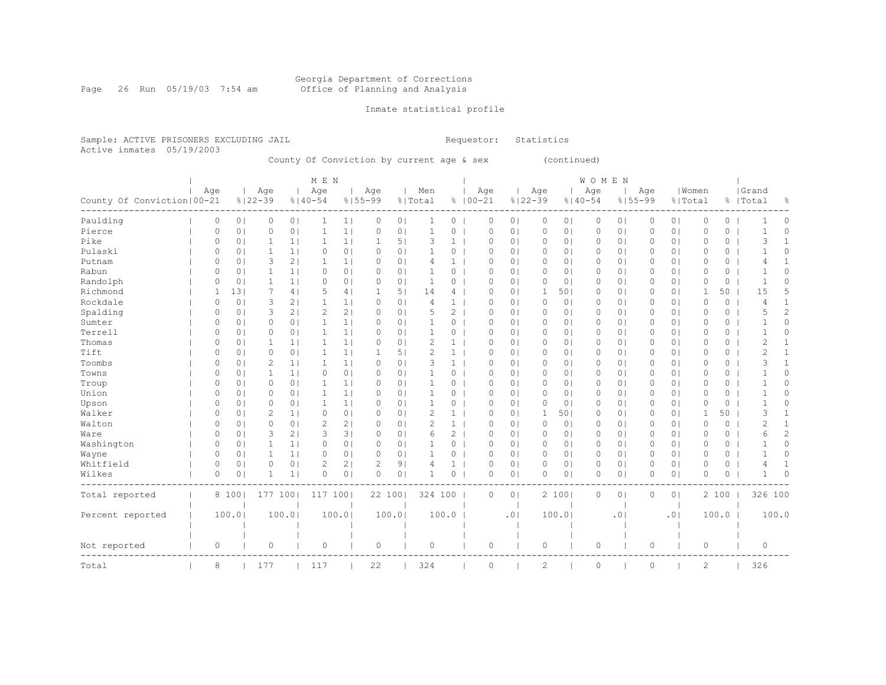Georgia Department of Corrections
Office of Planning and Analysis

Inmate statistical profile

Sample: ACTIVE PRISONERS EXCLUDING JAIL
Active inmates 05/19/2003

Requestor: Statistics

County Of Conviction by current age & sex (continued)

| County Of Conviction | MEN Age 00-21 | % | Age 22-39 | % | Age 40-54 | % | Age 55-99 | % | Men Total | % | WOMEN Age 00-21 | % | Age 22-39 | % | Age 40-54 | % | Age 55-99 | % | Women Total | % | Grand Total | % |
|---|---|---|---|---|---|---|---|---|---|---|---|---|---|---|---|---|---|---|---|---|---|---|
| Paulding | 0 | 0 | 0 | 0 | 1 | 1 | 0 | 0 | 1 | 0 | 0 | 0 | 0 | 0 | 0 | 0 | 0 | 0 | 0 | 0 | 1 | 0 |
| Pierce | 0 | 0 | 0 | 0 | 1 | 1 | 0 | 0 | 1 | 0 | 0 | 0 | 0 | 0 | 0 | 0 | 0 | 0 | 0 | 0 | 1 | 0 |
| Pike | 0 | 0 | 1 | 1 | 1 | 1 | 1 | 5 | 3 | 1 | 0 | 0 | 0 | 0 | 0 | 0 | 0 | 0 | 0 | 0 | 3 | 1 |
| Pulaski | 0 | 0 | 1 | 1 | 0 | 0 | 0 | 0 | 1 | 0 | 0 | 0 | 0 | 0 | 0 | 0 | 0 | 0 | 0 | 0 | 1 | 0 |
| Putnam | 0 | 0 | 3 | 2 | 1 | 1 | 0 | 0 | 4 | 1 | 0 | 0 | 0 | 0 | 0 | 0 | 0 | 0 | 0 | 0 | 4 | 1 |
| Rabun | 0 | 0 | 1 | 1 | 0 | 0 | 0 | 0 | 1 | 0 | 0 | 0 | 0 | 0 | 0 | 0 | 0 | 0 | 0 | 0 | 1 | 0 |
| Randolph | 0 | 0 | 1 | 1 | 0 | 0 | 0 | 0 | 1 | 0 | 0 | 0 | 0 | 0 | 0 | 0 | 0 | 0 | 0 | 0 | 1 | 0 |
| Richmond | 1 | 13 | 7 | 4 | 5 | 4 | 1 | 5 | 14 | 4 | 0 | 0 | 1 | 50 | 0 | 0 | 0 | 0 | 1 | 50 | 15 | 5 |
| Rockdale | 0 | 0 | 3 | 2 | 1 | 1 | 0 | 0 | 4 | 1 | 0 | 0 | 0 | 0 | 0 | 0 | 0 | 0 | 0 | 0 | 4 | 1 |
| Spalding | 0 | 0 | 3 | 2 | 2 | 2 | 0 | 0 | 5 | 2 | 0 | 0 | 0 | 0 | 0 | 0 | 0 | 0 | 0 | 0 | 5 | 2 |
| Sumter | 0 | 0 | 0 | 0 | 1 | 1 | 0 | 0 | 1 | 0 | 0 | 0 | 0 | 0 | 0 | 0 | 0 | 0 | 0 | 0 | 1 | 0 |
| Terrell | 0 | 0 | 0 | 0 | 1 | 1 | 0 | 0 | 1 | 0 | 0 | 0 | 0 | 0 | 0 | 0 | 0 | 0 | 0 | 0 | 1 | 0 |
| Thomas | 0 | 0 | 1 | 1 | 1 | 1 | 0 | 0 | 2 | 1 | 0 | 0 | 0 | 0 | 0 | 0 | 0 | 0 | 0 | 0 | 2 | 1 |
| Tift | 0 | 0 | 0 | 0 | 1 | 1 | 1 | 5 | 2 | 1 | 0 | 0 | 0 | 0 | 0 | 0 | 0 | 0 | 0 | 0 | 2 | 1 |
| Toombs | 0 | 0 | 2 | 1 | 1 | 1 | 0 | 0 | 3 | 1 | 0 | 0 | 0 | 0 | 0 | 0 | 0 | 0 | 0 | 0 | 3 | 1 |
| Towns | 0 | 0 | 1 | 1 | 0 | 0 | 0 | 0 | 1 | 0 | 0 | 0 | 0 | 0 | 0 | 0 | 0 | 0 | 0 | 0 | 1 | 0 |
| Troup | 0 | 0 | 0 | 0 | 1 | 1 | 0 | 0 | 1 | 0 | 0 | 0 | 0 | 0 | 0 | 0 | 0 | 0 | 0 | 0 | 1 | 0 |
| Union | 0 | 0 | 0 | 0 | 1 | 1 | 0 | 0 | 1 | 0 | 0 | 0 | 0 | 0 | 0 | 0 | 0 | 0 | 0 | 0 | 1 | 0 |
| Upson | 0 | 0 | 0 | 0 | 1 | 1 | 0 | 0 | 1 | 0 | 0 | 0 | 0 | 0 | 0 | 0 | 0 | 0 | 0 | 0 | 1 | 0 |
| Walker | 0 | 0 | 2 | 1 | 0 | 0 | 0 | 0 | 2 | 1 | 0 | 0 | 1 | 50 | 0 | 0 | 0 | 0 | 1 | 50 | 3 | 1 |
| Walton | 0 | 0 | 0 | 0 | 2 | 2 | 0 | 0 | 2 | 1 | 0 | 0 | 0 | 0 | 0 | 0 | 0 | 0 | 0 | 0 | 2 | 1 |
| Ware | 0 | 0 | 3 | 2 | 3 | 3 | 0 | 0 | 6 | 2 | 0 | 0 | 0 | 0 | 0 | 0 | 0 | 0 | 0 | 0 | 6 | 2 |
| Washington | 0 | 0 | 1 | 1 | 0 | 0 | 0 | 0 | 1 | 0 | 0 | 0 | 0 | 0 | 0 | 0 | 0 | 0 | 0 | 0 | 1 | 0 |
| Wayne | 0 | 0 | 1 | 1 | 0 | 0 | 0 | 0 | 1 | 0 | 0 | 0 | 0 | 0 | 0 | 0 | 0 | 0 | 0 | 0 | 1 | 0 |
| Whitfield | 0 | 0 | 0 | 0 | 2 | 2 | 2 | 9 | 4 | 1 | 0 | 0 | 0 | 0 | 0 | 0 | 0 | 0 | 0 | 0 | 4 | 1 |
| Wilkes | 0 | 0 | 1 | 1 | 0 | 0 | 0 | 0 | 1 | 0 | 0 | 0 | 0 | 0 | 0 | 0 | 0 | 0 | 0 | 0 | 1 | 0 |
| Total reported | 8 | 100 | 177 | 100 | 117 | 100 | 22 | 100 | 324 | 100 | 0 | 0 | 2 | 100 | 0 | 0 | 0 | 0 | 2 | 100 | 326 | 100 |
| Percent reported | | 100.0 | | 100.0 | | 100.0 | | 100.0 | | 100.0 | | .0 | | 100.0 | | .0 | | .0 | | 100.0 | | 100.0 |
| Not reported | 0 | | 0 | | 0 | | 0 | | 0 | | 0 | | 0 | | 0 | | 0 | | 0 | | 0 | |
| Total | 8 | | 177 | | 117 | | 22 | | 324 | | 0 | | 2 | | 0 | | 0 | | 2 | | 326 | |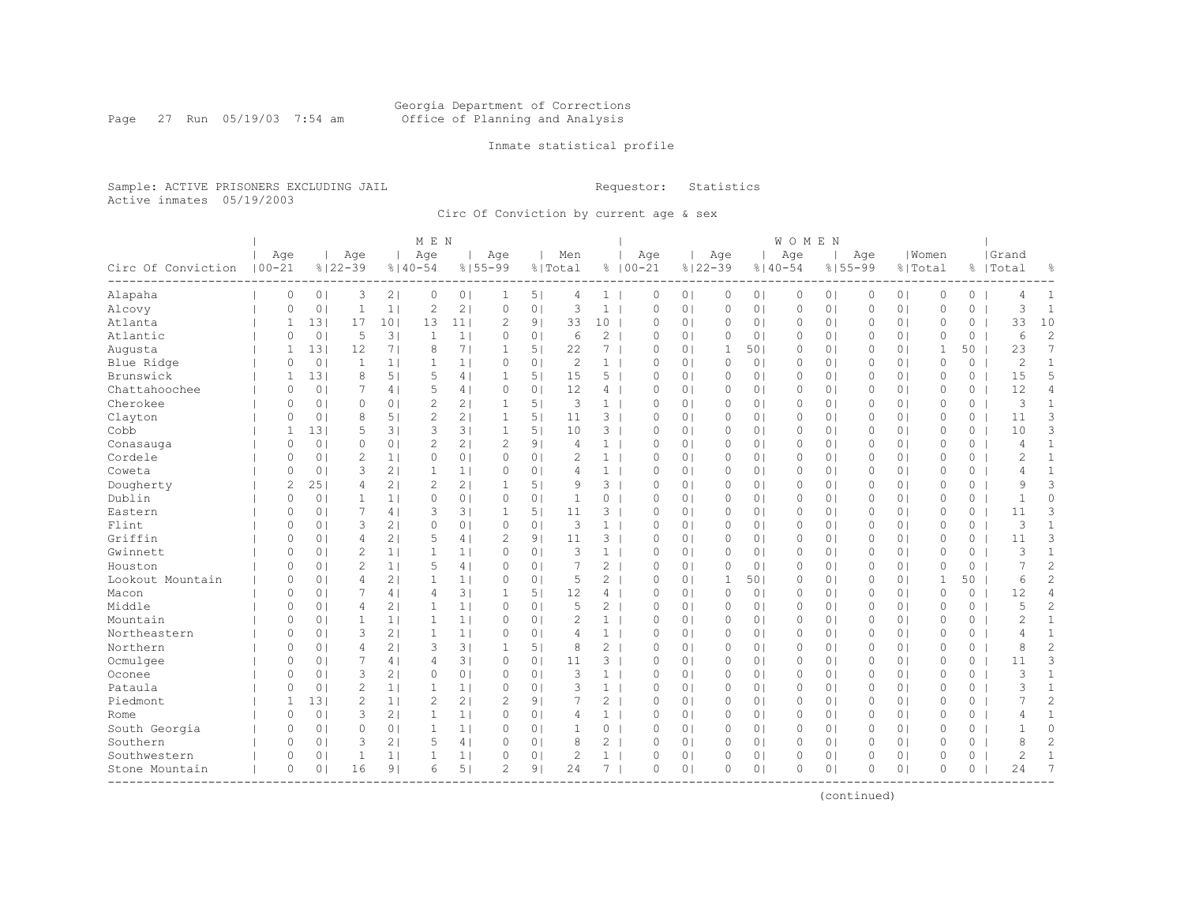Georgia Department of Corrections
Office of Planning and Analysis

Inmate statistical profile

Sample: ACTIVE PRISONERS EXCLUDING JAIL
Active inmates 05/19/2003

Requestor: Statistics

Circ Of Conviction by current age & sex

| Circ Of Conviction | MEN Age 00-21 | % | Age 22-39 | % | Age 40-54 | % | Age 55-99 | % | Men Total | % | WOMEN Age 00-21 | % | Age 22-39 | % | Age 40-54 | % | Age 55-99 | % | Women Total | % | Grand Total | % |
|---|---|---|---|---|---|---|---|---|---|---|---|---|---|---|---|---|---|---|---|---|---|---|
| Alapaha | 0 | 0 | 3 | 2 | 0 | 0 | 1 | 5 | 4 | 1 | 0 | 0 | 0 | 0 | 0 | 0 | 0 | 0 | 0 | 0 | 4 | 1 |
| Alcovy | 0 | 0 | 1 | 1 | 2 | 2 | 0 | 0 | 3 | 1 | 0 | 0 | 0 | 0 | 0 | 0 | 0 | 0 | 0 | 0 | 3 | 1 |
| Atlanta | 1 | 13 | 17 | 10 | 13 | 11 | 2 | 9 | 33 | 10 | 0 | 0 | 0 | 0 | 0 | 0 | 0 | 0 | 0 | 0 | 33 | 10 |
| Atlantic | 0 | 0 | 5 | 3 | 1 | 1 | 0 | 0 | 6 | 2 | 0 | 0 | 0 | 0 | 0 | 0 | 0 | 0 | 0 | 0 | 6 | 2 |
| Augusta | 1 | 13 | 12 | 7 | 8 | 7 | 1 | 5 | 22 | 7 | 0 | 0 | 1 | 50 | 0 | 0 | 0 | 0 | 1 | 50 | 23 | 7 |
| Blue Ridge | 0 | 0 | 1 | 1 | 1 | 1 | 0 | 0 | 2 | 1 | 0 | 0 | 0 | 0 | 0 | 0 | 0 | 0 | 0 | 0 | 2 | 1 |
| Brunswick | 1 | 13 | 8 | 5 | 5 | 4 | 1 | 5 | 15 | 5 | 0 | 0 | 0 | 0 | 0 | 0 | 0 | 0 | 0 | 0 | 15 | 5 |
| Chattahoochee | 0 | 0 | 7 | 4 | 5 | 4 | 0 | 0 | 12 | 4 | 0 | 0 | 0 | 0 | 0 | 0 | 0 | 0 | 0 | 0 | 12 | 4 |
| Cherokee | 0 | 0 | 0 | 0 | 2 | 2 | 1 | 5 | 3 | 1 | 0 | 0 | 0 | 0 | 0 | 0 | 0 | 0 | 0 | 0 | 3 | 1 |
| Clayton | 0 | 0 | 8 | 5 | 2 | 2 | 1 | 5 | 11 | 3 | 0 | 0 | 0 | 0 | 0 | 0 | 0 | 0 | 0 | 0 | 11 | 3 |
| Cobb | 1 | 13 | 5 | 3 | 3 | 3 | 1 | 5 | 10 | 3 | 0 | 0 | 0 | 0 | 0 | 0 | 0 | 0 | 0 | 0 | 10 | 3 |
| Conasauga | 0 | 0 | 0 | 0 | 2 | 2 | 2 | 9 | 4 | 1 | 0 | 0 | 0 | 0 | 0 | 0 | 0 | 0 | 0 | 0 | 4 | 1 |
| Cordele | 0 | 0 | 2 | 1 | 0 | 0 | 0 | 0 | 2 | 1 | 0 | 0 | 0 | 0 | 0 | 0 | 0 | 0 | 0 | 0 | 2 | 1 |
| Coweta | 0 | 0 | 3 | 2 | 1 | 1 | 0 | 0 | 4 | 1 | 0 | 0 | 0 | 0 | 0 | 0 | 0 | 0 | 0 | 0 | 4 | 1 |
| Dougherty | 2 | 25 | 4 | 2 | 2 | 2 | 1 | 5 | 9 | 3 | 0 | 0 | 0 | 0 | 0 | 0 | 0 | 0 | 0 | 0 | 9 | 3 |
| Dublin | 0 | 0 | 1 | 1 | 0 | 0 | 0 | 0 | 1 | 0 | 0 | 0 | 0 | 0 | 0 | 0 | 0 | 0 | 0 | 0 | 1 | 0 |
| Eastern | 0 | 0 | 7 | 4 | 3 | 3 | 1 | 5 | 11 | 3 | 0 | 0 | 0 | 0 | 0 | 0 | 0 | 0 | 0 | 0 | 11 | 3 |
| Flint | 0 | 0 | 3 | 2 | 0 | 0 | 0 | 0 | 3 | 1 | 0 | 0 | 0 | 0 | 0 | 0 | 0 | 0 | 0 | 0 | 3 | 1 |
| Griffin | 0 | 0 | 4 | 2 | 5 | 4 | 2 | 9 | 11 | 3 | 0 | 0 | 0 | 0 | 0 | 0 | 0 | 0 | 0 | 0 | 11 | 3 |
| Gwinnett | 0 | 0 | 2 | 1 | 1 | 1 | 0 | 0 | 3 | 1 | 0 | 0 | 0 | 0 | 0 | 0 | 0 | 0 | 0 | 0 | 3 | 1 |
| Houston | 0 | 0 | 2 | 1 | 5 | 4 | 0 | 0 | 7 | 2 | 0 | 0 | 0 | 0 | 0 | 0 | 0 | 0 | 0 | 0 | 7 | 2 |
| Lookout Mountain | 0 | 0 | 4 | 2 | 1 | 1 | 0 | 0 | 5 | 2 | 0 | 0 | 1 | 50 | 0 | 0 | 0 | 0 | 1 | 50 | 6 | 2 |
| Macon | 0 | 0 | 7 | 4 | 4 | 3 | 1 | 5 | 12 | 4 | 0 | 0 | 0 | 0 | 0 | 0 | 0 | 0 | 0 | 0 | 12 | 4 |
| Middle | 0 | 0 | 4 | 2 | 1 | 1 | 0 | 0 | 5 | 2 | 0 | 0 | 0 | 0 | 0 | 0 | 0 | 0 | 0 | 0 | 5 | 2 |
| Mountain | 0 | 0 | 1 | 1 | 1 | 1 | 0 | 0 | 2 | 1 | 0 | 0 | 0 | 0 | 0 | 0 | 0 | 0 | 0 | 0 | 2 | 1 |
| Northeastern | 0 | 0 | 3 | 2 | 1 | 1 | 0 | 0 | 4 | 1 | 0 | 0 | 0 | 0 | 0 | 0 | 0 | 0 | 0 | 0 | 4 | 1 |
| Northern | 0 | 0 | 4 | 2 | 3 | 3 | 1 | 5 | 8 | 2 | 0 | 0 | 0 | 0 | 0 | 0 | 0 | 0 | 0 | 0 | 8 | 2 |
| Ocmulgee | 0 | 0 | 7 | 4 | 4 | 3 | 0 | 0 | 11 | 3 | 0 | 0 | 0 | 0 | 0 | 0 | 0 | 0 | 0 | 0 | 11 | 3 |
| Oconee | 0 | 0 | 3 | 2 | 0 | 0 | 0 | 0 | 3 | 1 | 0 | 0 | 0 | 0 | 0 | 0 | 0 | 0 | 0 | 0 | 3 | 1 |
| Pataula | 0 | 0 | 2 | 1 | 1 | 1 | 0 | 0 | 3 | 1 | 0 | 0 | 0 | 0 | 0 | 0 | 0 | 0 | 0 | 0 | 3 | 1 |
| Piedmont | 1 | 13 | 2 | 1 | 2 | 2 | 2 | 9 | 7 | 2 | 0 | 0 | 0 | 0 | 0 | 0 | 0 | 0 | 0 | 0 | 7 | 2 |
| Rome | 0 | 0 | 3 | 2 | 1 | 1 | 0 | 0 | 4 | 1 | 0 | 0 | 0 | 0 | 0 | 0 | 0 | 0 | 0 | 0 | 4 | 1 |
| South Georgia | 0 | 0 | 0 | 0 | 1 | 1 | 0 | 0 | 1 | 0 | 0 | 0 | 0 | 0 | 0 | 0 | 0 | 0 | 0 | 0 | 1 | 0 |
| Southern | 0 | 0 | 3 | 2 | 5 | 4 | 0 | 0 | 8 | 2 | 0 | 0 | 0 | 0 | 0 | 0 | 0 | 0 | 0 | 0 | 8 | 2 |
| Southwestern | 0 | 0 | 1 | 1 | 1 | 1 | 0 | 0 | 2 | 1 | 0 | 0 | 0 | 0 | 0 | 0 | 0 | 0 | 0 | 0 | 2 | 1 |
| Stone Mountain | 0 | 0 | 16 | 9 | 6 | 5 | 2 | 9 | 24 | 7 | 0 | 0 | 0 | 0 | 0 | 0 | 0 | 0 | 0 | 0 | 24 | 7 |

(continued)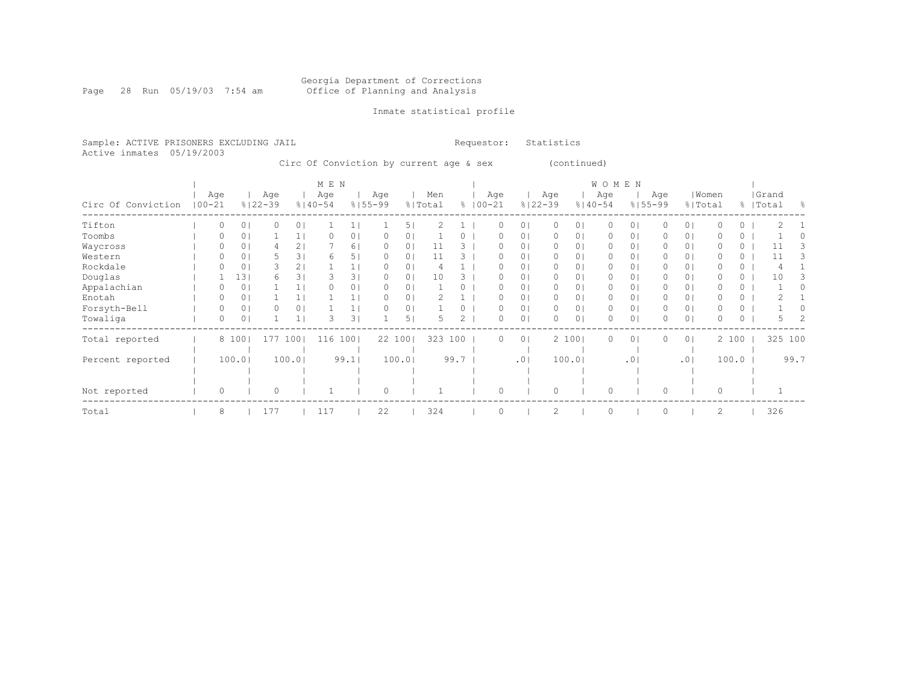Georgia Department of Corrections
Office of Planning and Analysis

Inmate statistical profile

Sample: ACTIVE PRISONERS EXCLUDING JAIL
Active inmates 05/19/2003

Requestor: Statistics

Circ Of Conviction by current age & sex (continued)

| Circ Of Conviction | MEN Age 00-21 | % | Age 22-39 | % | Age 40-54 | % | Age 55-99 | % | Men Total | % | WOMEN Age 00-21 | % | Age 22-39 | % | Age 40-54 | % | Age 55-99 | % | Women Total | % | Grand Total | % |
|---|---|---|---|---|---|---|---|---|---|---|---|---|---|---|---|---|---|---|---|---|---|---|
| Tifton | 0 | 0 | 0 | 0 | 1 | 1 | 1 | 5 | 2 | 1 | 0 | 0 | 0 | 0 | 0 | 0 | 0 | 0 | 0 | 0 | 2 | 1 |
| Toombs | 0 | 0 | 1 | 1 | 0 | 0 | 0 | 0 | 1 | 0 | 0 | 0 | 0 | 0 | 0 | 0 | 0 | 0 | 0 | 0 | 1 | 0 |
| Waycross | 0 | 0 | 4 | 2 | 7 | 6 | 0 | 0 | 11 | 3 | 0 | 0 | 0 | 0 | 0 | 0 | 0 | 0 | 0 | 0 | 11 | 3 |
| Western | 0 | 0 | 5 | 3 | 6 | 5 | 0 | 0 | 11 | 3 | 0 | 0 | 0 | 0 | 0 | 0 | 0 | 0 | 0 | 0 | 11 | 3 |
| Rockdale | 0 | 0 | 3 | 2 | 1 | 1 | 0 | 0 | 4 | 1 | 0 | 0 | 0 | 0 | 0 | 0 | 0 | 0 | 0 | 0 | 4 | 1 |
| Douglas | 1 | 13 | 6 | 3 | 3 | 3 | 0 | 0 | 10 | 3 | 0 | 0 | 0 | 0 | 0 | 0 | 0 | 0 | 0 | 0 | 10 | 3 |
| Appalachian | 0 | 0 | 1 | 1 | 0 | 0 | 0 | 0 | 1 | 0 | 0 | 0 | 0 | 0 | 0 | 0 | 0 | 0 | 0 | 0 | 1 | 0 |
| Enotah | 0 | 0 | 1 | 1 | 1 | 1 | 0 | 0 | 2 | 1 | 0 | 0 | 0 | 0 | 0 | 0 | 0 | 0 | 0 | 0 | 2 | 1 |
| Forsyth-Bell | 0 | 0 | 0 | 0 | 1 | 1 | 0 | 0 | 1 | 0 | 0 | 0 | 0 | 0 | 0 | 0 | 0 | 0 | 0 | 0 | 1 | 0 |
| Towaliga | 0 | 0 | 1 | 1 | 3 | 3 | 1 | 5 | 5 | 2 | 0 | 0 | 0 | 0 | 0 | 0 | 0 | 0 | 0 | 0 | 5 | 2 |
| Total reported | 8 | 100 | 177 | 100 | 116 | 100 | 22 | 100 | 323 | 100 | 0 | 0 | 2 | 100 | 0 | 0 | 0 | 0 | 2 | 100 | 325 | 100 |
| Percent reported | | 100.0 | | 100.0 | | 99.1 | | 100.0 | | 99.7 | | .0 | | 100.0 | | .0 | | .0 | | 100.0 | | 99.7 |
| Not reported | 0 | | 0 | | 1 | | 0 | | 1 | | 0 | | 0 | | 0 | | 0 | | 0 | | 1 | |
| Total | 8 | | 177 | | 117 | | 22 | | 324 | | 0 | | 2 | | 0 | | 0 | | 2 | | 326 | |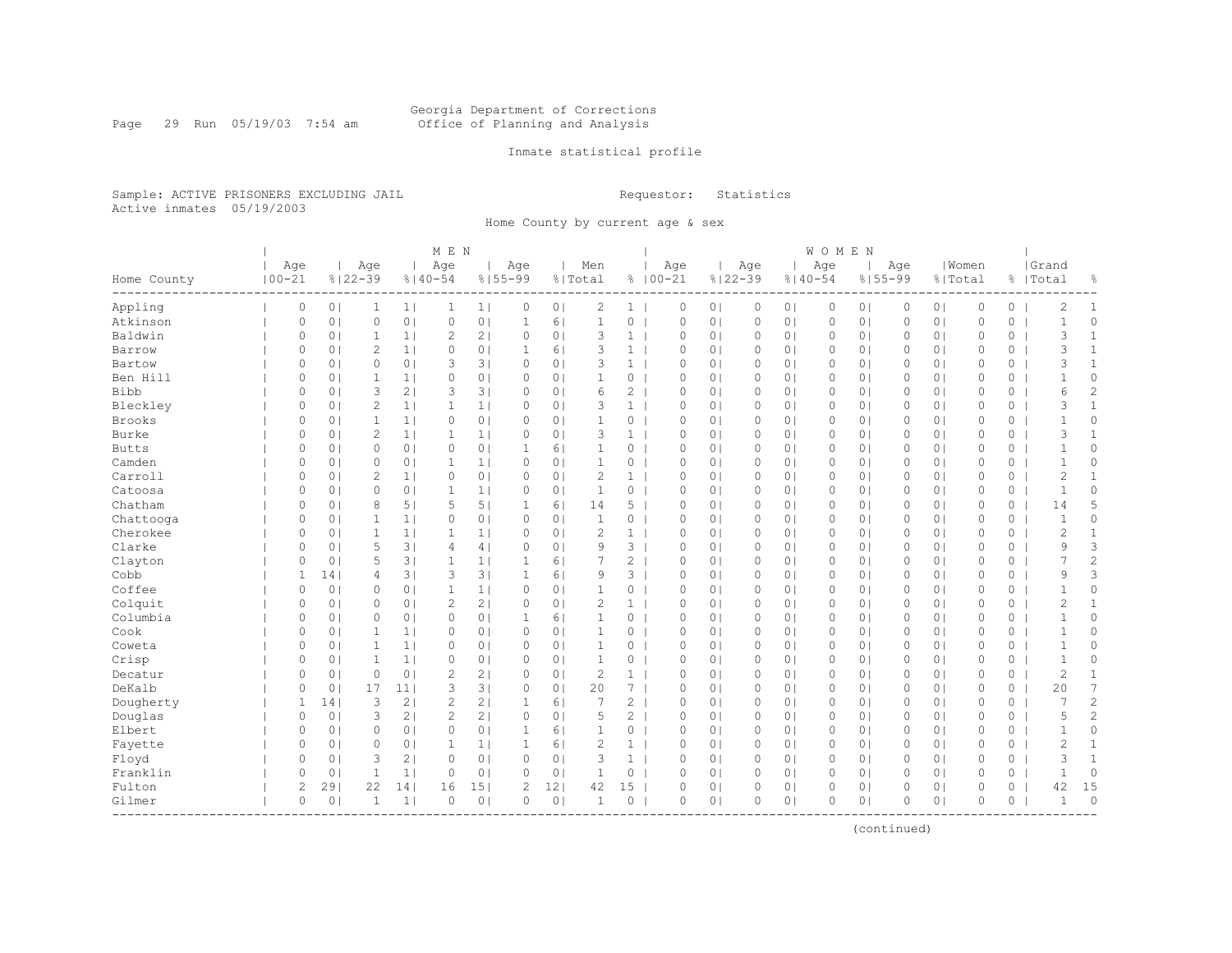Georgia Department of Corrections
Office of Planning and Analysis

Inmate statistical profile

Sample: ACTIVE PRISONERS EXCLUDING JAIL
Active inmates 05/19/2003

Requestor: Statistics

Home County by current age & sex

| | MEN | | | | | | | | | | WOMEN | | | | | | | | | | Grand | |
|---|---|---|---|---|---|---|---|---|---|---|---|---|---|---|---|---|---|---|---|---|---|---|
| Home County | Age 00-21 | % | Age 22-39 | % | Age 40-54 | % | Age 55-99 | % | Men Total | % | Age 00-21 | % | Age 22-39 | % | Age 40-54 | % | Age 55-99 | % | Women Total | % | Total | % |
| Appling | 0 | 0 | 1 | 1 | 1 | 1 | 0 | 0 | 2 | 1 | 0 | 0 | 0 | 0 | 0 | 0 | 0 | 0 | 0 | 0 | 2 | 1 |
| Atkinson | 0 | 0 | 0 | 0 | 0 | 0 | 1 | 6 | 1 | 0 | 0 | 0 | 0 | 0 | 0 | 0 | 0 | 0 | 0 | 0 | 1 | 0 |
| Baldwin | 0 | 0 | 1 | 1 | 2 | 2 | 0 | 0 | 3 | 1 | 0 | 0 | 0 | 0 | 0 | 0 | 0 | 0 | 0 | 0 | 3 | 1 |
| Barrow | 0 | 0 | 2 | 1 | 0 | 0 | 1 | 6 | 3 | 1 | 0 | 0 | 0 | 0 | 0 | 0 | 0 | 0 | 0 | 0 | 3 | 1 |
| Bartow | 0 | 0 | 0 | 0 | 3 | 3 | 0 | 0 | 3 | 1 | 0 | 0 | 0 | 0 | 0 | 0 | 0 | 0 | 0 | 0 | 3 | 1 |
| Ben Hill | 0 | 0 | 1 | 1 | 0 | 0 | 0 | 0 | 1 | 0 | 0 | 0 | 0 | 0 | 0 | 0 | 0 | 0 | 0 | 0 | 1 | 0 |
| Bibb | 0 | 0 | 3 | 2 | 3 | 3 | 0 | 0 | 6 | 2 | 0 | 0 | 0 | 0 | 0 | 0 | 0 | 0 | 0 | 0 | 6 | 2 |
| Bleckley | 0 | 0 | 2 | 1 | 1 | 1 | 0 | 0 | 3 | 1 | 0 | 0 | 0 | 0 | 0 | 0 | 0 | 0 | 0 | 0 | 3 | 1 |
| Brooks | 0 | 0 | 1 | 1 | 0 | 0 | 0 | 0 | 1 | 0 | 0 | 0 | 0 | 0 | 0 | 0 | 0 | 0 | 0 | 0 | 1 | 0 |
| Burke | 0 | 0 | 2 | 1 | 1 | 1 | 0 | 0 | 3 | 1 | 0 | 0 | 0 | 0 | 0 | 0 | 0 | 0 | 0 | 0 | 3 | 1 |
| Butts | 0 | 0 | 0 | 0 | 0 | 0 | 1 | 6 | 1 | 0 | 0 | 0 | 0 | 0 | 0 | 0 | 0 | 0 | 0 | 0 | 1 | 0 |
| Camden | 0 | 0 | 0 | 0 | 1 | 1 | 0 | 0 | 1 | 0 | 0 | 0 | 0 | 0 | 0 | 0 | 0 | 0 | 0 | 0 | 1 | 0 |
| Carroll | 0 | 0 | 2 | 1 | 0 | 0 | 0 | 0 | 2 | 1 | 0 | 0 | 0 | 0 | 0 | 0 | 0 | 0 | 0 | 0 | 2 | 1 |
| Catoosa | 0 | 0 | 0 | 0 | 1 | 1 | 0 | 0 | 1 | 0 | 0 | 0 | 0 | 0 | 0 | 0 | 0 | 0 | 0 | 0 | 1 | 0 |
| Chatham | 0 | 0 | 8 | 5 | 5 | 5 | 1 | 6 | 14 | 5 | 0 | 0 | 0 | 0 | 0 | 0 | 0 | 0 | 0 | 0 | 14 | 5 |
| Chattooga | 0 | 0 | 1 | 1 | 0 | 0 | 0 | 0 | 1 | 0 | 0 | 0 | 0 | 0 | 0 | 0 | 0 | 0 | 0 | 0 | 1 | 0 |
| Cherokee | 0 | 0 | 1 | 1 | 1 | 1 | 0 | 0 | 2 | 1 | 0 | 0 | 0 | 0 | 0 | 0 | 0 | 0 | 0 | 0 | 2 | 1 |
| Clarke | 0 | 0 | 5 | 3 | 4 | 4 | 0 | 0 | 9 | 3 | 0 | 0 | 0 | 0 | 0 | 0 | 0 | 0 | 0 | 0 | 9 | 3 |
| Clayton | 0 | 0 | 5 | 3 | 1 | 1 | 1 | 6 | 7 | 2 | 0 | 0 | 0 | 0 | 0 | 0 | 0 | 0 | 0 | 0 | 7 | 2 |
| Cobb | 1 | 14 | 4 | 3 | 3 | 3 | 1 | 6 | 9 | 3 | 0 | 0 | 0 | 0 | 0 | 0 | 0 | 0 | 0 | 0 | 9 | 3 |
| Coffee | 0 | 0 | 0 | 0 | 1 | 1 | 0 | 0 | 1 | 0 | 0 | 0 | 0 | 0 | 0 | 0 | 0 | 0 | 0 | 0 | 1 | 0 |
| Colquit | 0 | 0 | 0 | 0 | 2 | 2 | 0 | 0 | 2 | 1 | 0 | 0 | 0 | 0 | 0 | 0 | 0 | 0 | 0 | 0 | 2 | 1 |
| Columbia | 0 | 0 | 0 | 0 | 0 | 0 | 1 | 6 | 1 | 0 | 0 | 0 | 0 | 0 | 0 | 0 | 0 | 0 | 0 | 0 | 1 | 0 |
| Cook | 0 | 0 | 1 | 1 | 0 | 0 | 0 | 0 | 1 | 0 | 0 | 0 | 0 | 0 | 0 | 0 | 0 | 0 | 0 | 0 | 1 | 0 |
| Coweta | 0 | 0 | 1 | 1 | 0 | 0 | 0 | 0 | 1 | 0 | 0 | 0 | 0 | 0 | 0 | 0 | 0 | 0 | 0 | 0 | 1 | 0 |
| Crisp | 0 | 0 | 1 | 1 | 0 | 0 | 0 | 0 | 1 | 0 | 0 | 0 | 0 | 0 | 0 | 0 | 0 | 0 | 0 | 0 | 1 | 0 |
| Decatur | 0 | 0 | 0 | 0 | 2 | 2 | 0 | 0 | 2 | 1 | 0 | 0 | 0 | 0 | 0 | 0 | 0 | 0 | 0 | 0 | 2 | 1 |
| DeKalb | 0 | 0 | 17 | 11 | 3 | 3 | 0 | 0 | 20 | 7 | 0 | 0 | 0 | 0 | 0 | 0 | 0 | 0 | 0 | 0 | 20 | 7 |
| Dougherty | 1 | 14 | 3 | 2 | 2 | 2 | 1 | 6 | 7 | 2 | 0 | 0 | 0 | 0 | 0 | 0 | 0 | 0 | 0 | 0 | 7 | 2 |
| Douglas | 0 | 0 | 3 | 2 | 2 | 2 | 0 | 0 | 5 | 2 | 0 | 0 | 0 | 0 | 0 | 0 | 0 | 0 | 0 | 0 | 5 | 2 |
| Elbert | 0 | 0 | 0 | 0 | 0 | 0 | 1 | 6 | 1 | 0 | 0 | 0 | 0 | 0 | 0 | 0 | 0 | 0 | 0 | 0 | 1 | 0 |
| Fayette | 0 | 0 | 0 | 0 | 1 | 1 | 1 | 6 | 2 | 1 | 0 | 0 | 0 | 0 | 0 | 0 | 0 | 0 | 0 | 0 | 2 | 1 |
| Floyd | 0 | 0 | 3 | 2 | 0 | 0 | 0 | 0 | 3 | 1 | 0 | 0 | 0 | 0 | 0 | 0 | 0 | 0 | 0 | 0 | 3 | 1 |
| Franklin | 0 | 0 | 1 | 1 | 0 | 0 | 0 | 0 | 1 | 0 | 0 | 0 | 0 | 0 | 0 | 0 | 0 | 0 | 0 | 0 | 1 | 0 |
| Fulton | 2 | 29 | 22 | 14 | 16 | 15 | 2 | 12 | 42 | 15 | 0 | 0 | 0 | 0 | 0 | 0 | 0 | 0 | 0 | 0 | 42 | 15 |
| Gilmer | 0 | 0 | 1 | 1 | 0 | 0 | 0 | 0 | 1 | 0 | 0 | 0 | 0 | 0 | 0 | 0 | 0 | 0 | 0 | 0 | 1 | 0 |

(continued)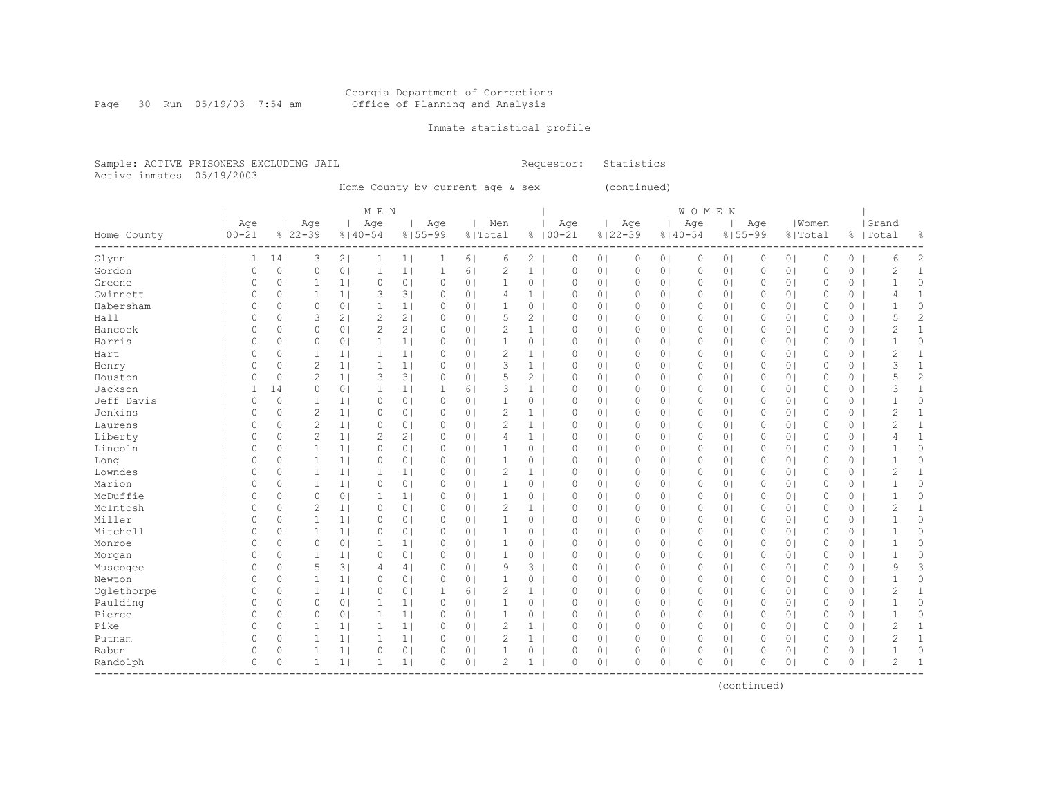Georgia Department of Corrections
Office of Planning and Analysis

Inmate statistical profile

Sample: ACTIVE PRISONERS EXCLUDING JAIL
Active inmates 05/19/2003

Requestor: Statistics

Home County by current age & sex (continued)

| | MEN | | | | | | | | | | WOMEN | | | | | | | | | | Grand | |
|---|---|---|---|---|---|---|---|---|---|---|---|---|---|---|---|---|---|---|---|---|---|---|
| Home County | Age 00-21 | % | Age 22-39 | % | Age 40-54 | % | Age 55-99 | % | Men Total | % | Age 00-21 | % | Age 22-39 | % | Age 40-54 | % | Age 55-99 | % | Women Total | % | Total | % |
| Glynn | 1 | 14 | 3 | 2 | 1 | 1 | 1 | 6 | 6 | 2 | 0 | 0 | 0 | 0 | 0 | 0 | 0 | 0 | 0 | 0 | 6 | 2 |
| Gordon | 0 | 0 | 0 | 0 | 1 | 1 | 1 | 6 | 2 | 1 | 0 | 0 | 0 | 0 | 0 | 0 | 0 | 0 | 0 | 0 | 2 | 1 |
| Greene | 0 | 0 | 1 | 1 | 0 | 0 | 0 | 0 | 1 | 0 | 0 | 0 | 0 | 0 | 0 | 0 | 0 | 0 | 0 | 0 | 1 | 0 |
| Gwinnett | 0 | 0 | 1 | 1 | 3 | 3 | 0 | 0 | 4 | 1 | 0 | 0 | 0 | 0 | 0 | 0 | 0 | 0 | 0 | 0 | 4 | 1 |
| Habersham | 0 | 0 | 0 | 0 | 1 | 1 | 0 | 0 | 1 | 0 | 0 | 0 | 0 | 0 | 0 | 0 | 0 | 0 | 0 | 0 | 1 | 0 |
| Hall | 0 | 0 | 3 | 2 | 2 | 2 | 0 | 0 | 5 | 2 | 0 | 0 | 0 | 0 | 0 | 0 | 0 | 0 | 0 | 0 | 5 | 2 |
| Hancock | 0 | 0 | 0 | 0 | 2 | 2 | 0 | 0 | 2 | 1 | 0 | 0 | 0 | 0 | 0 | 0 | 0 | 0 | 0 | 0 | 2 | 1 |
| Harris | 0 | 0 | 0 | 0 | 1 | 1 | 0 | 0 | 1 | 0 | 0 | 0 | 0 | 0 | 0 | 0 | 0 | 0 | 0 | 0 | 1 | 0 |
| Hart | 0 | 0 | 1 | 1 | 1 | 1 | 0 | 0 | 2 | 1 | 0 | 0 | 0 | 0 | 0 | 0 | 0 | 0 | 0 | 0 | 2 | 1 |
| Henry | 0 | 0 | 2 | 1 | 1 | 1 | 0 | 0 | 3 | 1 | 0 | 0 | 0 | 0 | 0 | 0 | 0 | 0 | 0 | 0 | 3 | 1 |
| Houston | 0 | 0 | 2 | 1 | 3 | 3 | 0 | 0 | 5 | 2 | 0 | 0 | 0 | 0 | 0 | 0 | 0 | 0 | 0 | 0 | 5 | 2 |
| Jackson | 1 | 14 | 0 | 0 | 1 | 1 | 1 | 6 | 3 | 1 | 0 | 0 | 0 | 0 | 0 | 0 | 0 | 0 | 0 | 0 | 3 | 1 |
| Jeff Davis | 0 | 0 | 1 | 1 | 0 | 0 | 0 | 0 | 1 | 0 | 0 | 0 | 0 | 0 | 0 | 0 | 0 | 0 | 0 | 0 | 1 | 0 |
| Jenkins | 0 | 0 | 2 | 1 | 0 | 0 | 0 | 0 | 2 | 1 | 0 | 0 | 0 | 0 | 0 | 0 | 0 | 0 | 0 | 0 | 2 | 1 |
| Laurens | 0 | 0 | 2 | 1 | 0 | 0 | 0 | 0 | 2 | 1 | 0 | 0 | 0 | 0 | 0 | 0 | 0 | 0 | 0 | 0 | 2 | 1 |
| Liberty | 0 | 0 | 2 | 1 | 2 | 2 | 0 | 0 | 4 | 1 | 0 | 0 | 0 | 0 | 0 | 0 | 0 | 0 | 0 | 0 | 4 | 1 |
| Lincoln | 0 | 0 | 1 | 1 | 0 | 0 | 0 | 0 | 1 | 0 | 0 | 0 | 0 | 0 | 0 | 0 | 0 | 0 | 0 | 0 | 1 | 0 |
| Long | 0 | 0 | 1 | 1 | 0 | 0 | 0 | 0 | 1 | 0 | 0 | 0 | 0 | 0 | 0 | 0 | 0 | 0 | 0 | 0 | 1 | 0 |
| Lowndes | 0 | 0 | 1 | 1 | 1 | 1 | 0 | 0 | 2 | 1 | 0 | 0 | 0 | 0 | 0 | 0 | 0 | 0 | 0 | 0 | 2 | 1 |
| Marion | 0 | 0 | 1 | 1 | 0 | 0 | 0 | 0 | 1 | 0 | 0 | 0 | 0 | 0 | 0 | 0 | 0 | 0 | 0 | 0 | 1 | 0 |
| McDuffie | 0 | 0 | 0 | 0 | 1 | 1 | 0 | 0 | 1 | 0 | 0 | 0 | 0 | 0 | 0 | 0 | 0 | 0 | 0 | 0 | 1 | 0 |
| McIntosh | 0 | 0 | 2 | 1 | 0 | 0 | 0 | 0 | 2 | 1 | 0 | 0 | 0 | 0 | 0 | 0 | 0 | 0 | 0 | 0 | 2 | 1 |
| Miller | 0 | 0 | 1 | 1 | 0 | 0 | 0 | 0 | 1 | 0 | 0 | 0 | 0 | 0 | 0 | 0 | 0 | 0 | 0 | 0 | 1 | 0 |
| Mitchell | 0 | 0 | 1 | 1 | 0 | 0 | 0 | 0 | 1 | 0 | 0 | 0 | 0 | 0 | 0 | 0 | 0 | 0 | 0 | 0 | 1 | 0 |
| Monroe | 0 | 0 | 0 | 0 | 1 | 1 | 0 | 0 | 1 | 0 | 0 | 0 | 0 | 0 | 0 | 0 | 0 | 0 | 0 | 0 | 1 | 0 |
| Morgan | 0 | 0 | 1 | 1 | 0 | 0 | 0 | 0 | 1 | 0 | 0 | 0 | 0 | 0 | 0 | 0 | 0 | 0 | 0 | 0 | 1 | 0 |
| Muscogee | 0 | 0 | 5 | 3 | 4 | 4 | 0 | 0 | 9 | 3 | 0 | 0 | 0 | 0 | 0 | 0 | 0 | 0 | 0 | 0 | 9 | 3 |
| Newton | 0 | 0 | 1 | 1 | 0 | 0 | 0 | 0 | 1 | 0 | 0 | 0 | 0 | 0 | 0 | 0 | 0 | 0 | 0 | 0 | 1 | 0 |
| Oglethorpe | 0 | 0 | 1 | 1 | 0 | 0 | 1 | 6 | 2 | 1 | 0 | 0 | 0 | 0 | 0 | 0 | 0 | 0 | 0 | 0 | 2 | 1 |
| Paulding | 0 | 0 | 0 | 0 | 1 | 1 | 0 | 0 | 1 | 0 | 0 | 0 | 0 | 0 | 0 | 0 | 0 | 0 | 0 | 0 | 1 | 0 |
| Pierce | 0 | 0 | 0 | 0 | 1 | 1 | 0 | 0 | 1 | 0 | 0 | 0 | 0 | 0 | 0 | 0 | 0 | 0 | 0 | 0 | 1 | 0 |
| Pike | 0 | 0 | 1 | 1 | 1 | 1 | 0 | 0 | 2 | 1 | 0 | 0 | 0 | 0 | 0 | 0 | 0 | 0 | 0 | 0 | 2 | 1 |
| Putnam | 0 | 0 | 1 | 1 | 1 | 1 | 0 | 0 | 2 | 1 | 0 | 0 | 0 | 0 | 0 | 0 | 0 | 0 | 0 | 0 | 2 | 1 |
| Rabun | 0 | 0 | 1 | 1 | 0 | 0 | 0 | 0 | 1 | 0 | 0 | 0 | 0 | 0 | 0 | 0 | 0 | 0 | 0 | 0 | 1 | 0 |
| Randolph | 0 | 0 | 1 | 1 | 1 | 1 | 0 | 0 | 2 | 1 | 0 | 0 | 0 | 0 | 0 | 0 | 0 | 0 | 0 | 0 | 2 | 1 |

(continued)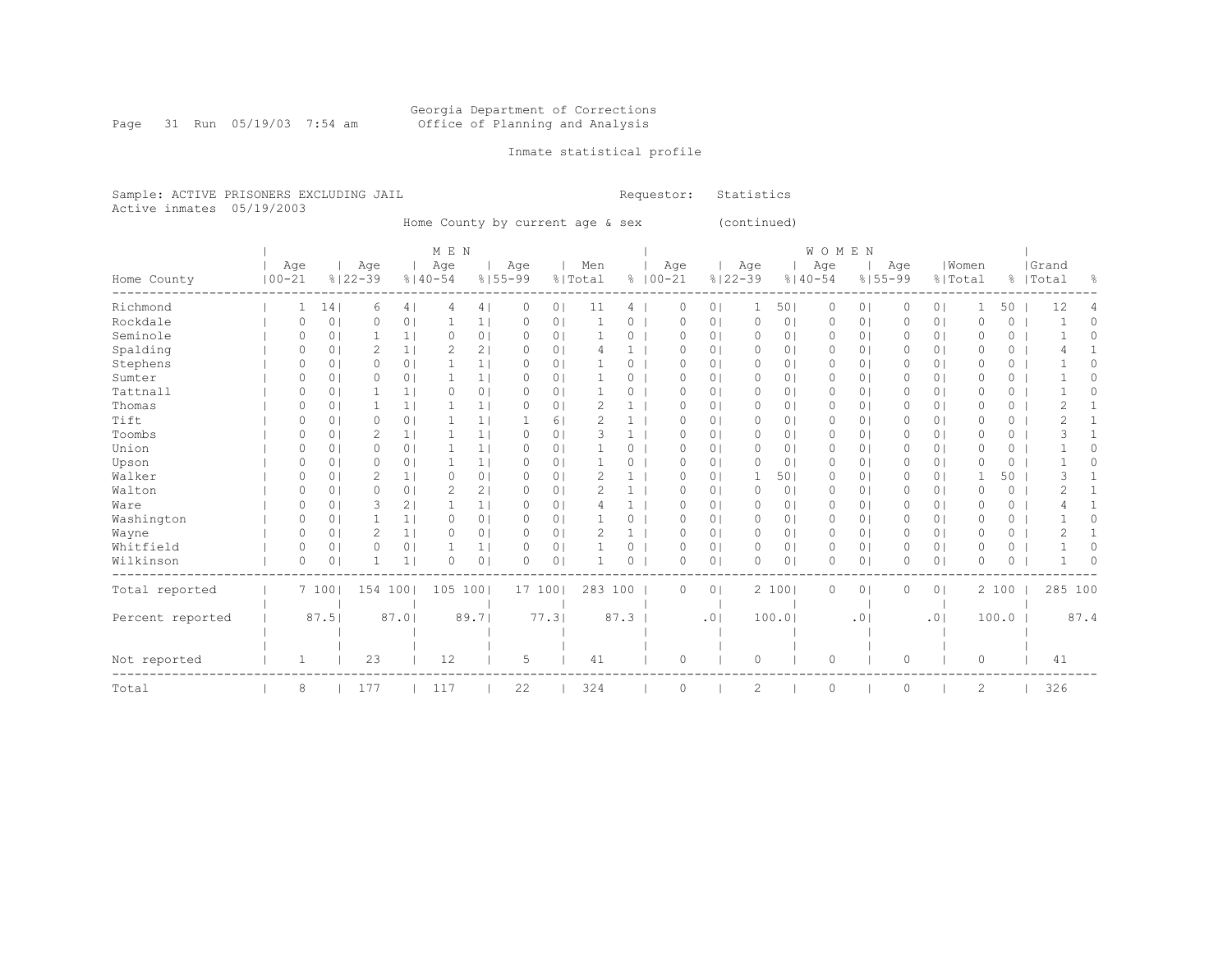Georgia Department of Corrections
Office of Planning and Analysis

Inmate statistical profile

Sample: ACTIVE PRISONERS EXCLUDING JAIL
Active inmates 05/19/2003

Requestor: Statistics

Home County by current age & sex (continued)

| Home County | MEN Age 00-21 | % | Age 22-39 | % | Age 40-54 | % | Age 55-99 | % | Men Total | % | WOMEN Age 00-21 | % | Age 22-39 | % | Age 40-54 | % | Age 55-99 | % | Women Total | % | Grand Total | % |
|---|---|---|---|---|---|---|---|---|---|---|---|---|---|---|---|---|---|---|---|---|---|---|
| Richmond | 1 | 14 | 6 | 4 | 4 | 4 | 0 | 0 | 11 | 4 | 0 | 0 | 1 | 50 | 0 | 0 | 0 | 0 | 1 | 50 | 12 | 4 |
| Rockdale | 0 | 0 | 0 | 0 | 1 | 1 | 0 | 0 | 1 | 0 | 0 | 0 | 0 | 0 | 0 | 0 | 0 | 0 | 0 | 0 | 1 | 0 |
| Seminole | 0 | 0 | 1 | 1 | 0 | 0 | 0 | 0 | 1 | 0 | 0 | 0 | 0 | 0 | 0 | 0 | 0 | 0 | 0 | 0 | 1 | 0 |
| Spalding | 0 | 0 | 2 | 1 | 2 | 2 | 0 | 0 | 4 | 1 | 0 | 0 | 0 | 0 | 0 | 0 | 0 | 0 | 0 | 0 | 4 | 1 |
| Stephens | 0 | 0 | 0 | 0 | 1 | 1 | 0 | 0 | 1 | 0 | 0 | 0 | 0 | 0 | 0 | 0 | 0 | 0 | 0 | 0 | 1 | 0 |
| Sumter | 0 | 0 | 0 | 0 | 1 | 1 | 0 | 0 | 1 | 0 | 0 | 0 | 0 | 0 | 0 | 0 | 0 | 0 | 0 | 0 | 1 | 0 |
| Tattnall | 0 | 0 | 1 | 1 | 0 | 0 | 0 | 0 | 1 | 0 | 0 | 0 | 0 | 0 | 0 | 0 | 0 | 0 | 0 | 0 | 1 | 0 |
| Thomas | 0 | 0 | 1 | 1 | 1 | 1 | 0 | 0 | 2 | 1 | 0 | 0 | 0 | 0 | 0 | 0 | 0 | 0 | 0 | 0 | 2 | 1 |
| Tift | 0 | 0 | 0 | 0 | 1 | 1 | 1 | 6 | 2 | 1 | 0 | 0 | 0 | 0 | 0 | 0 | 0 | 0 | 0 | 0 | 2 | 1 |
| Toombs | 0 | 0 | 2 | 1 | 1 | 1 | 0 | 0 | 3 | 1 | 0 | 0 | 0 | 0 | 0 | 0 | 0 | 0 | 0 | 0 | 3 | 1 |
| Union | 0 | 0 | 0 | 0 | 1 | 1 | 0 | 0 | 1 | 0 | 0 | 0 | 0 | 0 | 0 | 0 | 0 | 0 | 0 | 0 | 1 | 0 |
| Upson | 0 | 0 | 0 | 0 | 1 | 1 | 0 | 0 | 1 | 0 | 0 | 0 | 0 | 0 | 0 | 0 | 0 | 0 | 0 | 0 | 1 | 0 |
| Walker | 0 | 0 | 2 | 1 | 0 | 0 | 0 | 0 | 2 | 1 | 0 | 0 | 1 | 50 | 0 | 0 | 0 | 0 | 1 | 50 | 3 | 1 |
| Walton | 0 | 0 | 0 | 0 | 2 | 2 | 0 | 0 | 2 | 1 | 0 | 0 | 0 | 0 | 0 | 0 | 0 | 0 | 0 | 0 | 2 | 1 |
| Ware | 0 | 0 | 3 | 2 | 1 | 1 | 0 | 0 | 4 | 1 | 0 | 0 | 0 | 0 | 0 | 0 | 0 | 0 | 0 | 0 | 4 | 1 |
| Washington | 0 | 0 | 1 | 1 | 0 | 0 | 0 | 0 | 1 | 0 | 0 | 0 | 0 | 0 | 0 | 0 | 0 | 0 | 0 | 0 | 1 | 0 |
| Wayne | 0 | 0 | 2 | 1 | 0 | 0 | 0 | 0 | 2 | 1 | 0 | 0 | 0 | 0 | 0 | 0 | 0 | 0 | 0 | 0 | 2 | 1 |
| Whitfield | 0 | 0 | 0 | 0 | 1 | 1 | 0 | 0 | 1 | 0 | 0 | 0 | 0 | 0 | 0 | 0 | 0 | 0 | 0 | 0 | 1 | 0 |
| Wilkinson | 0 | 0 | 1 | 1 | 0 | 0 | 0 | 0 | 1 | 0 | 0 | 0 | 0 | 0 | 0 | 0 | 0 | 0 | 0 | 0 | 1 | 0 |
| Total reported | 7 | 100 | 154 | 100 | 105 | 100 | 17 | 100 | 283 | 100 | 0 | 0 | 2 | 100 | 0 | 0 | 0 | 0 | 2 | 100 | 285 | 100 |
| Percent reported | | 87.5 | | 87.0 | | 89.7 | | 77.3 | | 87.3 | | .0 | | 100.0 | | .0 | | .0 | | 100.0 | | 87.4 |
| Not reported | 1 | | 23 | | 12 | | 5 | | 41 | | 0 | | 0 | | 0 | | 0 | | 0 | | 41 | |
| Total | 8 | | 177 | | 117 | | 22 | | 324 | | 0 | | 2 | | 0 | | 0 | | 2 | | 326 | |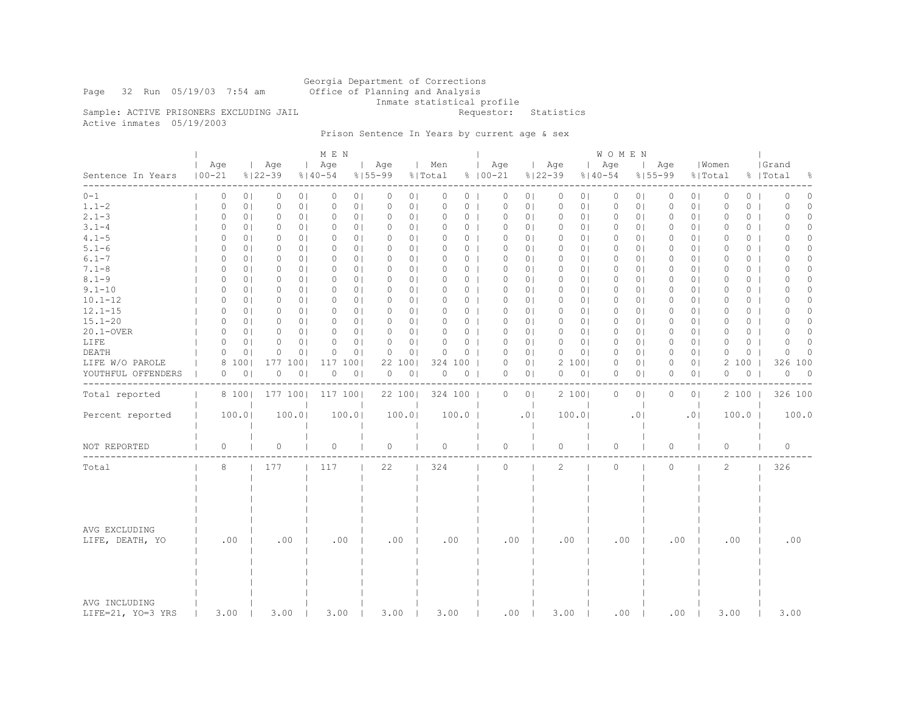Georgia Department of Corrections
Office of Planning and Analysis
Inmate statistical profile

Run 05/19/03 7:54 am

Sample: ACTIVE PRISONERS EXCLUDING JAIL

Requestor: Statistics

Active inmates 05/19/2003

## Prison Sentence In Years by current age & sex

| Sentence In Years | MEN Age 00-21 | % | Age 22-39 | % | Age 40-54 | % | Age 55-99 | % | Men Total | % | WOMEN Age 00-21 | % | Age 22-39 | % | Age 40-54 | % | Age 55-99 | % | Women Total | % | Grand Total | % |
|---|---|---|---|---|---|---|---|---|---|---|---|---|---|---|---|---|---|---|---|---|---|---|
| 0-1 | 0 | 0 | 0 | 0 | 0 | 0 | 0 | 0 | 0 | 0 | 0 | 0 | 0 | 0 | 0 | 0 | 0 | 0 | 0 | 0 | 0 | 0 |
| 1.1-2 | 0 | 0 | 0 | 0 | 0 | 0 | 0 | 0 | 0 | 0 | 0 | 0 | 0 | 0 | 0 | 0 | 0 | 0 | 0 | 0 | 0 | 0 |
| 2.1-3 | 0 | 0 | 0 | 0 | 0 | 0 | 0 | 0 | 0 | 0 | 0 | 0 | 0 | 0 | 0 | 0 | 0 | 0 | 0 | 0 | 0 | 0 |
| 3.1-4 | 0 | 0 | 0 | 0 | 0 | 0 | 0 | 0 | 0 | 0 | 0 | 0 | 0 | 0 | 0 | 0 | 0 | 0 | 0 | 0 | 0 | 0 |
| 4.1-5 | 0 | 0 | 0 | 0 | 0 | 0 | 0 | 0 | 0 | 0 | 0 | 0 | 0 | 0 | 0 | 0 | 0 | 0 | 0 | 0 | 0 | 0 |
| 5.1-6 | 0 | 0 | 0 | 0 | 0 | 0 | 0 | 0 | 0 | 0 | 0 | 0 | 0 | 0 | 0 | 0 | 0 | 0 | 0 | 0 | 0 | 0 |
| 6.1-7 | 0 | 0 | 0 | 0 | 0 | 0 | 0 | 0 | 0 | 0 | 0 | 0 | 0 | 0 | 0 | 0 | 0 | 0 | 0 | 0 | 0 | 0 |
| 7.1-8 | 0 | 0 | 0 | 0 | 0 | 0 | 0 | 0 | 0 | 0 | 0 | 0 | 0 | 0 | 0 | 0 | 0 | 0 | 0 | 0 | 0 | 0 |
| 8.1-9 | 0 | 0 | 0 | 0 | 0 | 0 | 0 | 0 | 0 | 0 | 0 | 0 | 0 | 0 | 0 | 0 | 0 | 0 | 0 | 0 | 0 | 0 |
| 9.1-10 | 0 | 0 | 0 | 0 | 0 | 0 | 0 | 0 | 0 | 0 | 0 | 0 | 0 | 0 | 0 | 0 | 0 | 0 | 0 | 0 | 0 | 0 |
| 10.1-12 | 0 | 0 | 0 | 0 | 0 | 0 | 0 | 0 | 0 | 0 | 0 | 0 | 0 | 0 | 0 | 0 | 0 | 0 | 0 | 0 | 0 | 0 |
| 12.1-15 | 0 | 0 | 0 | 0 | 0 | 0 | 0 | 0 | 0 | 0 | 0 | 0 | 0 | 0 | 0 | 0 | 0 | 0 | 0 | 0 | 0 | 0 |
| 15.1-20 | 0 | 0 | 0 | 0 | 0 | 0 | 0 | 0 | 0 | 0 | 0 | 0 | 0 | 0 | 0 | 0 | 0 | 0 | 0 | 0 | 0 | 0 |
| 20.1-OVER | 0 | 0 | 0 | 0 | 0 | 0 | 0 | 0 | 0 | 0 | 0 | 0 | 0 | 0 | 0 | 0 | 0 | 0 | 0 | 0 | 0 | 0 |
| LIFE | 0 | 0 | 0 | 0 | 0 | 0 | 0 | 0 | 0 | 0 | 0 | 0 | 0 | 0 | 0 | 0 | 0 | 0 | 0 | 0 | 0 | 0 |
| DEATH | 0 | 0 | 0 | 0 | 0 | 0 | 0 | 0 | 0 | 0 | 0 | 0 | 0 | 0 | 0 | 0 | 0 | 0 | 0 | 0 | 0 | 0 |
| LIFE W/O PAROLE | 8 | 100 | 177 | 100 | 117 | 100 | 22 | 100 | 324 | 100 | 0 | 0 | 2 | 100 | 0 | 0 | 0 | 0 | 2 | 100 | 326 | 100 |
| YOUTHFUL OFFENDERS | 0 | 0 | 0 | 0 | 0 | 0 | 0 | 0 | 0 | 0 | 0 | 0 | 0 | 0 | 0 | 0 | 0 | 0 | 0 | 0 | 0 | 0 |
| Total reported | 8 | 100 | 177 | 100 | 117 | 100 | 22 | 100 | 324 | 100 | 0 | 0 | 2 | 100 | 0 | 0 | 0 | 0 | 2 | 100 | 326 | 100 |
| Percent reported | 100.0 | | 100.0 | | 100.0 | | 100.0 | | 100.0 | | .0 | | 100.0 | | .0 | | .0 | | 100.0 | | 100.0 | |
| NOT REPORTED | 0 | | 0 | | 0 | | 0 | | 0 | | 0 | | 0 | | 0 | | 0 | | 0 | | 0 | |
| Total | 8 | | 177 | | 117 | | 22 | | 324 | | 0 | | 2 | | 0 | | 0 | | 2 | | 326 | |
| AVG EXCLUDING LIFE, DEATH, YO | .00 | | .00 | | .00 | | .00 | | .00 | | .00 | | .00 | | .00 | | .00 | | .00 | | .00 | |
| AVG INCLUDING LIFE=21, YO=3 YRS | 3.00 | | 3.00 | | 3.00 | | 3.00 | | 3.00 | | .00 | | 3.00 | | .00 | | .00 | | 3.00 | | 3.00 | |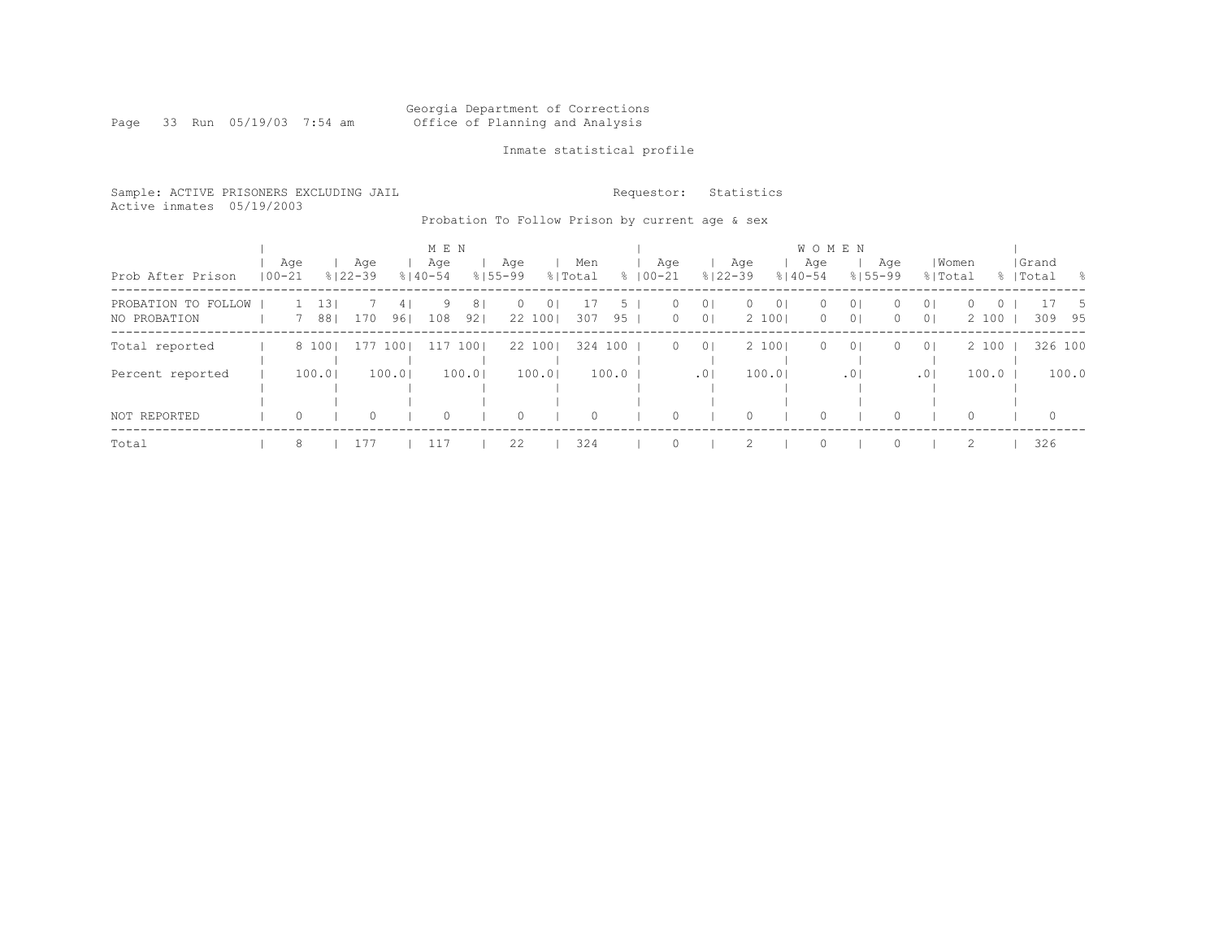Georgia Department of Corrections
Office of Planning and Analysis

Inmate statistical profile

Sample: ACTIVE PRISONERS EXCLUDING JAIL
Active inmates 05/19/2003

Requestor: Statistics

Probation To Follow Prison by current age & sex

| Prob After Prison | MEN Age 00-21 | % | Age 22-39 | % | Age 40-54 | % | Age 55-99 | % | Men Total | % | WOMEN Age 00-21 | % | Age 22-39 | % | Age 40-54 | % | Age 55-99 | % | Women Total | % | Grand Total | % |
|---|---|---|---|---|---|---|---|---|---|---|---|---|---|---|---|---|---|---|---|---|---|---|
| PROBATION TO FOLLOW | 1 | 13 | 7 | 4 | 9 | 8 | 0 | 0 | 17 | 5 | 0 | 0 | 0 | 0 | 0 | 0 | 0 | 0 | 0 | 0 | 17 | 5 |
| NO PROBATION | 7 | 88 | 170 | 96 | 108 | 92 | 22 | 100 | 307 | 95 | 0 | 0 | 2 | 100 | 0 | 0 | 0 | 0 | 2 | 100 | 309 | 95 |
| Total reported | 8 | 100 | 177 | 100 | 117 | 100 | 22 | 100 | 324 | 100 | 0 | 0 | 2 | 100 | 0 | 0 | 0 | 0 | 2 | 100 | 326 | 100 |
| Percent reported | | 100.0 | | 100.0 | | 100.0 | | 100.0 | | 100.0 | | .0 | | 100.0 | | .0 | | .0 | | 100.0 | | 100.0 |
| NOT REPORTED | 0 | | 0 | | 0 | | 0 | | 0 | | 0 | | 0 | | 0 | | 0 | | 0 | | 0 | |
| Total | 8 | | 177 | | 117 | | 22 | | 324 | | 0 | | 2 | | 0 | | 0 | | 2 | | 326 | |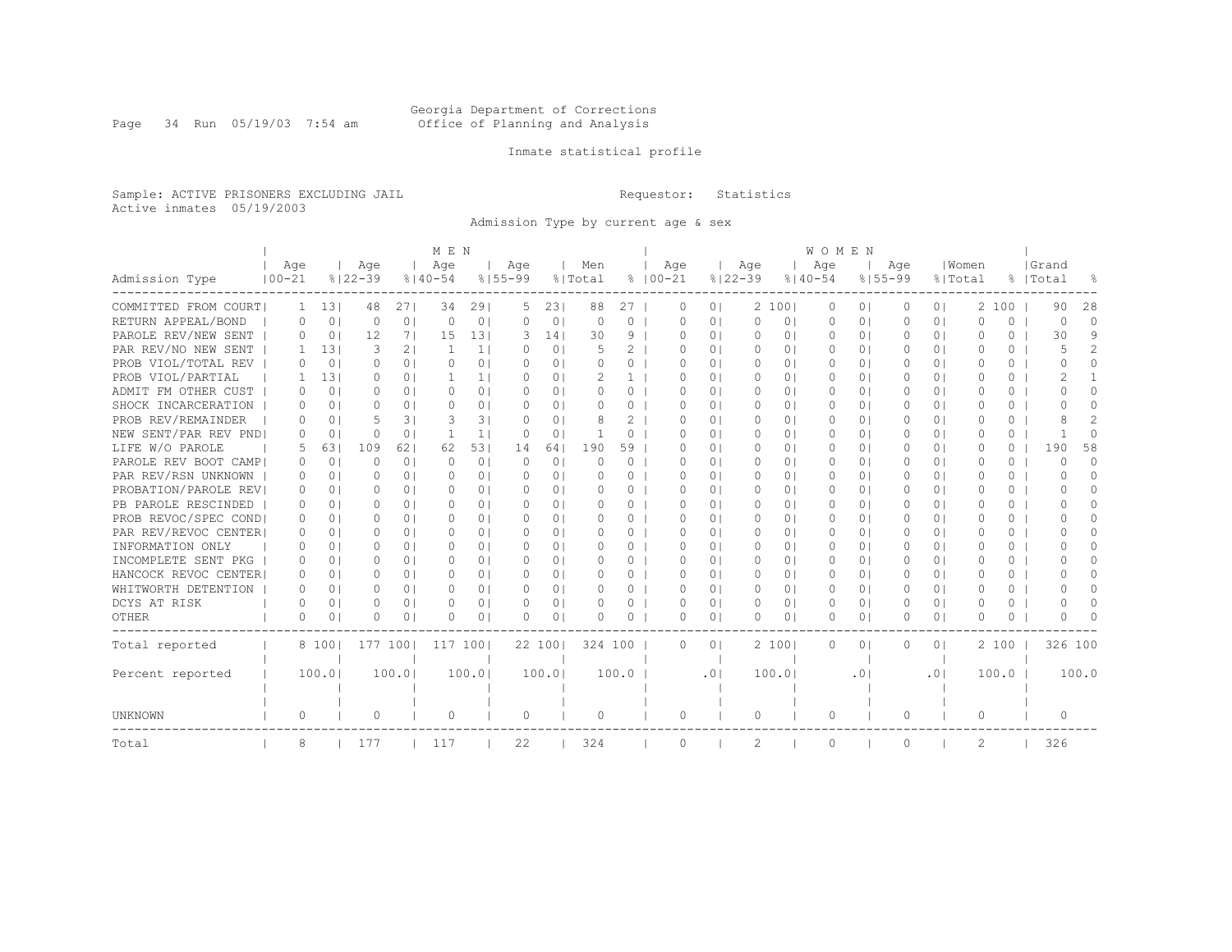Georgia Department of Corrections
Office of Planning and Analysis

Inmate statistical profile

Sample: ACTIVE PRISONERS EXCLUDING JAIL

Requestor: Statistics

Active inmates 05/19/2003

Admission Type by current age & sex

| | MEN | | | | | | | | | | WOMEN | | | | | | | | | | | |
|---|---|---|---|---|---|---|---|---|---|---|---|---|---|---|---|---|---|---|---|---|---|---|
| Admission Type | Age 00-21 | % | Age 22-39 | % | Age 40-54 | % | Age 55-99 | % | Men Total | % | Age 00-21 | % | Age 22-39 | % | Age 40-54 | % | Age 55-99 | % | Women Total | % | Grand Total | % |
| COMMITTED FROM COURT | 1 | 13 | 48 | 27 | 34 | 29 | 5 | 23 | 88 | 27 | 0 | 0 | 2 | 100 | 0 | 0 | 0 | 0 | 2 | 100 | 90 | 28 |
| RETURN APPEAL/BOND | 0 | 0 | 0 | 0 | 0 | 0 | 0 | 0 | 0 | 0 | 0 | 0 | 0 | 0 | 0 | 0 | 0 | 0 | 0 | 0 | 0 | 0 |
| PAROLE REV/NEW SENT | 0 | 0 | 12 | 7 | 15 | 13 | 3 | 14 | 30 | 9 | 0 | 0 | 0 | 0 | 0 | 0 | 0 | 0 | 0 | 0 | 30 | 9 |
| PAR REV/NO NEW SENT | 1 | 13 | 3 | 2 | 1 | 1 | 0 | 0 | 5 | 2 | 0 | 0 | 0 | 0 | 0 | 0 | 0 | 0 | 0 | 0 | 5 | 2 |
| PROB VIOL/TOTAL REV | 0 | 0 | 0 | 0 | 0 | 0 | 0 | 0 | 0 | 0 | 0 | 0 | 0 | 0 | 0 | 0 | 0 | 0 | 0 | 0 | 0 | 0 |
| PROB VIOL/PARTIAL | 1 | 13 | 0 | 0 | 1 | 1 | 0 | 0 | 2 | 1 | 0 | 0 | 0 | 0 | 0 | 0 | 0 | 0 | 0 | 0 | 2 | 1 |
| ADMIT FM OTHER CUST | 0 | 0 | 0 | 0 | 0 | 0 | 0 | 0 | 0 | 0 | 0 | 0 | 0 | 0 | 0 | 0 | 0 | 0 | 0 | 0 | 0 | 0 |
| SHOCK INCARCERATION | 0 | 0 | 0 | 0 | 0 | 0 | 0 | 0 | 0 | 0 | 0 | 0 | 0 | 0 | 0 | 0 | 0 | 0 | 0 | 0 | 0 | 0 |
| PROB REV/REMAINDER | 0 | 0 | 5 | 3 | 3 | 3 | 0 | 0 | 8 | 2 | 0 | 0 | 0 | 0 | 0 | 0 | 0 | 0 | 0 | 0 | 8 | 2 |
| NEW SENT/PAR REV PND | 0 | 0 | 0 | 0 | 1 | 1 | 0 | 0 | 1 | 0 | 0 | 0 | 0 | 0 | 0 | 0 | 0 | 0 | 0 | 0 | 1 | 0 |
| LIFE W/O PAROLE | 5 | 63 | 109 | 62 | 62 | 53 | 14 | 64 | 190 | 59 | 0 | 0 | 0 | 0 | 0 | 0 | 0 | 0 | 0 | 0 | 190 | 58 |
| PAROLE REV BOOT CAMP | 0 | 0 | 0 | 0 | 0 | 0 | 0 | 0 | 0 | 0 | 0 | 0 | 0 | 0 | 0 | 0 | 0 | 0 | 0 | 0 | 0 | 0 |
| PAR REV/RSN UNKNOWN | 0 | 0 | 0 | 0 | 0 | 0 | 0 | 0 | 0 | 0 | 0 | 0 | 0 | 0 | 0 | 0 | 0 | 0 | 0 | 0 | 0 | 0 |
| PROBATION/PAROLE REV | 0 | 0 | 0 | 0 | 0 | 0 | 0 | 0 | 0 | 0 | 0 | 0 | 0 | 0 | 0 | 0 | 0 | 0 | 0 | 0 | 0 | 0 |
| PB PAROLE RESCINDED | 0 | 0 | 0 | 0 | 0 | 0 | 0 | 0 | 0 | 0 | 0 | 0 | 0 | 0 | 0 | 0 | 0 | 0 | 0 | 0 | 0 | 0 |
| PROB REVOC/SPEC COND | 0 | 0 | 0 | 0 | 0 | 0 | 0 | 0 | 0 | 0 | 0 | 0 | 0 | 0 | 0 | 0 | 0 | 0 | 0 | 0 | 0 | 0 |
| PAR REV/REVOC CENTER | 0 | 0 | 0 | 0 | 0 | 0 | 0 | 0 | 0 | 0 | 0 | 0 | 0 | 0 | 0 | 0 | 0 | 0 | 0 | 0 | 0 | 0 |
| INFORMATION ONLY | 0 | 0 | 0 | 0 | 0 | 0 | 0 | 0 | 0 | 0 | 0 | 0 | 0 | 0 | 0 | 0 | 0 | 0 | 0 | 0 | 0 | 0 |
| INCOMPLETE SENT PKG | 0 | 0 | 0 | 0 | 0 | 0 | 0 | 0 | 0 | 0 | 0 | 0 | 0 | 0 | 0 | 0 | 0 | 0 | 0 | 0 | 0 | 0 |
| HANCOCK REVOC CENTER | 0 | 0 | 0 | 0 | 0 | 0 | 0 | 0 | 0 | 0 | 0 | 0 | 0 | 0 | 0 | 0 | 0 | 0 | 0 | 0 | 0 | 0 |
| WHITWORTH DETENTION | 0 | 0 | 0 | 0 | 0 | 0 | 0 | 0 | 0 | 0 | 0 | 0 | 0 | 0 | 0 | 0 | 0 | 0 | 0 | 0 | 0 | 0 |
| DCYS AT RISK | 0 | 0 | 0 | 0 | 0 | 0 | 0 | 0 | 0 | 0 | 0 | 0 | 0 | 0 | 0 | 0 | 0 | 0 | 0 | 0 | 0 | 0 |
| OTHER | 0 | 0 | 0 | 0 | 0 | 0 | 0 | 0 | 0 | 0 | 0 | 0 | 0 | 0 | 0 | 0 | 0 | 0 | 0 | 0 | 0 | 0 |
| Total reported | 8 | 100 | 177 | 100 | 117 | 100 | 22 | 100 | 324 | 100 | 0 | 0 | 2 | 100 | 0 | 0 | 0 | 0 | 2 | 100 | 326 | 100 |
| Percent reported | | 100.0 | | 100.0 | | 100.0 | | 100.0 | | 100.0 | | .0 | | 100.0 | | .0 | | .0 | | 100.0 | | 100.0 |
| UNKNOWN | 0 | | 0 | | 0 | | 0 | | 0 | | 0 | | 0 | | 0 | | 0 | | 0 | | 0 | |
| Total | 8 | | 177 | | 117 | | 22 | | 324 | | 0 | | 2 | | 0 | | 0 | | 2 | | 326 | |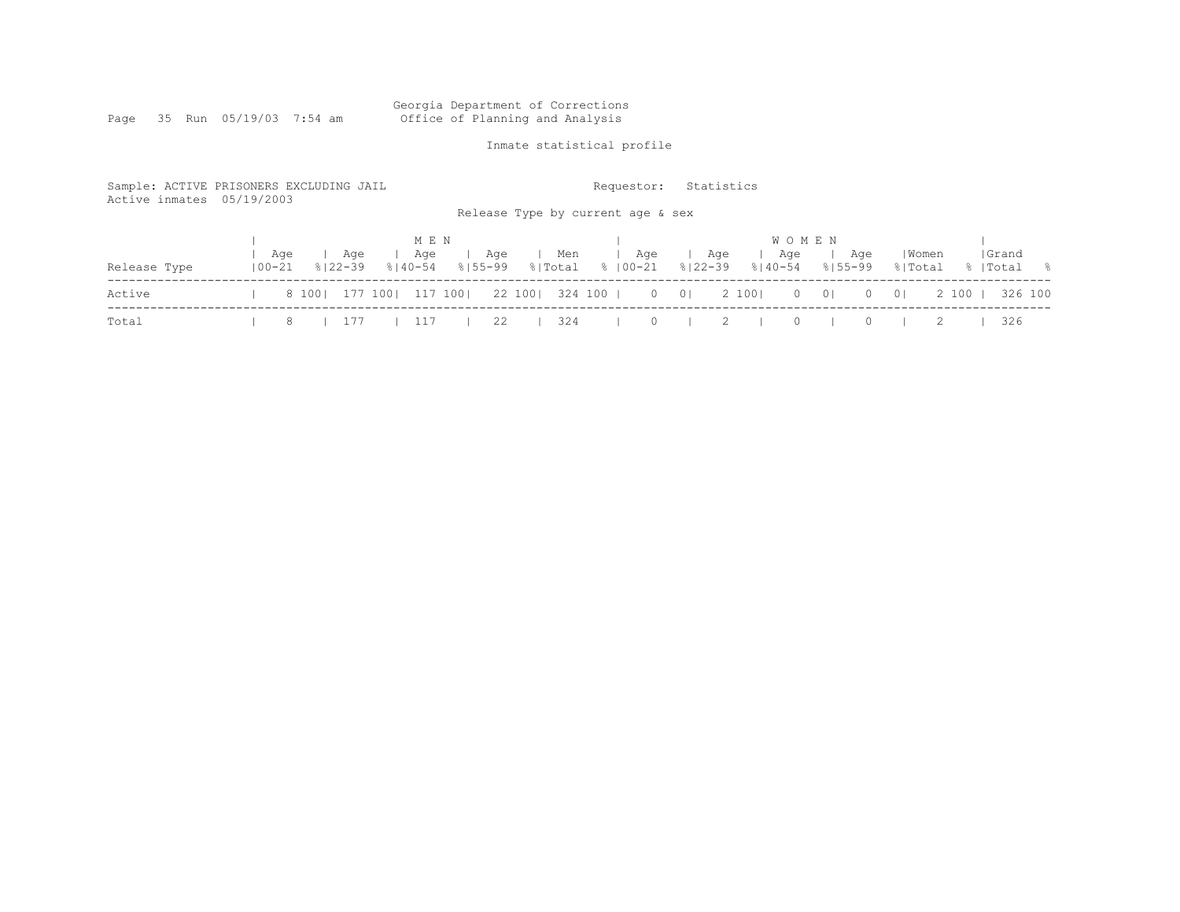Georgia Department of Corrections
Office of Planning and Analysis

Inmate statistical profile

Sample: ACTIVE PRISONERS EXCLUDING JAIL

Requestor: Statistics

Active inmates 05/19/2003

Release Type by current age & sex

| Release Type | MEN Age 00-21 | % | Age 22-39 | % | Age 40-54 | % | Age 55-99 | % | Men Total | % | WOMEN Age 00-21 | % | Age 22-39 | % | Age 40-54 | % | Age 55-99 | % | Women Total | % | Grand Total | % |
|---|---|---|---|---|---|---|---|---|---|---|---|---|---|---|---|---|---|---|---|---|---|---|
| Active | 8 | 100 | 177 | 100 | 117 | 100 | 22 | 100 | 324 | 100 | 0 | 0 | 2 | 100 | 0 | 0 | 0 | 0 | 2 | 100 | 326 | 100 |
| Total | 8 | | 177 | | 117 | | 22 | | 324 | | 0 | | 2 | | 0 | | 0 | | 2 | | 326 | |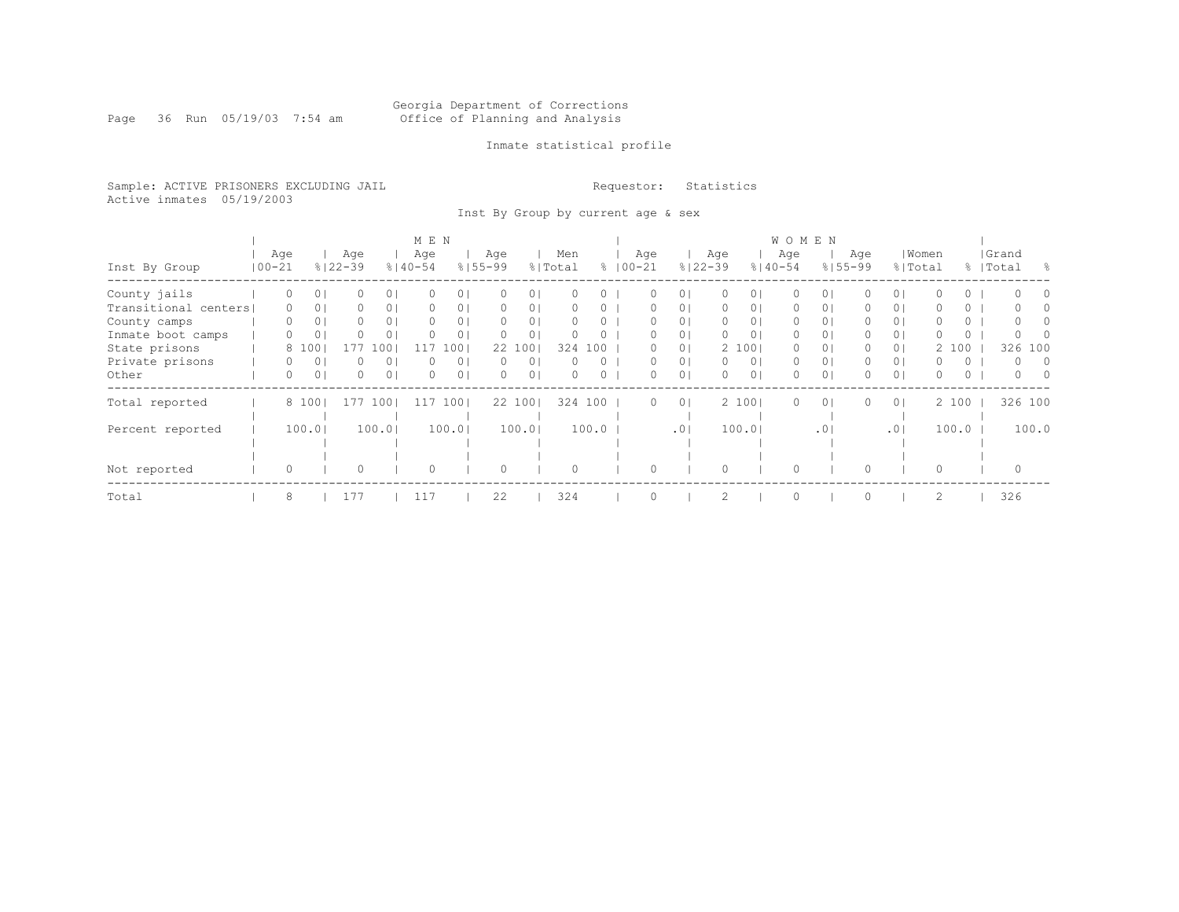Georgia Department of Corrections
Office of Planning and Analysis

Inmate statistical profile

Sample: ACTIVE PRISONERS EXCLUDING JAIL
Active inmates 05/19/2003

Requestor: Statistics

Inst By Group by current age & sex

| Inst By Group | MEN Age 00-21 | % | Age 22-39 | % | Age 40-54 | % | Age 55-99 | % | Men Total | % | WOMEN Age 00-21 | % | Age 22-39 | % | Age 40-54 | % | Age 55-99 | % | Women Total | % | Grand Total | % |
|---|---|---|---|---|---|---|---|---|---|---|---|---|---|---|---|---|---|---|---|---|---|---|
| County jails | 0 | 0 | 0 | 0 | 0 | 0 | 0 | 0 | 0 | 0 | 0 | 0 | 0 | 0 | 0 | 0 | 0 | 0 | 0 | 0 | 0 | 0 |
| Transitional centers | 0 | 0 | 0 | 0 | 0 | 0 | 0 | 0 | 0 | 0 | 0 | 0 | 0 | 0 | 0 | 0 | 0 | 0 | 0 | 0 | 0 | 0 |
| County camps | 0 | 0 | 0 | 0 | 0 | 0 | 0 | 0 | 0 | 0 | 0 | 0 | 0 | 0 | 0 | 0 | 0 | 0 | 0 | 0 | 0 | 0 |
| Inmate boot camps | 0 | 0 | 0 | 0 | 0 | 0 | 0 | 0 | 0 | 0 | 0 | 0 | 0 | 0 | 0 | 0 | 0 | 0 | 0 | 0 | 0 | 0 |
| State prisons | 8 | 100 | 177 | 100 | 117 | 100 | 22 | 100 | 324 | 100 | 0 | 0 | 2 | 100 | 0 | 0 | 0 | 0 | 2 | 100 | 326 | 100 |
| Private prisons | 0 | 0 | 0 | 0 | 0 | 0 | 0 | 0 | 0 | 0 | 0 | 0 | 0 | 0 | 0 | 0 | 0 | 0 | 0 | 0 | 0 | 0 |
| Other | 0 | 0 | 0 | 0 | 0 | 0 | 0 | 0 | 0 | 0 | 0 | 0 | 0 | 0 | 0 | 0 | 0 | 0 | 0 | 0 | 0 | 0 |
| Total reported | 8 | 100 | 177 | 100 | 117 | 100 | 22 | 100 | 324 | 100 | 0 | 0 | 2 | 100 | 0 | 0 | 0 | 0 | 2 | 100 | 326 | 100 |
| Percent reported | | 100.0 | | 100.0 | | 100.0 | | 100.0 | | 100.0 | | .0 | | 100.0 | | .0 | | .0 | | 100.0 | | 100.0 |
| Not reported | 0 | | 0 | | 0 | | 0 | | 0 | | 0 | | 0 | | 0 | | 0 | | 0 | | 0 | |
| Total | 8 | | 177 | | 117 | | 22 | | 324 | | 0 | | 2 | | 0 | | 0 | | 2 | | 326 | |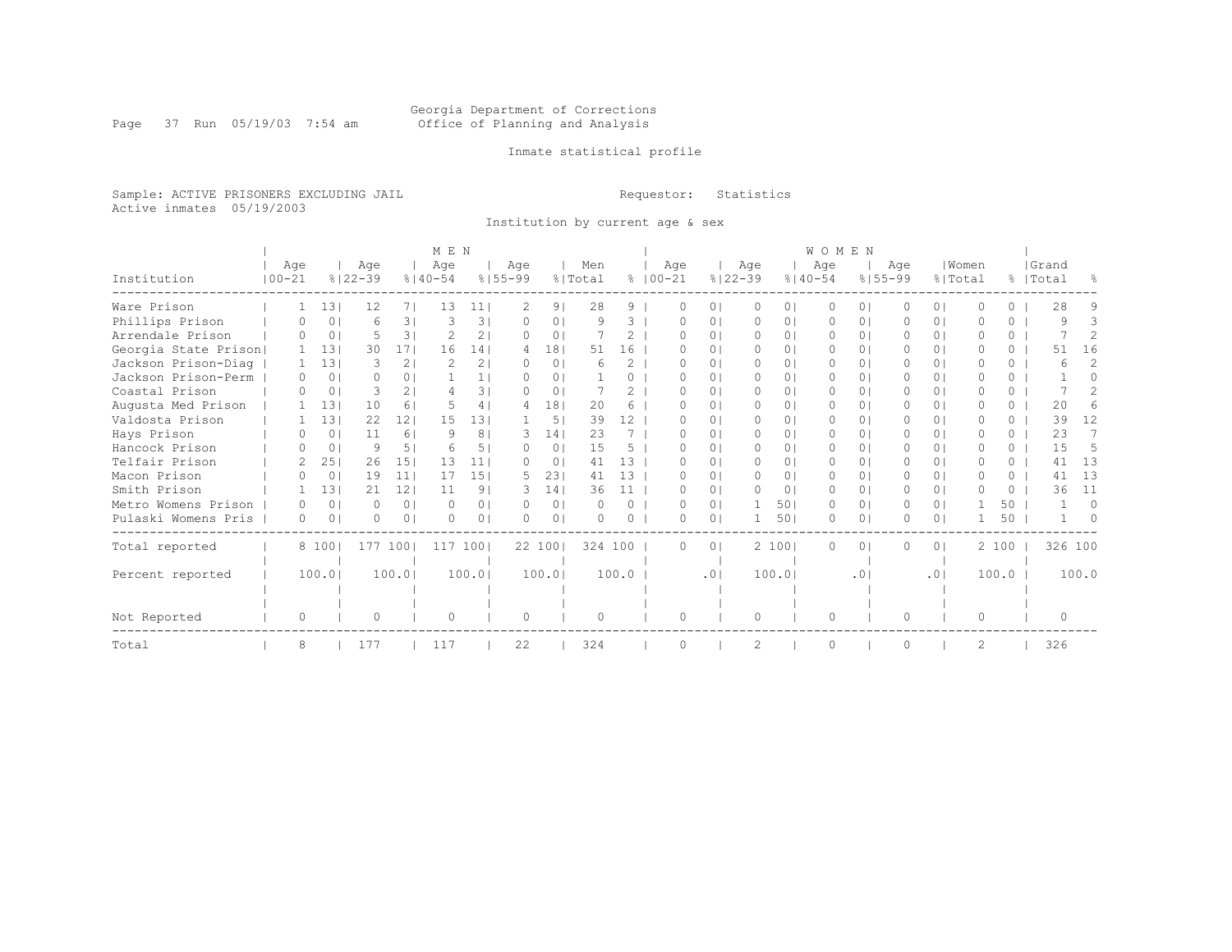Georgia Department of Corrections
Office of Planning and Analysis

Inmate statistical profile

Sample: ACTIVE PRISONERS EXCLUDING JAIL
Active inmates 05/19/2003

Requestor: Statistics

Institution by current age & sex

| Institution | MEN Age 00-21 | % | Age 22-39 | % | Age 40-54 | % | Age 55-99 | % | Men Total | % | WOMEN Age 00-21 | % | Age 22-39 | % | Age 40-54 | % | Age 55-99 | % | Women Total | % | Grand Total | % |
|---|---|---|---|---|---|---|---|---|---|---|---|---|---|---|---|---|---|---|---|---|---|---|
| Ware Prison | 1 | 13 | 12 | 7 | 13 | 11 | 2 | 9 | 28 | 9 | 0 | 0 | 0 | 0 | 0 | 0 | 0 | 0 | 0 | 0 | 28 | 9 |
| Phillips Prison | 0 | 0 | 6 | 3 | 3 | 3 | 0 | 0 | 9 | 3 | 0 | 0 | 0 | 0 | 0 | 0 | 0 | 0 | 0 | 0 | 9 | 3 |
| Arrendale Prison | 0 | 0 | 5 | 3 | 2 | 2 | 0 | 0 | 7 | 2 | 0 | 0 | 0 | 0 | 0 | 0 | 0 | 0 | 0 | 0 | 7 | 2 |
| Georgia State Prison | 1 | 13 | 30 | 17 | 16 | 14 | 4 | 18 | 51 | 16 | 0 | 0 | 0 | 0 | 0 | 0 | 0 | 0 | 0 | 0 | 51 | 16 |
| Jackson Prison-Diag | 1 | 13 | 3 | 2 | 2 | 2 | 0 | 0 | 6 | 2 | 0 | 0 | 0 | 0 | 0 | 0 | 0 | 0 | 0 | 0 | 6 | 2 |
| Jackson Prison-Perm | 0 | 0 | 0 | 0 | 1 | 1 | 0 | 0 | 1 | 0 | 0 | 0 | 0 | 0 | 0 | 0 | 0 | 0 | 0 | 0 | 1 | 0 |
| Coastal Prison | 0 | 0 | 3 | 2 | 4 | 3 | 0 | 0 | 7 | 2 | 0 | 0 | 0 | 0 | 0 | 0 | 0 | 0 | 0 | 0 | 7 | 2 |
| Augusta Med Prison | 1 | 13 | 10 | 6 | 5 | 4 | 4 | 18 | 20 | 6 | 0 | 0 | 0 | 0 | 0 | 0 | 0 | 0 | 0 | 0 | 20 | 6 |
| Valdosta Prison | 1 | 13 | 22 | 12 | 15 | 13 | 1 | 5 | 39 | 12 | 0 | 0 | 0 | 0 | 0 | 0 | 0 | 0 | 0 | 0 | 39 | 12 |
| Hays Prison | 0 | 0 | 11 | 6 | 9 | 8 | 3 | 14 | 23 | 7 | 0 | 0 | 0 | 0 | 0 | 0 | 0 | 0 | 0 | 0 | 23 | 7 |
| Hancock Prison | 0 | 0 | 9 | 5 | 6 | 5 | 0 | 0 | 15 | 5 | 0 | 0 | 0 | 0 | 0 | 0 | 0 | 0 | 0 | 0 | 15 | 5 |
| Telfair Prison | 2 | 25 | 26 | 15 | 13 | 11 | 0 | 0 | 41 | 13 | 0 | 0 | 0 | 0 | 0 | 0 | 0 | 0 | 0 | 0 | 41 | 13 |
| Macon Prison | 0 | 0 | 19 | 11 | 17 | 15 | 5 | 23 | 41 | 13 | 0 | 0 | 0 | 0 | 0 | 0 | 0 | 0 | 0 | 0 | 41 | 13 |
| Smith Prison | 1 | 13 | 21 | 12 | 11 | 9 | 3 | 14 | 36 | 11 | 0 | 0 | 0 | 0 | 0 | 0 | 0 | 0 | 0 | 0 | 36 | 11 |
| Metro Womens Prison | 0 | 0 | 0 | 0 | 0 | 0 | 0 | 0 | 0 | 0 | 0 | 0 | 1 | 50 | 0 | 0 | 0 | 0 | 1 | 50 | 1 | 0 |
| Pulaski Womens Pris | 0 | 0 | 0 | 0 | 0 | 0 | 0 | 0 | 0 | 0 | 0 | 0 | 1 | 50 | 0 | 0 | 0 | 0 | 1 | 50 | 1 | 0 |
| Total reported | 8 | 100 | 177 | 100 | 117 | 100 | 22 | 100 | 324 | 100 | 0 | 0 | 2 | 100 | 0 | 0 | 0 | 0 | 2 | 100 | 326 | 100 |
| Percent reported | | 100.0 | | 100.0 | | 100.0 | | 100.0 | | 100.0 | | .0 | | 100.0 | | .0 | | .0 | | 100.0 | | 100.0 |
| Not Reported | 0 | | 0 | | 0 | | 0 | | 0 | | 0 | | 0 | | 0 | | 0 | | 0 | | 0 | |
| Total | 8 | | 177 | | 117 | | 22 | | 324 | | 0 | | 2 | | 0 | | 0 | | 2 | | 326 | |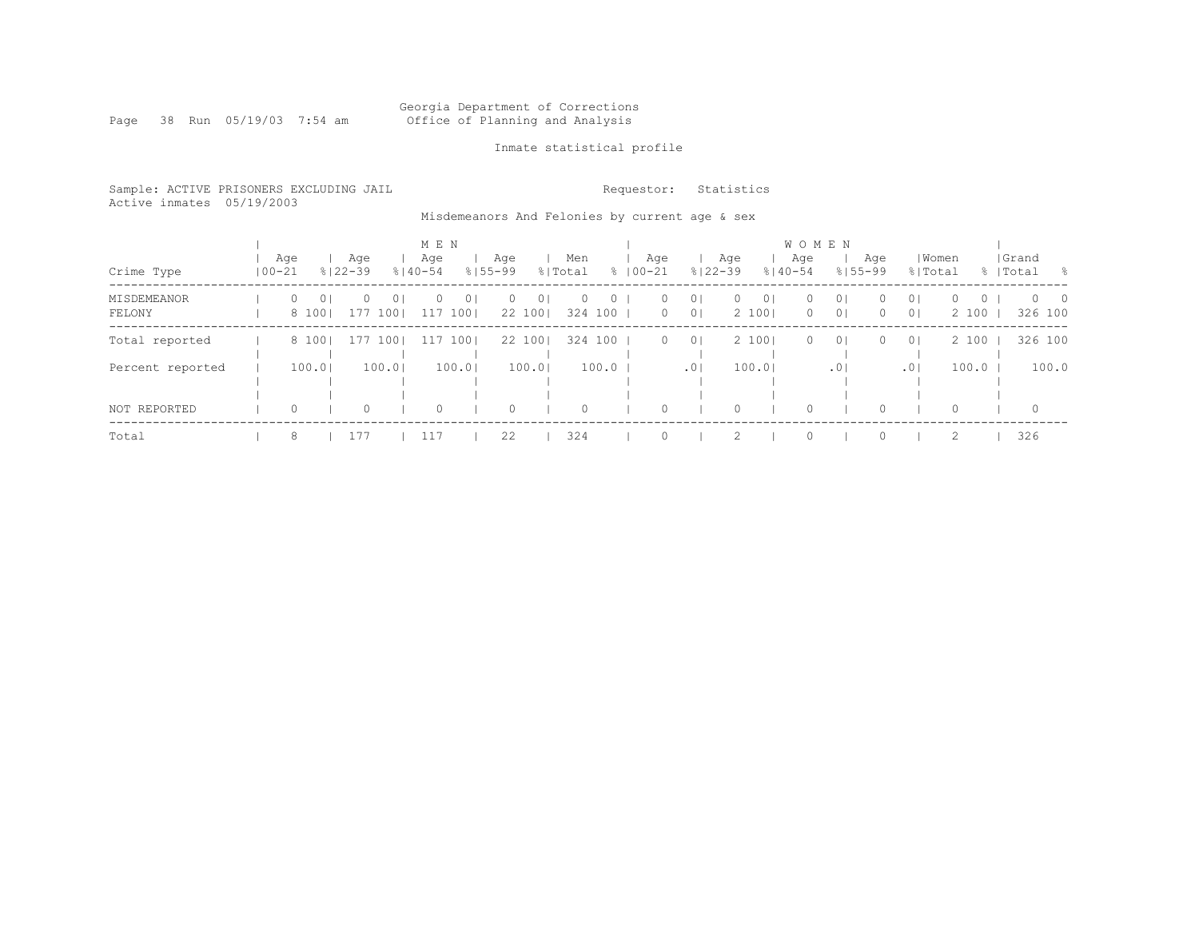Georgia Department of Corrections
Office of Planning and Analysis

Inmate statistical profile

Sample: ACTIVE PRISONERS EXCLUDING JAIL
Active inmates 05/19/2003

Requestor: Statistics

Misdemeanors And Felonies by current age & sex

| Crime Type | MEN Age 00-21 | % | Age 22-39 | % | Age 40-54 | % | Age 55-99 | % | Men Total | % | WOMEN Age 00-21 | % | Age 22-39 | % | Age 40-54 | % | Age 55-99 | % | Women Total | % | Grand Total | % |
|---|---|---|---|---|---|---|---|---|---|---|---|---|---|---|---|---|---|---|---|---|---|---|
| MISDEMEANOR | 0 | 0 | 0 | 0 | 0 | 0 | 0 | 0 | 0 | 0 | 0 | 0 | 0 | 0 | 0 | 0 | 0 | 0 | 0 | 0 | 0 | 0 |
| FELONY | 8 | 100 | 177 | 100 | 117 | 100 | 22 | 100 | 324 | 100 | 0 | 0 | 2 | 100 | 0 | 0 | 0 | 0 | 2 | 100 | 326 | 100 |
| Total reported | 8 | 100 | 177 | 100 | 117 | 100 | 22 | 100 | 324 | 100 | 0 | 0 | 2 | 100 | 0 | 0 | 0 | 0 | 2 | 100 | 326 | 100 |
| Percent reported | 100.0 | | 100.0 | | 100.0 | | 100.0 | | 100.0 | | .0 | | 100.0 | | .0 | | .0 | | 100.0 | | 100.0 | |
| NOT REPORTED | 0 | | 0 | | 0 | | 0 | | 0 | | 0 | | 0 | | 0 | | 0 | | 0 | | 0 | |
| Total | 8 | | 177 | | 117 | | 22 | | 324 | | 0 | | 2 | | 0 | | 0 | | 2 | | 326 | |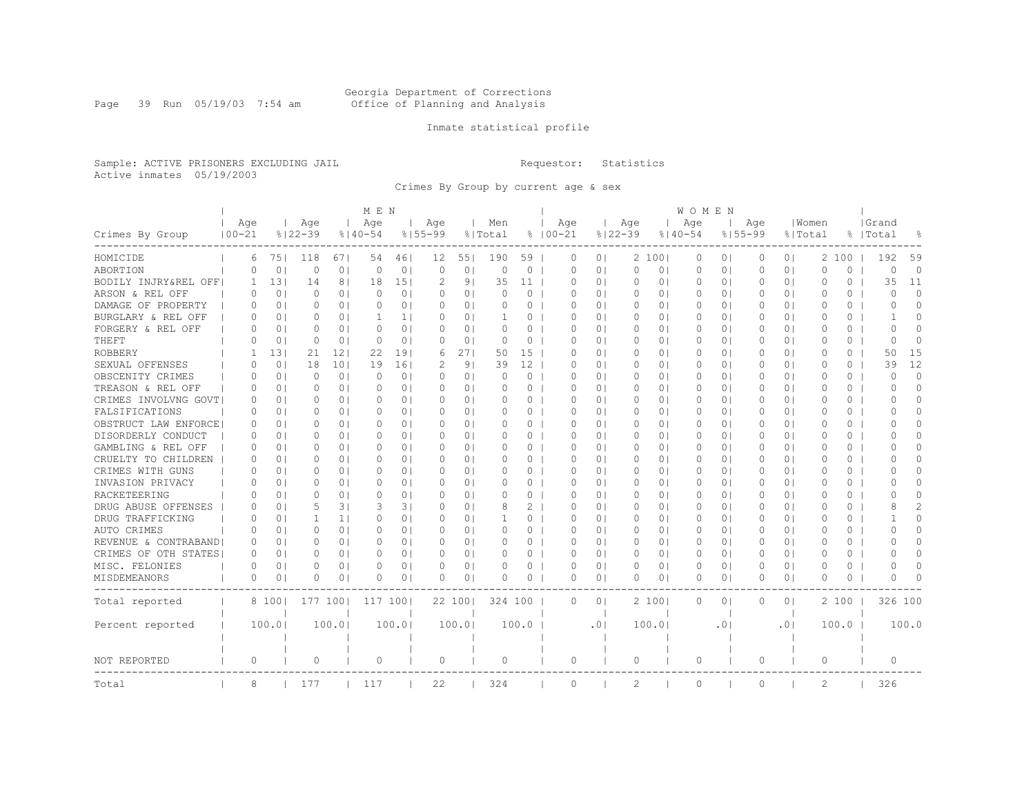Georgia Department of Corrections
Office of Planning and Analysis

Inmate statistical profile

Sample: ACTIVE PRISONERS EXCLUDING JAIL
Requestor: Statistics
Active inmates 05/19/2003

Crimes By Group by current age & sex

| Crimes By Group | MEN Age 00-21 | % | Age 22-39 | % | Age 40-54 | % | Age 55-99 | % | Men Total | % | WOMEN Age 00-21 | % | Age 22-39 | % | Age 40-54 | % | Age 55-99 | % | Women Total | % | Grand Total | % |
|---|---|---|---|---|---|---|---|---|---|---|---|---|---|---|---|---|---|---|---|---|---|---|
| HOMICIDE | 6 | 75 | 118 | 67 | 54 | 46 | 12 | 55 | 190 | 59 | 0 | 0 | 2 | 100 | 0 | 0 | 0 | 0 | 2 | 100 | 192 | 59 |
| ABORTION | 0 | 0 | 0 | 0 | 0 | 0 | 0 | 0 | 0 | 0 | 0 | 0 | 0 | 0 | 0 | 0 | 0 | 0 | 0 | 0 | 0 | 0 |
| BODILY INJRY&REL OFF | 1 | 13 | 14 | 8 | 18 | 15 | 2 | 9 | 35 | 11 | 0 | 0 | 0 | 0 | 0 | 0 | 0 | 0 | 0 | 0 | 35 | 11 |
| ARSON & REL OFF | 0 | 0 | 0 | 0 | 0 | 0 | 0 | 0 | 0 | 0 | 0 | 0 | 0 | 0 | 0 | 0 | 0 | 0 | 0 | 0 | 0 | 0 |
| DAMAGE OF PROPERTY | 0 | 0 | 0 | 0 | 0 | 0 | 0 | 0 | 0 | 0 | 0 | 0 | 0 | 0 | 0 | 0 | 0 | 0 | 0 | 0 | 0 | 0 |
| BURGLARY & REL OFF | 0 | 0 | 0 | 0 | 1 | 1 | 0 | 0 | 1 | 0 | 0 | 0 | 0 | 0 | 0 | 0 | 0 | 0 | 0 | 0 | 1 | 0 |
| FORGERY & REL OFF | 0 | 0 | 0 | 0 | 0 | 0 | 0 | 0 | 0 | 0 | 0 | 0 | 0 | 0 | 0 | 0 | 0 | 0 | 0 | 0 | 0 | 0 |
| THEFT | 0 | 0 | 0 | 0 | 0 | 0 | 0 | 0 | 0 | 0 | 0 | 0 | 0 | 0 | 0 | 0 | 0 | 0 | 0 | 0 | 0 | 0 |
| ROBBERY | 1 | 13 | 21 | 12 | 22 | 19 | 6 | 27 | 50 | 15 | 0 | 0 | 0 | 0 | 0 | 0 | 0 | 0 | 0 | 0 | 50 | 15 |
| SEXUAL OFFENSES | 0 | 0 | 18 | 10 | 19 | 16 | 2 | 9 | 39 | 12 | 0 | 0 | 0 | 0 | 0 | 0 | 0 | 0 | 0 | 0 | 39 | 12 |
| OBSCENITY CRIMES | 0 | 0 | 0 | 0 | 0 | 0 | 0 | 0 | 0 | 0 | 0 | 0 | 0 | 0 | 0 | 0 | 0 | 0 | 0 | 0 | 0 | 0 |
| TREASON & REL OFF | 0 | 0 | 0 | 0 | 0 | 0 | 0 | 0 | 0 | 0 | 0 | 0 | 0 | 0 | 0 | 0 | 0 | 0 | 0 | 0 | 0 | 0 |
| CRIMES INVOLVNG GOVT | 0 | 0 | 0 | 0 | 0 | 0 | 0 | 0 | 0 | 0 | 0 | 0 | 0 | 0 | 0 | 0 | 0 | 0 | 0 | 0 | 0 | 0 |
| FALSIFICATIONS | 0 | 0 | 0 | 0 | 0 | 0 | 0 | 0 | 0 | 0 | 0 | 0 | 0 | 0 | 0 | 0 | 0 | 0 | 0 | 0 | 0 | 0 |
| OBSTRUCT LAW ENFORCE | 0 | 0 | 0 | 0 | 0 | 0 | 0 | 0 | 0 | 0 | 0 | 0 | 0 | 0 | 0 | 0 | 0 | 0 | 0 | 0 | 0 | 0 |
| DISORDERLY CONDUCT | 0 | 0 | 0 | 0 | 0 | 0 | 0 | 0 | 0 | 0 | 0 | 0 | 0 | 0 | 0 | 0 | 0 | 0 | 0 | 0 | 0 | 0 |
| GAMBLING & REL OFF | 0 | 0 | 0 | 0 | 0 | 0 | 0 | 0 | 0 | 0 | 0 | 0 | 0 | 0 | 0 | 0 | 0 | 0 | 0 | 0 | 0 | 0 |
| CRUELTY TO CHILDREN | 0 | 0 | 0 | 0 | 0 | 0 | 0 | 0 | 0 | 0 | 0 | 0 | 0 | 0 | 0 | 0 | 0 | 0 | 0 | 0 | 0 | 0 |
| CRIMES WITH GUNS | 0 | 0 | 0 | 0 | 0 | 0 | 0 | 0 | 0 | 0 | 0 | 0 | 0 | 0 | 0 | 0 | 0 | 0 | 0 | 0 | 0 | 0 |
| INVASION PRIVACY | 0 | 0 | 0 | 0 | 0 | 0 | 0 | 0 | 0 | 0 | 0 | 0 | 0 | 0 | 0 | 0 | 0 | 0 | 0 | 0 | 0 | 0 |
| RACKETEERING | 0 | 0 | 0 | 0 | 0 | 0 | 0 | 0 | 0 | 0 | 0 | 0 | 0 | 0 | 0 | 0 | 0 | 0 | 0 | 0 | 0 | 0 |
| DRUG ABUSE OFFENSES | 0 | 0 | 5 | 3 | 3 | 3 | 0 | 0 | 8 | 2 | 0 | 0 | 0 | 0 | 0 | 0 | 0 | 0 | 0 | 0 | 8 | 2 |
| DRUG TRAFFICKING | 0 | 0 | 1 | 1 | 0 | 0 | 0 | 0 | 1 | 0 | 0 | 0 | 0 | 0 | 0 | 0 | 0 | 0 | 0 | 0 | 1 | 0 |
| AUTO CRIMES | 0 | 0 | 0 | 0 | 0 | 0 | 0 | 0 | 0 | 0 | 0 | 0 | 0 | 0 | 0 | 0 | 0 | 0 | 0 | 0 | 0 | 0 |
| REVENUE & CONTRABAND | 0 | 0 | 0 | 0 | 0 | 0 | 0 | 0 | 0 | 0 | 0 | 0 | 0 | 0 | 0 | 0 | 0 | 0 | 0 | 0 | 0 | 0 |
| CRIMES OF OTH STATES | 0 | 0 | 0 | 0 | 0 | 0 | 0 | 0 | 0 | 0 | 0 | 0 | 0 | 0 | 0 | 0 | 0 | 0 | 0 | 0 | 0 | 0 |
| MISC. FELONIES | 0 | 0 | 0 | 0 | 0 | 0 | 0 | 0 | 0 | 0 | 0 | 0 | 0 | 0 | 0 | 0 | 0 | 0 | 0 | 0 | 0 | 0 |
| MISDEMEANORS | 0 | 0 | 0 | 0 | 0 | 0 | 0 | 0 | 0 | 0 | 0 | 0 | 0 | 0 | 0 | 0 | 0 | 0 | 0 | 0 | 0 | 0 |
| Total reported | 8 | 100 | 177 | 100 | 117 | 100 | 22 | 100 | 324 | 100 | 0 | 0 | 2 | 100 | 0 | 0 | 0 | 0 | 2 | 100 | 326 | 100 |
| Percent reported | | 100.0 | | 100.0 | | 100.0 | | 100.0 | | 100.0 | | .0 | | 100.0 | | .0 | | .0 | | 100.0 | | 100.0 |
| NOT REPORTED | 0 | | 0 | | 0 | | 0 | | 0 | | 0 | | 0 | | 0 | | 0 | | 0 | | 0 | |
| Total | 8 | | 177 | | 117 | | 22 | | 324 | | 0 | | 2 | | 0 | | 0 | | 2 | | 326 | |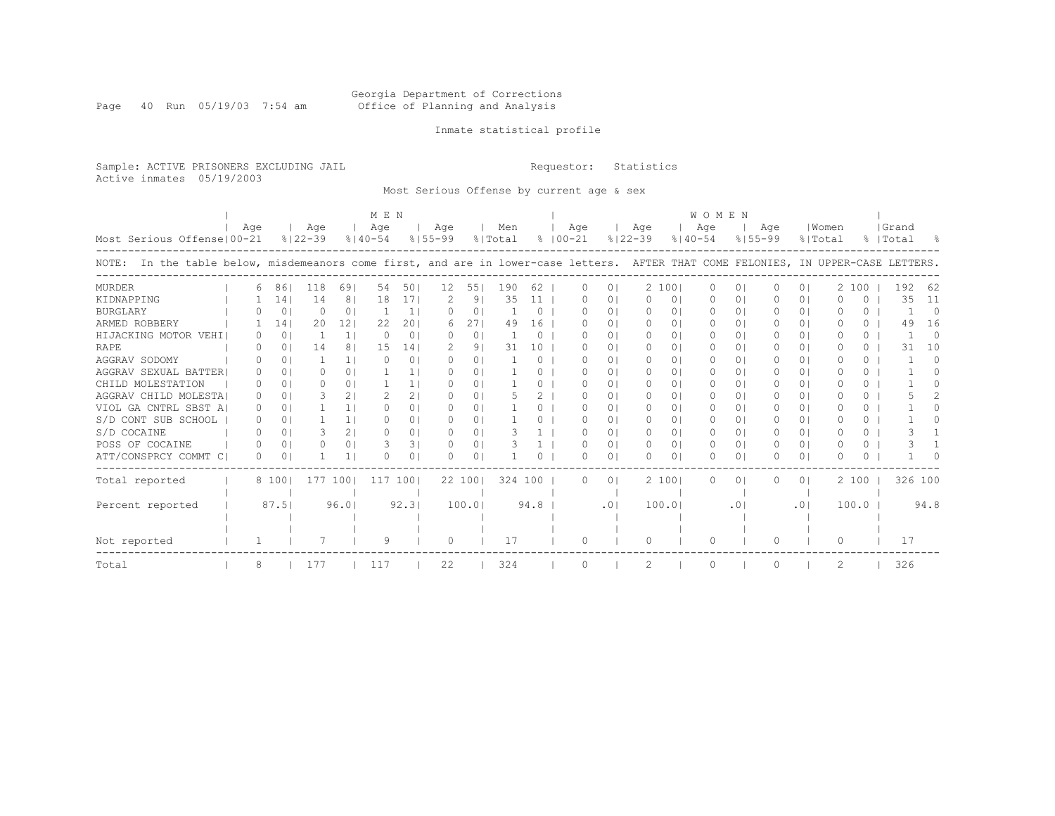Georgia Department of Corrections
Office of Planning and Analysis

Inmate statistical profile

Sample: ACTIVE PRISONERS EXCLUDING JAIL                                    Requestor: Statistics
Active inmates 05/19/2003

Most Serious Offense by current age & sex

| | MEN | | | | | | | | | | WOMEN | | | | | | | | | | | |
|---|---|---|---|---|---|---|---|---|---|---|---|---|---|---|---|---|---|---|---|---|---|---|
| Most Serious Offense | Age 00-21 | % | Age 22-39 | % | Age 40-54 | % | Age 55-99 | % | Men Total | % | Age 00-21 | % | Age 22-39 | % | Age 40-54 | % | Age 55-99 | % | Women Total | % | Grand Total | % |
| NOTE: In the table below, misdemeanors come first, and are in lower-case letters. AFTER THAT COME FELONIES, IN UPPER-CASE LETTERS. | | | | | | | | | | | | | | | | | | | | | | |
| MURDER | 6 | 86 | 118 | 69 | 54 | 50 | 12 | 55 | 190 | 62 | 0 | 0 | 2 | 100 | 0 | 0 | 0 | 0 | 2 | 100 | 192 | 62 |
| KIDNAPPING | 1 | 14 | 14 | 8 | 18 | 17 | 2 | 9 | 35 | 11 | 0 | 0 | 0 | 0 | 0 | 0 | 0 | 0 | 0 | 0 | 35 | 11 |
| BURGLARY | 0 | 0 | 0 | 0 | 1 | 1 | 0 | 0 | 1 | 0 | 0 | 0 | 0 | 0 | 0 | 0 | 0 | 0 | 0 | 0 | 1 | 0 |
| ARMED ROBBERY | 1 | 14 | 20 | 12 | 22 | 20 | 6 | 27 | 49 | 16 | 0 | 0 | 0 | 0 | 0 | 0 | 0 | 0 | 0 | 0 | 49 | 16 |
| HIJACKING MOTOR VEHI | 0 | 0 | 1 | 1 | 0 | 0 | 0 | 0 | 1 | 0 | 0 | 0 | 0 | 0 | 0 | 0 | 0 | 0 | 0 | 0 | 1 | 0 |
| RAPE | 0 | 0 | 14 | 8 | 15 | 14 | 2 | 9 | 31 | 10 | 0 | 0 | 0 | 0 | 0 | 0 | 0 | 0 | 0 | 0 | 31 | 10 |
| AGGRAV SODOMY | 0 | 0 | 1 | 1 | 0 | 0 | 0 | 0 | 1 | 0 | 0 | 0 | 0 | 0 | 0 | 0 | 0 | 0 | 0 | 0 | 1 | 0 |
| AGGRAV SEXUAL BATTER | 0 | 0 | 0 | 0 | 1 | 1 | 0 | 0 | 1 | 0 | 0 | 0 | 0 | 0 | 0 | 0 | 0 | 0 | 0 | 0 | 1 | 0 |
| CHILD MOLESTATION | 0 | 0 | 0 | 0 | 1 | 1 | 0 | 0 | 1 | 0 | 0 | 0 | 0 | 0 | 0 | 0 | 0 | 0 | 0 | 0 | 1 | 0 |
| AGGRAV CHILD MOLESTA | 0 | 0 | 3 | 2 | 2 | 2 | 0 | 0 | 5 | 2 | 0 | 0 | 0 | 0 | 0 | 0 | 0 | 0 | 0 | 0 | 5 | 2 |
| VIOL GA CNTRL SBST A | 0 | 0 | 1 | 1 | 0 | 0 | 0 | 0 | 1 | 0 | 0 | 0 | 0 | 0 | 0 | 0 | 0 | 0 | 0 | 0 | 1 | 0 |
| S/D CONT SUB SCHOOL | 0 | 0 | 1 | 1 | 0 | 0 | 0 | 0 | 1 | 0 | 0 | 0 | 0 | 0 | 0 | 0 | 0 | 0 | 0 | 0 | 1 | 0 |
| S/D COCAINE | 0 | 0 | 3 | 2 | 0 | 0 | 0 | 0 | 3 | 1 | 0 | 0 | 0 | 0 | 0 | 0 | 0 | 0 | 0 | 0 | 3 | 1 |
| POSS OF COCAINE | 0 | 0 | 0 | 0 | 3 | 3 | 0 | 0 | 3 | 1 | 0 | 0 | 0 | 0 | 0 | 0 | 0 | 0 | 0 | 0 | 3 | 1 |
| ATT/CONSPRCY COMMT C | 0 | 0 | 1 | 1 | 0 | 0 | 0 | 0 | 1 | 0 | 0 | 0 | 0 | 0 | 0 | 0 | 0 | 0 | 0 | 0 | 1 | 0 |
| Total reported | 8 | 100 | 177 | 100 | 117 | 100 | 22 | 100 | 324 | 100 | 0 | 0 | 2 | 100 | 0 | 0 | 0 | 0 | 2 | 100 | 326 | 100 |
| Percent reported | | 87.5 | | 96.0 | | 92.3 | | 100.0 | | 94.8 | | .0 | | 100.0 | | .0 | | .0 | | 100.0 | | 94.8 |
| Not reported | 1 | | 7 | | 9 | | 0 | | 17 | | 0 | | 0 | | 0 | | 0 | | 0 | | 17 | |
| Total | 8 | | 177 | | 117 | | 22 | | 324 | | 0 | | 2 | | 0 | | 0 | | 2 | | 326 | |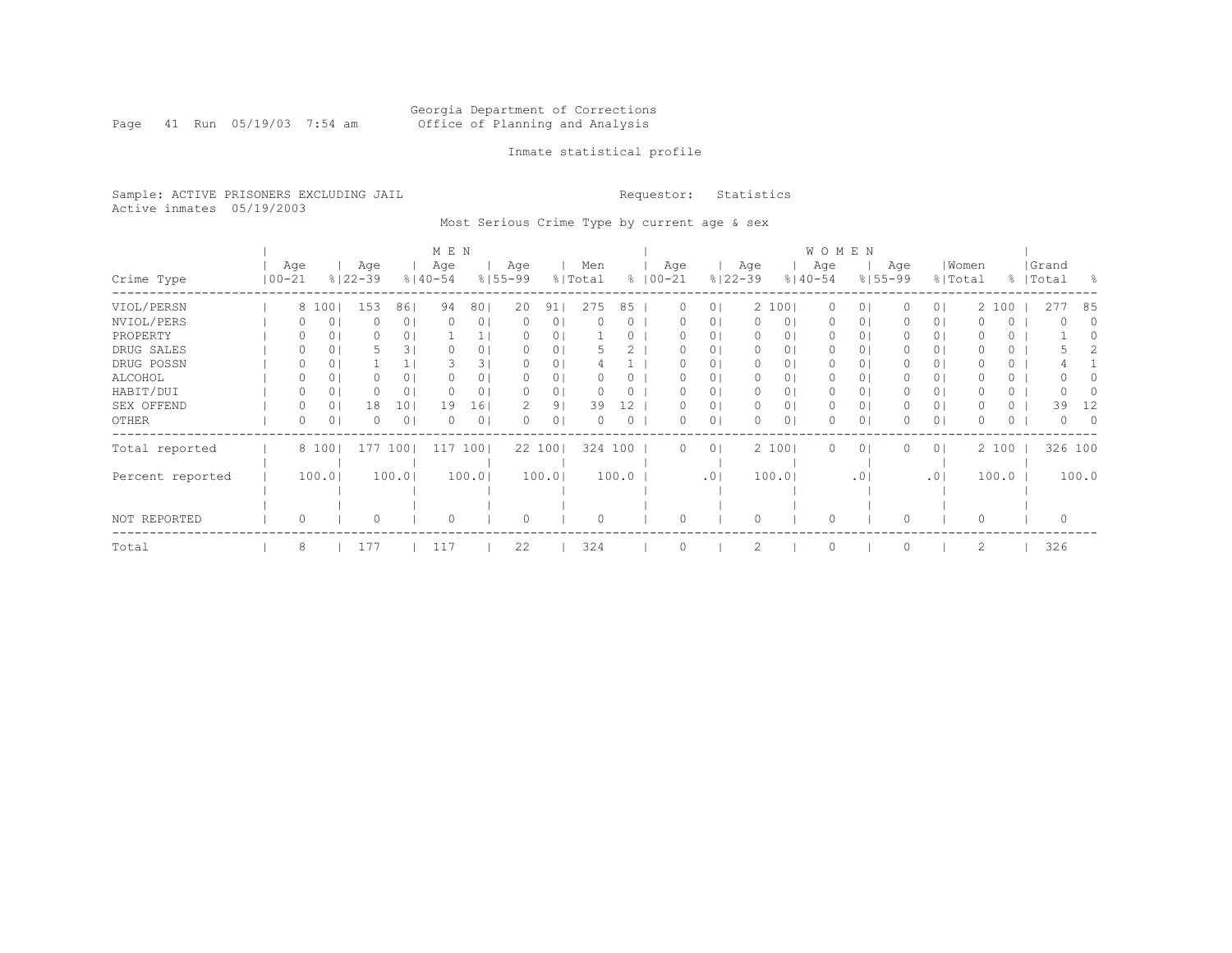Georgia Department of Corrections
Office of Planning and Analysis

Inmate statistical profile

Sample: ACTIVE PRISONERS EXCLUDING JAIL
Active inmates 05/19/2003

Requestor: Statistics

Most Serious Crime Type by current age & sex

| | MEN | | | | | | | | | | WOMEN | | | | | | | | | | | |
|---|---|---|---|---|---|---|---|---|---|---|---|---|---|---|---|---|---|---|---|---|---|---|
| Crime Type | Age 00-21 | % | Age 22-39 | % | Age 40-54 | % | Age 55-99 | % | Men Total | % | Age 00-21 | % | Age 22-39 | % | Age 40-54 | % | Age 55-99 | % | Women Total | % | Grand Total | % |
| VIOL/PERSN | 8 | 100 | 153 | 86 | 94 | 80 | 20 | 91 | 275 | 85 | 0 | 0 | 2 | 100 | 0 | 0 | 0 | 0 | 2 | 100 | 277 | 85 |
| NVIOL/PERS | 0 | 0 | 0 | 0 | 0 | 0 | 0 | 0 | 0 | 0 | 0 | 0 | 0 | 0 | 0 | 0 | 0 | 0 | 0 | 0 | 0 | 0 |
| PROPERTY | 0 | 0 | 0 | 0 | 1 | 1 | 0 | 0 | 1 | 0 | 0 | 0 | 0 | 0 | 0 | 0 | 0 | 0 | 0 | 0 | 1 | 0 |
| DRUG SALES | 0 | 0 | 5 | 3 | 0 | 0 | 0 | 0 | 5 | 2 | 0 | 0 | 0 | 0 | 0 | 0 | 0 | 0 | 0 | 0 | 5 | 2 |
| DRUG POSSN | 0 | 0 | 1 | 1 | 3 | 3 | 0 | 0 | 4 | 1 | 0 | 0 | 0 | 0 | 0 | 0 | 0 | 0 | 0 | 0 | 4 | 1 |
| ALCOHOL | 0 | 0 | 0 | 0 | 0 | 0 | 0 | 0 | 0 | 0 | 0 | 0 | 0 | 0 | 0 | 0 | 0 | 0 | 0 | 0 | 0 | 0 |
| HABIT/DUI | 0 | 0 | 0 | 0 | 0 | 0 | 0 | 0 | 0 | 0 | 0 | 0 | 0 | 0 | 0 | 0 | 0 | 0 | 0 | 0 | 0 | 0 |
| SEX OFFEND | 0 | 0 | 18 | 10 | 19 | 16 | 2 | 9 | 39 | 12 | 0 | 0 | 0 | 0 | 0 | 0 | 0 | 0 | 0 | 0 | 39 | 12 |
| OTHER | 0 | 0 | 0 | 0 | 0 | 0 | 0 | 0 | 0 | 0 | 0 | 0 | 0 | 0 | 0 | 0 | 0 | 0 | 0 | 0 | 0 | 0 |
| Total reported | 8 | 100 | 177 | 100 | 117 | 100 | 22 | 100 | 324 | 100 | 0 | 0 | 2 | 100 | 0 | 0 | 0 | 0 | 2 | 100 | 326 | 100 |
| Percent reported | | 100.0 | | 100.0 | | 100.0 | | 100.0 | | 100.0 | | .0 | | 100.0 | | .0 | | .0 | | 100.0 | | 100.0 |
| NOT REPORTED | 0 | | 0 | | 0 | | 0 | | 0 | | 0 | | 0 | | 0 | | 0 | | 0 | | 0 | |
| Total | 8 | | 177 | | 117 | | 22 | | 324 | | 0 | | 2 | | 0 | | 0 | | 2 | | 326 | |